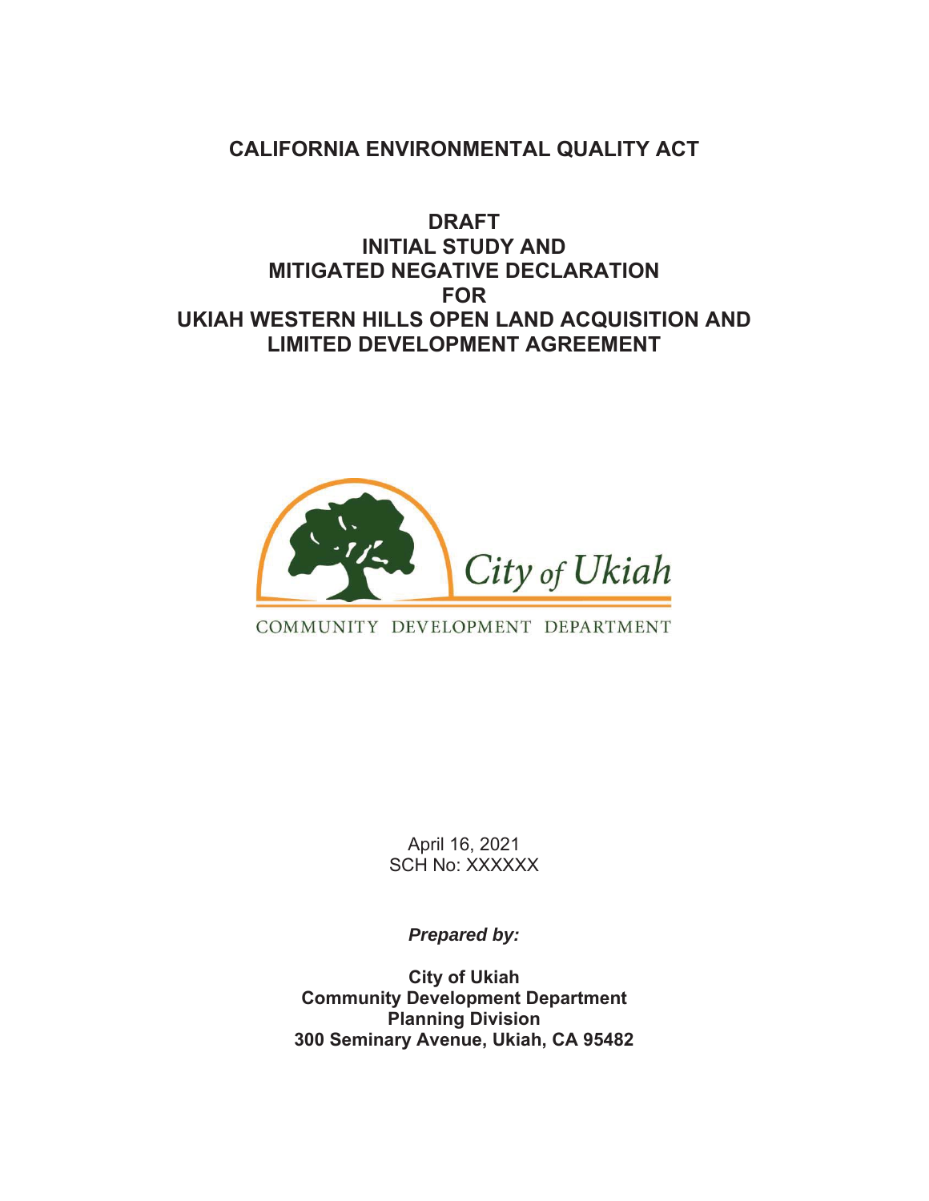# CALIFORNIA ENVIRONMENTAL QUALITY ACT

## DRAFT
## INITIAL STUDY AND
## MITIGATED NEGATIVE DECLARATION
## FOR
## UKIAH WESTERN HILLS OPEN LAND ACQUISITION AND LIMITED DEVELOPMENT AGREEMENT

City of Ukiah

COMMUNITY DEVELOPMENT DEPARTMENT

April 16, 2021
SCH No: XXXXXX

***Prepared by:***

**City of Ukiah**
**Community Development Department**
**Planning Division**
**300 Seminary Avenue, Ukiah, CA 95482**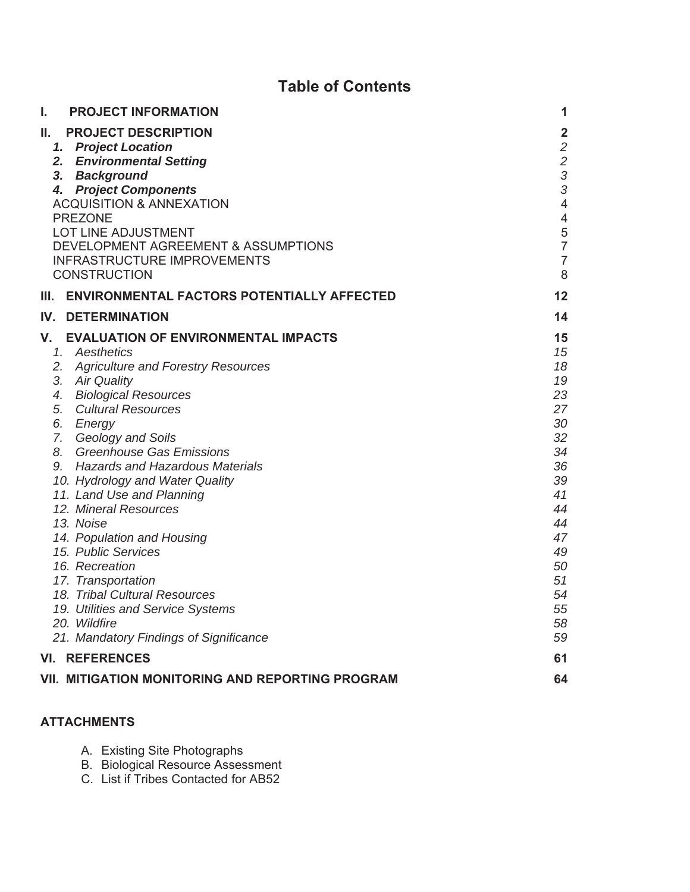# Table of Contents

| | |
|---|---|
| **I. PROJECT INFORMATION** | **1** |
| **II. PROJECT DESCRIPTION** | **2** |
| ***1. Project Location*** | *2* |
| ***2. Environmental Setting*** | *2* |
| ***3. Background*** | *3* |
| ***4. Project Components*** | *3* |
| ACQUISITION & ANNEXATION | 4 |
| PREZONE | 4 |
| LOT LINE ADJUSTMENT | 5 |
| DEVELOPMENT AGREEMENT & ASSUMPTIONS | 7 |
| INFRASTRUCTURE IMPROVEMENTS | 7 |
| CONSTRUCTION | 8 |
| **III. ENVIRONMENTAL FACTORS POTENTIALLY AFFECTED** | **12** |
| **IV. DETERMINATION** | **14** |
| **V. EVALUATION OF ENVIRONMENTAL IMPACTS** | **15** |
| *1. Aesthetics* | *15* |
| *2. Agriculture and Forestry Resources* | *18* |
| *3. Air Quality* | *19* |
| *4. Biological Resources* | *23* |
| *5. Cultural Resources* | *27* |
| *6. Energy* | *30* |
| *7. Geology and Soils* | *32* |
| *8. Greenhouse Gas Emissions* | *34* |
| *9. Hazards and Hazardous Materials* | *36* |
| *10. Hydrology and Water Quality* | *39* |
| *11. Land Use and Planning* | *41* |
| *12. Mineral Resources* | *44* |
| *13. Noise* | *44* |
| *14. Population and Housing* | *47* |
| *15. Public Services* | *49* |
| *16. Recreation* | *50* |
| *17. Transportation* | *51* |
| *18. Tribal Cultural Resources* | *54* |
| *19. Utilities and Service Systems* | *55* |
| *20. Wildfire* | *58* |
| *21. Mandatory Findings of Significance* | *59* |
| **VI. REFERENCES** | **61** |
| **VII. MITIGATION MONITORING AND REPORTING PROGRAM** | **64** |

**ATTACHMENTS**

A. Existing Site Photographs
B. Biological Resource Assessment
C. List if Tribes Contacted for AB52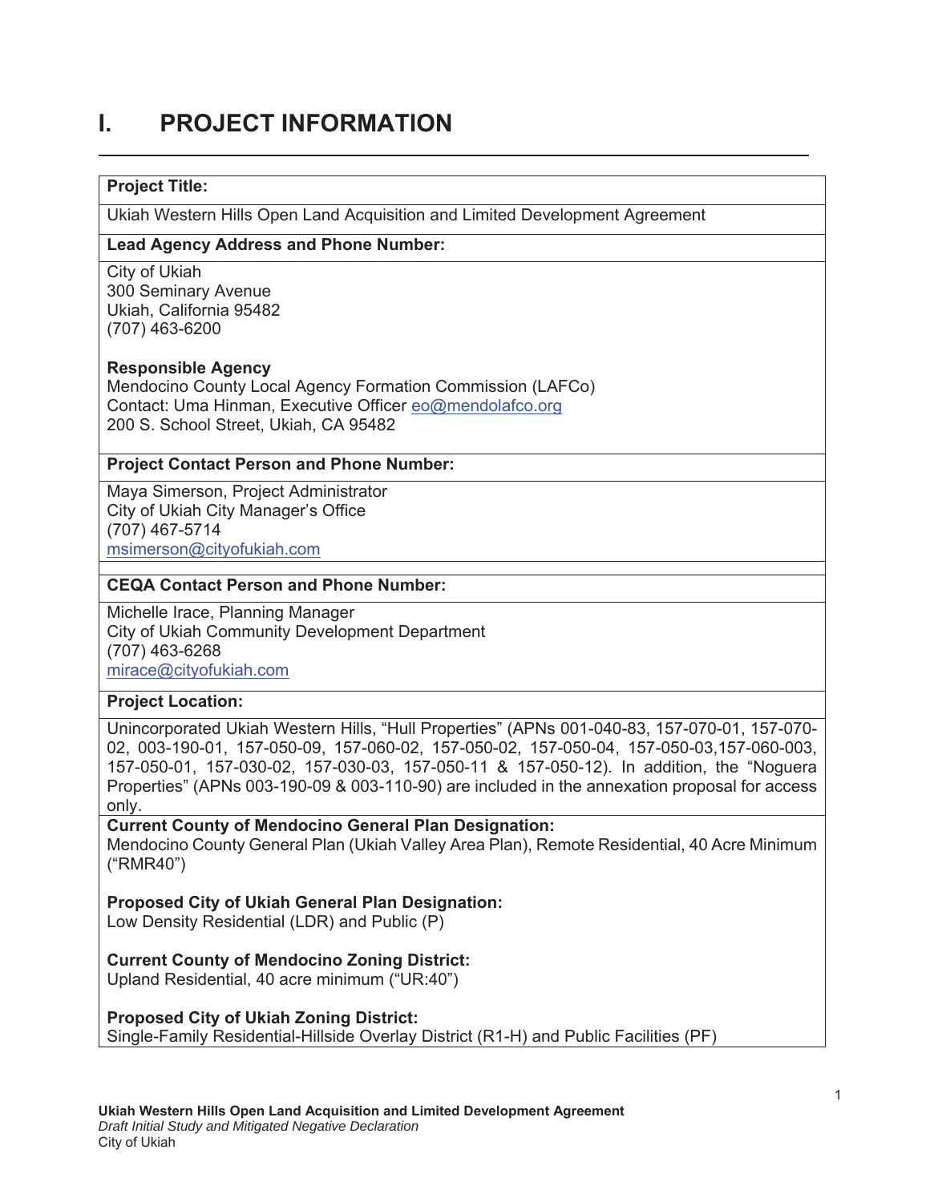# I. PROJECT INFORMATION

**Project Title:**

Ukiah Western Hills Open Land Acquisition and Limited Development Agreement

**Lead Agency Address and Phone Number:**

City of Ukiah
300 Seminary Avenue
Ukiah, California 95482
(707) 463-6200

**Responsible Agency**
Mendocino County Local Agency Formation Commission (LAFCo)
Contact: Uma Hinman, Executive Officer eo@mendolafco.org
200 S. School Street, Ukiah, CA 95482

**Project Contact Person and Phone Number:**

Maya Simerson, Project Administrator
City of Ukiah City Manager's Office
(707) 467-5714
msimerson@cityofukiah.com

**CEQA Contact Person and Phone Number:**

Michelle Irace, Planning Manager
City of Ukiah Community Development Department
(707) 463-6268
mirace@cityofukiah.com

**Project Location:**

Unincorporated Ukiah Western Hills, "Hull Properties" (APNs 001-040-83, 157-070-01, 157-070-02, 003-190-01, 157-050-09, 157-060-02, 157-050-02, 157-050-04, 157-050-03,157-060-003, 157-050-01, 157-030-02, 157-030-03, 157-050-11 & 157-050-12). In addition, the "Noguera Properties" (APNs 003-190-09 & 003-110-90) are included in the annexation proposal for access only.

**Current County of Mendocino General Plan Designation:**
Mendocino County General Plan (Ukiah Valley Area Plan), Remote Residential, 40 Acre Minimum ("RMR40")

**Proposed City of Ukiah General Plan Designation:**
Low Density Residential (LDR) and Public (P)

**Current County of Mendocino Zoning District:**
Upland Residential, 40 acre minimum ("UR:40")

**Proposed City of Ukiah Zoning District:**
Single-Family Residential-Hillside Overlay District (R1-H) and Public Facilities (PF)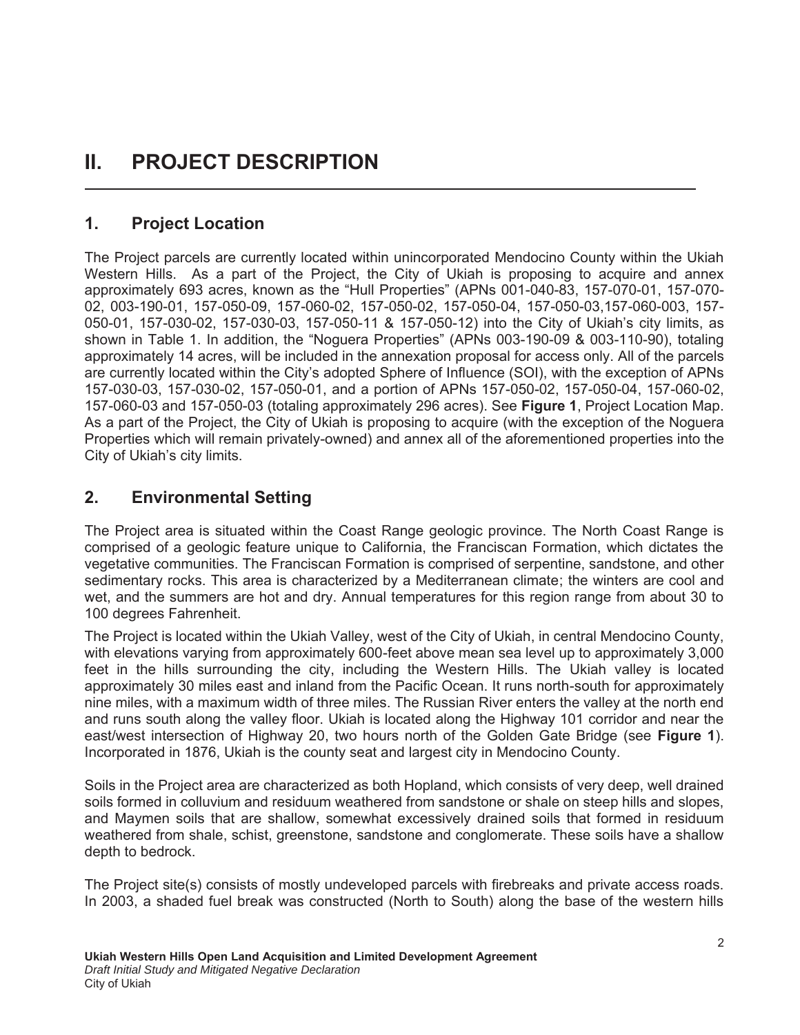# II. PROJECT DESCRIPTION

## 1. Project Location

The Project parcels are currently located within unincorporated Mendocino County within the Ukiah Western Hills. As a part of the Project, the City of Ukiah is proposing to acquire and annex approximately 693 acres, known as the "Hull Properties" (APNs 001-040-83, 157-070-01, 157-070-02, 003-190-01, 157-050-09, 157-060-02, 157-050-02, 157-050-04, 157-050-03,157-060-003, 157-050-01, 157-030-02, 157-030-03, 157-050-11 & 157-050-12) into the City of Ukiah's city limits, as shown in Table 1. In addition, the "Noguera Properties" (APNs 003-190-09 & 003-110-90), totaling approximately 14 acres, will be included in the annexation proposal for access only. All of the parcels are currently located within the City's adopted Sphere of Influence (SOI), with the exception of APNs 157-030-03, 157-030-02, 157-050-01, and a portion of APNs 157-050-02, 157-050-04, 157-060-02, 157-060-03 and 157-050-03 (totaling approximately 296 acres). See **Figure 1**, Project Location Map. As a part of the Project, the City of Ukiah is proposing to acquire (with the exception of the Noguera Properties which will remain privately-owned) and annex all of the aforementioned properties into the City of Ukiah's city limits.

## 2. Environmental Setting

The Project area is situated within the Coast Range geologic province. The North Coast Range is comprised of a geologic feature unique to California, the Franciscan Formation, which dictates the vegetative communities. The Franciscan Formation is comprised of serpentine, sandstone, and other sedimentary rocks. This area is characterized by a Mediterranean climate; the winters are cool and wet, and the summers are hot and dry. Annual temperatures for this region range from about 30 to 100 degrees Fahrenheit.

The Project is located within the Ukiah Valley, west of the City of Ukiah, in central Mendocino County, with elevations varying from approximately 600-feet above mean sea level up to approximately 3,000 feet in the hills surrounding the city, including the Western Hills. The Ukiah valley is located approximately 30 miles east and inland from the Pacific Ocean. It runs north-south for approximately nine miles, with a maximum width of three miles. The Russian River enters the valley at the north end and runs south along the valley floor. Ukiah is located along the Highway 101 corridor and near the east/west intersection of Highway 20, two hours north of the Golden Gate Bridge (see **Figure 1**). Incorporated in 1876, Ukiah is the county seat and largest city in Mendocino County.

Soils in the Project area are characterized as both Hopland, which consists of very deep, well drained soils formed in colluvium and residuum weathered from sandstone or shale on steep hills and slopes, and Maymen soils that are shallow, somewhat excessively drained soils that formed in residuum weathered from shale, schist, greenstone, sandstone and conglomerate. These soils have a shallow depth to bedrock.

The Project site(s) consists of mostly undeveloped parcels with firebreaks and private access roads. In 2003, a shaded fuel break was constructed (North to South) along the base of the western hills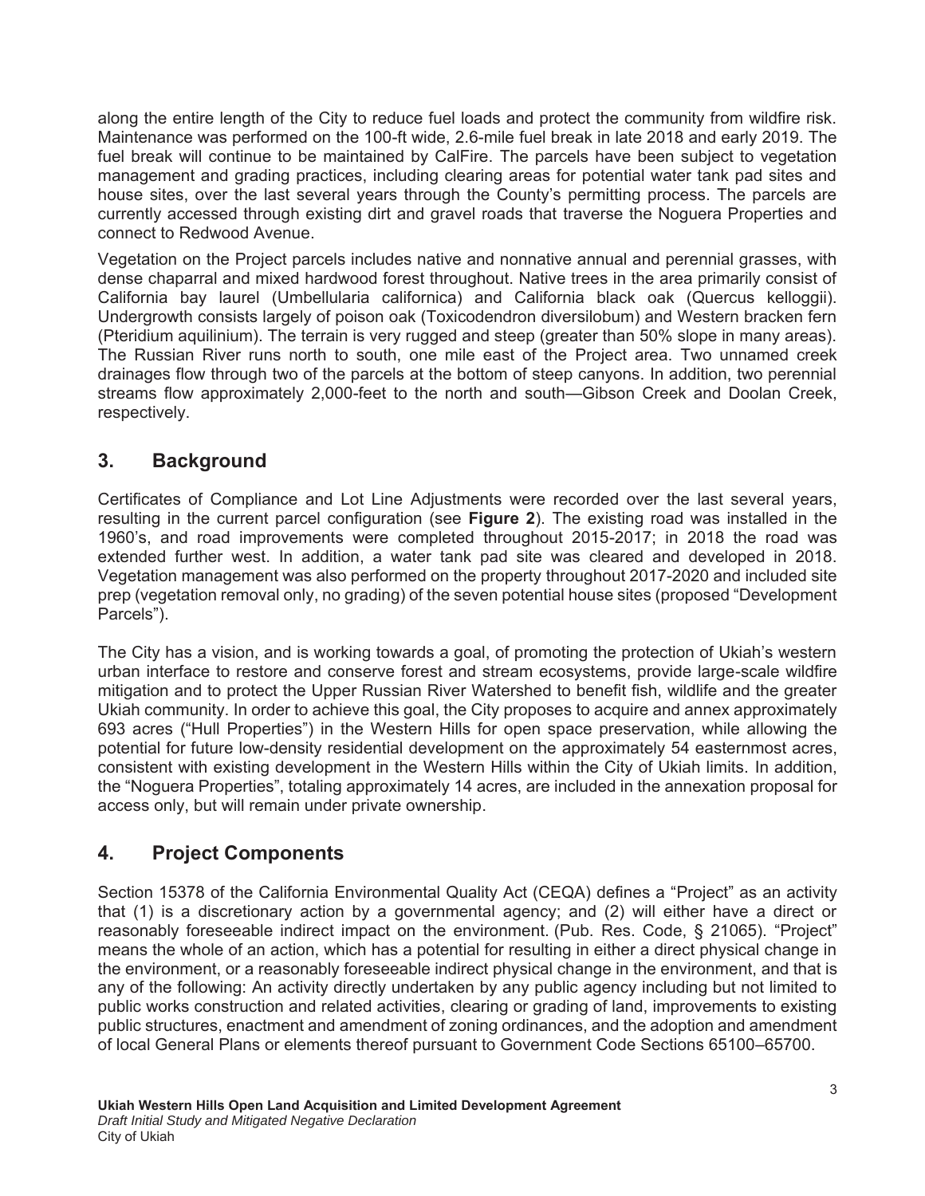along the entire length of the City to reduce fuel loads and protect the community from wildfire risk. Maintenance was performed on the 100-ft wide, 2.6-mile fuel break in late 2018 and early 2019. The fuel break will continue to be maintained by CalFire. The parcels have been subject to vegetation management and grading practices, including clearing areas for potential water tank pad sites and house sites, over the last several years through the County's permitting process. The parcels are currently accessed through existing dirt and gravel roads that traverse the Noguera Properties and connect to Redwood Avenue.

Vegetation on the Project parcels includes native and nonnative annual and perennial grasses, with dense chaparral and mixed hardwood forest throughout. Native trees in the area primarily consist of California bay laurel (Umbellularia californica) and California black oak (Quercus kelloggii). Undergrowth consists largely of poison oak (Toxicodendron diversilobum) and Western bracken fern (Pteridium aquilinium). The terrain is very rugged and steep (greater than 50% slope in many areas). The Russian River runs north to south, one mile east of the Project area. Two unnamed creek drainages flow through two of the parcels at the bottom of steep canyons. In addition, two perennial streams flow approximately 2,000-feet to the north and south—Gibson Creek and Doolan Creek, respectively.

## 3. Background

Certificates of Compliance and Lot Line Adjustments were recorded over the last several years, resulting in the current parcel configuration (see **Figure 2**). The existing road was installed in the 1960's, and road improvements were completed throughout 2015-2017; in 2018 the road was extended further west. In addition, a water tank pad site was cleared and developed in 2018. Vegetation management was also performed on the property throughout 2017-2020 and included site prep (vegetation removal only, no grading) of the seven potential house sites (proposed "Development Parcels").

The City has a vision, and is working towards a goal, of promoting the protection of Ukiah's western urban interface to restore and conserve forest and stream ecosystems, provide large-scale wildfire mitigation and to protect the Upper Russian River Watershed to benefit fish, wildlife and the greater Ukiah community. In order to achieve this goal, the City proposes to acquire and annex approximately 693 acres ("Hull Properties") in the Western Hills for open space preservation, while allowing the potential for future low-density residential development on the approximately 54 easternmost acres, consistent with existing development in the Western Hills within the City of Ukiah limits. In addition, the "Noguera Properties", totaling approximately 14 acres, are included in the annexation proposal for access only, but will remain under private ownership.

## 4. Project Components

Section 15378 of the California Environmental Quality Act (CEQA) defines a "Project" as an activity that (1) is a discretionary action by a governmental agency; and (2) will either have a direct or reasonably foreseeable indirect impact on the environment. (Pub. Res. Code, § 21065). "Project" means the whole of an action, which has a potential for resulting in either a direct physical change in the environment, or a reasonably foreseeable indirect physical change in the environment, and that is any of the following: An activity directly undertaken by any public agency including but not limited to public works construction and related activities, clearing or grading of land, improvements to existing public structures, enactment and amendment of zoning ordinances, and the adoption and amendment of local General Plans or elements thereof pursuant to Government Code Sections 65100–65700.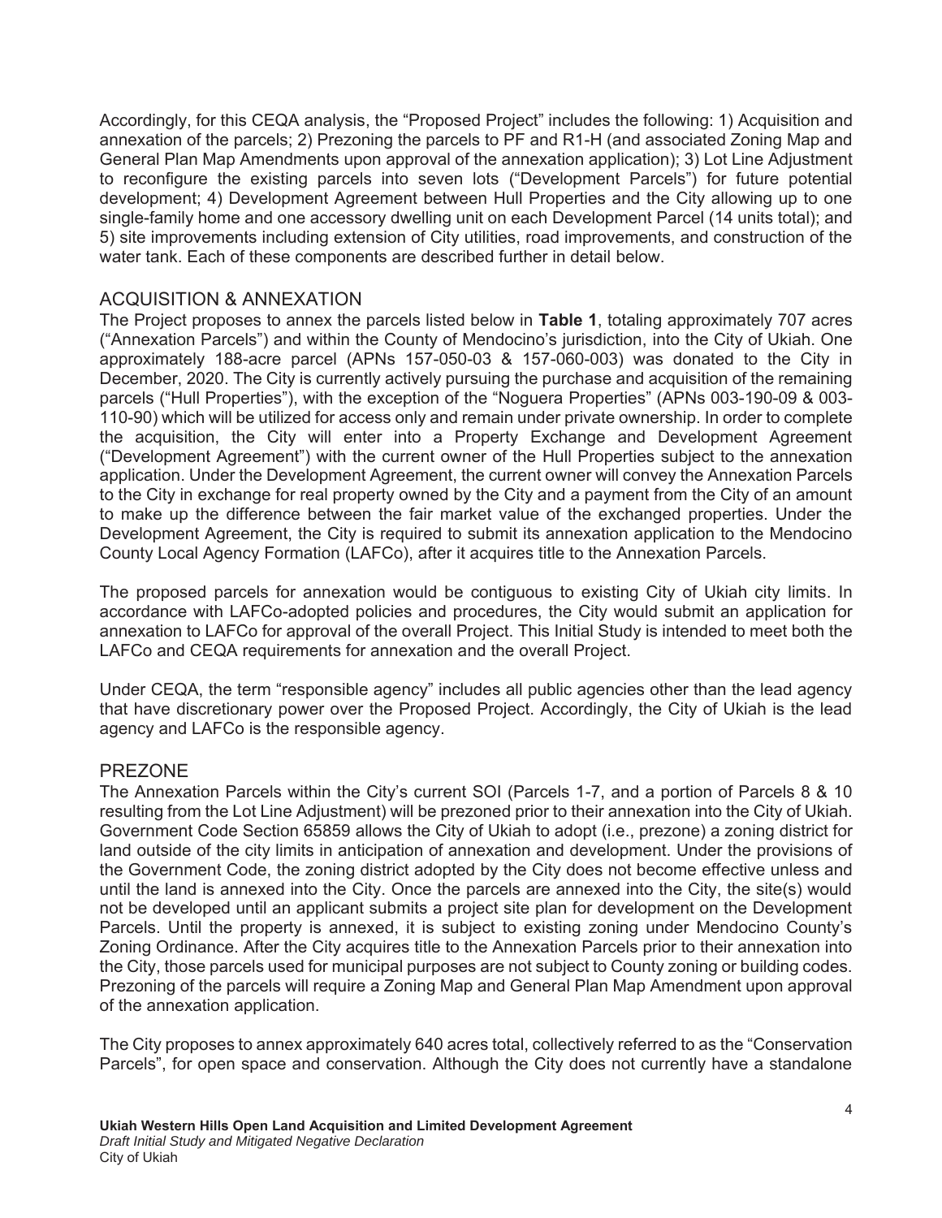Accordingly, for this CEQA analysis, the "Proposed Project" includes the following: 1) Acquisition and annexation of the parcels; 2) Prezoning the parcels to PF and R1-H (and associated Zoning Map and General Plan Map Amendments upon approval of the annexation application); 3) Lot Line Adjustment to reconfigure the existing parcels into seven lots ("Development Parcels") for future potential development; 4) Development Agreement between Hull Properties and the City allowing up to one single-family home and one accessory dwelling unit on each Development Parcel (14 units total); and 5) site improvements including extension of City utilities, road improvements, and construction of the water tank. Each of these components are described further in detail below.

## ACQUISITION & ANNEXATION

The Project proposes to annex the parcels listed below in **Table 1**, totaling approximately 707 acres ("Annexation Parcels") and within the County of Mendocino's jurisdiction, into the City of Ukiah. One approximately 188-acre parcel (APNs 157-050-03 & 157-060-003) was donated to the City in December, 2020. The City is currently actively pursuing the purchase and acquisition of the remaining parcels ("Hull Properties"), with the exception of the "Noguera Properties" (APNs 003-190-09 & 003-110-90) which will be utilized for access only and remain under private ownership. In order to complete the acquisition, the City will enter into a Property Exchange and Development Agreement ("Development Agreement") with the current owner of the Hull Properties subject to the annexation application. Under the Development Agreement, the current owner will convey the Annexation Parcels to the City in exchange for real property owned by the City and a payment from the City of an amount to make up the difference between the fair market value of the exchanged properties. Under the Development Agreement, the City is required to submit its annexation application to the Mendocino County Local Agency Formation (LAFCo), after it acquires title to the Annexation Parcels.

The proposed parcels for annexation would be contiguous to existing City of Ukiah city limits. In accordance with LAFCo-adopted policies and procedures, the City would submit an application for annexation to LAFCo for approval of the overall Project. This Initial Study is intended to meet both the LAFCo and CEQA requirements for annexation and the overall Project.

Under CEQA, the term "responsible agency" includes all public agencies other than the lead agency that have discretionary power over the Proposed Project. Accordingly, the City of Ukiah is the lead agency and LAFCo is the responsible agency.

## PREZONE

The Annexation Parcels within the City's current SOI (Parcels 1-7, and a portion of Parcels 8 & 10 resulting from the Lot Line Adjustment) will be prezoned prior to their annexation into the City of Ukiah. Government Code Section 65859 allows the City of Ukiah to adopt (i.e., prezone) a zoning district for land outside of the city limits in anticipation of annexation and development. Under the provisions of the Government Code, the zoning district adopted by the City does not become effective unless and until the land is annexed into the City. Once the parcels are annexed into the City, the site(s) would not be developed until an applicant submits a project site plan for development on the Development Parcels. Until the property is annexed, it is subject to existing zoning under Mendocino County's Zoning Ordinance. After the City acquires title to the Annexation Parcels prior to their annexation into the City, those parcels used for municipal purposes are not subject to County zoning or building codes. Prezoning of the parcels will require a Zoning Map and General Plan Map Amendment upon approval of the annexation application.

The City proposes to annex approximately 640 acres total, collectively referred to as the "Conservation Parcels", for open space and conservation. Although the City does not currently have a standalone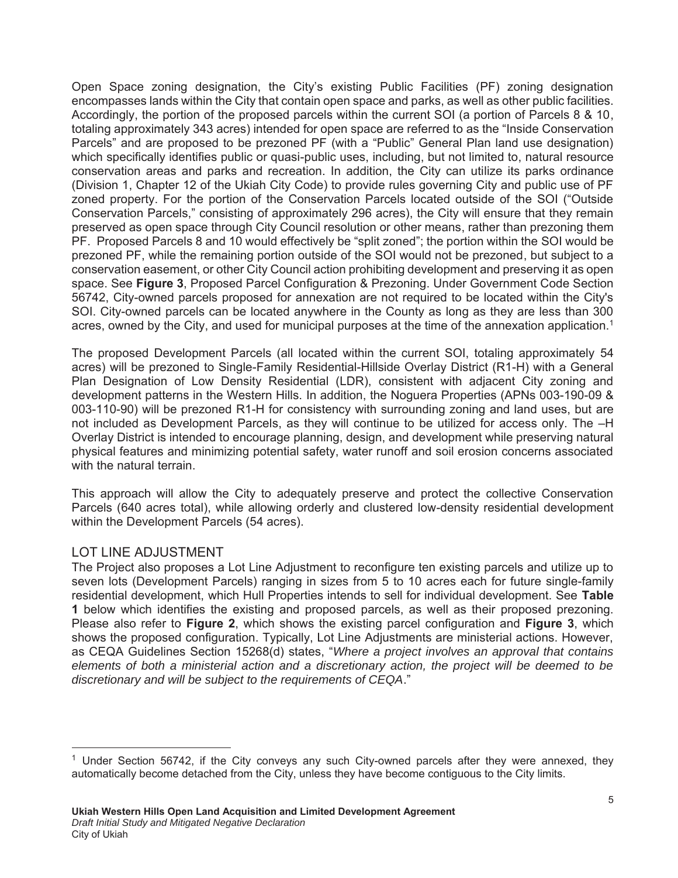Open Space zoning designation, the City's existing Public Facilities (PF) zoning designation encompasses lands within the City that contain open space and parks, as well as other public facilities. Accordingly, the portion of the proposed parcels within the current SOI (a portion of Parcels 8 & 10, totaling approximately 343 acres) intended for open space are referred to as the "Inside Conservation Parcels" and are proposed to be prezoned PF (with a "Public" General Plan land use designation) which specifically identifies public or quasi-public uses, including, but not limited to, natural resource conservation areas and parks and recreation. In addition, the City can utilize its parks ordinance (Division 1, Chapter 12 of the Ukiah City Code) to provide rules governing City and public use of PF zoned property. For the portion of the Conservation Parcels located outside of the SOI ("Outside Conservation Parcels," consisting of approximately 296 acres), the City will ensure that they remain preserved as open space through City Council resolution or other means, rather than prezoning them PF. Proposed Parcels 8 and 10 would effectively be "split zoned"; the portion within the SOI would be prezoned PF, while the remaining portion outside of the SOI would not be prezoned, but subject to a conservation easement, or other City Council action prohibiting development and preserving it as open space. See **Figure 3**, Proposed Parcel Configuration & Prezoning. Under Government Code Section 56742, City-owned parcels proposed for annexation are not required to be located within the City's SOI. City-owned parcels can be located anywhere in the County as long as they are less than 300 acres, owned by the City, and used for municipal purposes at the time of the annexation application.[1]

The proposed Development Parcels (all located within the current SOI, totaling approximately 54 acres) will be prezoned to Single-Family Residential-Hillside Overlay District (R1-H) with a General Plan Designation of Low Density Residential (LDR), consistent with adjacent City zoning and development patterns in the Western Hills. In addition, the Noguera Properties (APNs 003-190-09 & 003-110-90) will be prezoned R1-H for consistency with surrounding zoning and land uses, but are not included as Development Parcels, as they will continue to be utilized for access only. The –H Overlay District is intended to encourage planning, design, and development while preserving natural physical features and minimizing potential safety, water runoff and soil erosion concerns associated with the natural terrain.

This approach will allow the City to adequately preserve and protect the collective Conservation Parcels (640 acres total), while allowing orderly and clustered low-density residential development within the Development Parcels (54 acres).

## LOT LINE ADJUSTMENT

The Project also proposes a Lot Line Adjustment to reconfigure ten existing parcels and utilize up to seven lots (Development Parcels) ranging in sizes from 5 to 10 acres each for future single-family residential development, which Hull Properties intends to sell for individual development. See **Table 1** below which identifies the existing and proposed parcels, as well as their proposed prezoning. Please also refer to **Figure 2**, which shows the existing parcel configuration and **Figure 3**, which shows the proposed configuration. Typically, Lot Line Adjustments are ministerial actions. However, as CEQA Guidelines Section 15268(d) states, "*Where a project involves an approval that contains elements of both a ministerial action and a discretionary action, the project will be deemed to be discretionary and will be subject to the requirements of CEQA*."

---

[1] Under Section 56742, if the City conveys any such City-owned parcels after they were annexed, they automatically become detached from the City, unless they have become contiguous to the City limits.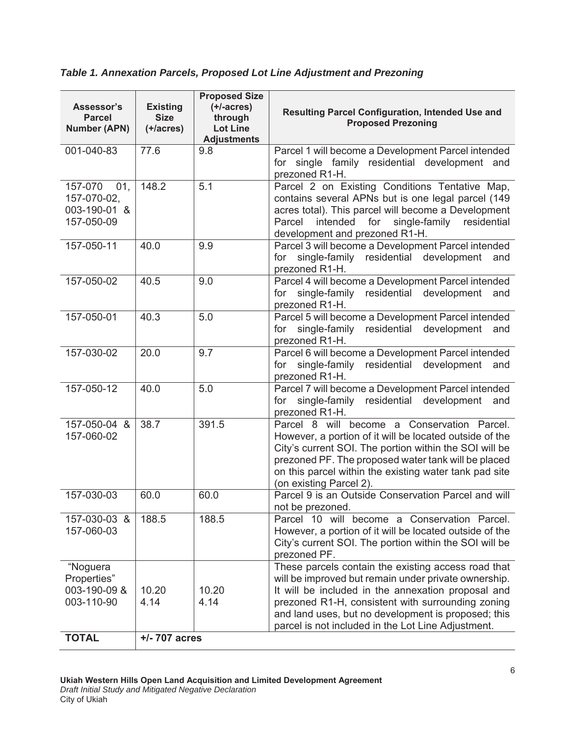*Table 1. Annexation Parcels, Proposed Lot Line Adjustment and Prezoning*

| Assessor's Parcel Number (APN) | Existing Size (+/acres) | Proposed Size (+/-acres) through Lot Line Adjustments | Resulting Parcel Configuration, Intended Use and Proposed Prezoning |
|---|---|---|---|
| 001-040-83 | 77.6 | 9.8 | Parcel 1 will become a Development Parcel intended for single family residential development and prezoned R1-H. |
| 157-070 01, 157-070-02, 003-190-01 & 157-050-09 | 148.2 | 5.1 | Parcel 2 on Existing Conditions Tentative Map, contains several APNs but is one legal parcel (149 acres total). This parcel will become a Development Parcel intended for single-family residential development and prezoned R1-H. |
| 157-050-11 | 40.0 | 9.9 | Parcel 3 will become a Development Parcel intended for single-family residential development and prezoned R1-H. |
| 157-050-02 | 40.5 | 9.0 | Parcel 4 will become a Development Parcel intended for single-family residential development and prezoned R1-H. |
| 157-050-01 | 40.3 | 5.0 | Parcel 5 will become a Development Parcel intended for single-family residential development and prezoned R1-H. |
| 157-030-02 | 20.0 | 9.7 | Parcel 6 will become a Development Parcel intended for single-family residential development and prezoned R1-H. |
| 157-050-12 | 40.0 | 5.0 | Parcel 7 will become a Development Parcel intended for single-family residential development and prezoned R1-H. |
| 157-050-04 & 157-060-02 | 38.7 | 391.5 | Parcel 8 will become a Conservation Parcel. However, a portion of it will be located outside of the City's current SOI. The portion within the SOI will be prezoned PF. The proposed water tank will be placed on this parcel within the existing water tank pad site (on existing Parcel 2). |
| 157-030-03 | 60.0 | 60.0 | Parcel 9 is an Outside Conservation Parcel and will not be prezoned. |
| 157-030-03 & 157-060-03 | 188.5 | 188.5 | Parcel 10 will become a Conservation Parcel. However, a portion of it will be located outside of the City's current SOI. The portion within the SOI will be prezoned PF. |
| "Noguera Properties" 003-190-09 & 003-110-90 | 10.20 4.14 | 10.20 4.14 | These parcels contain the existing access road that will be improved but remain under private ownership. It will be included in the annexation proposal and prezoned R1-H, consistent with surrounding zoning and land uses, but no development is proposed; this parcel is not included in the Lot Line Adjustment. |
| **TOTAL** | **+/- 707 acres** | | |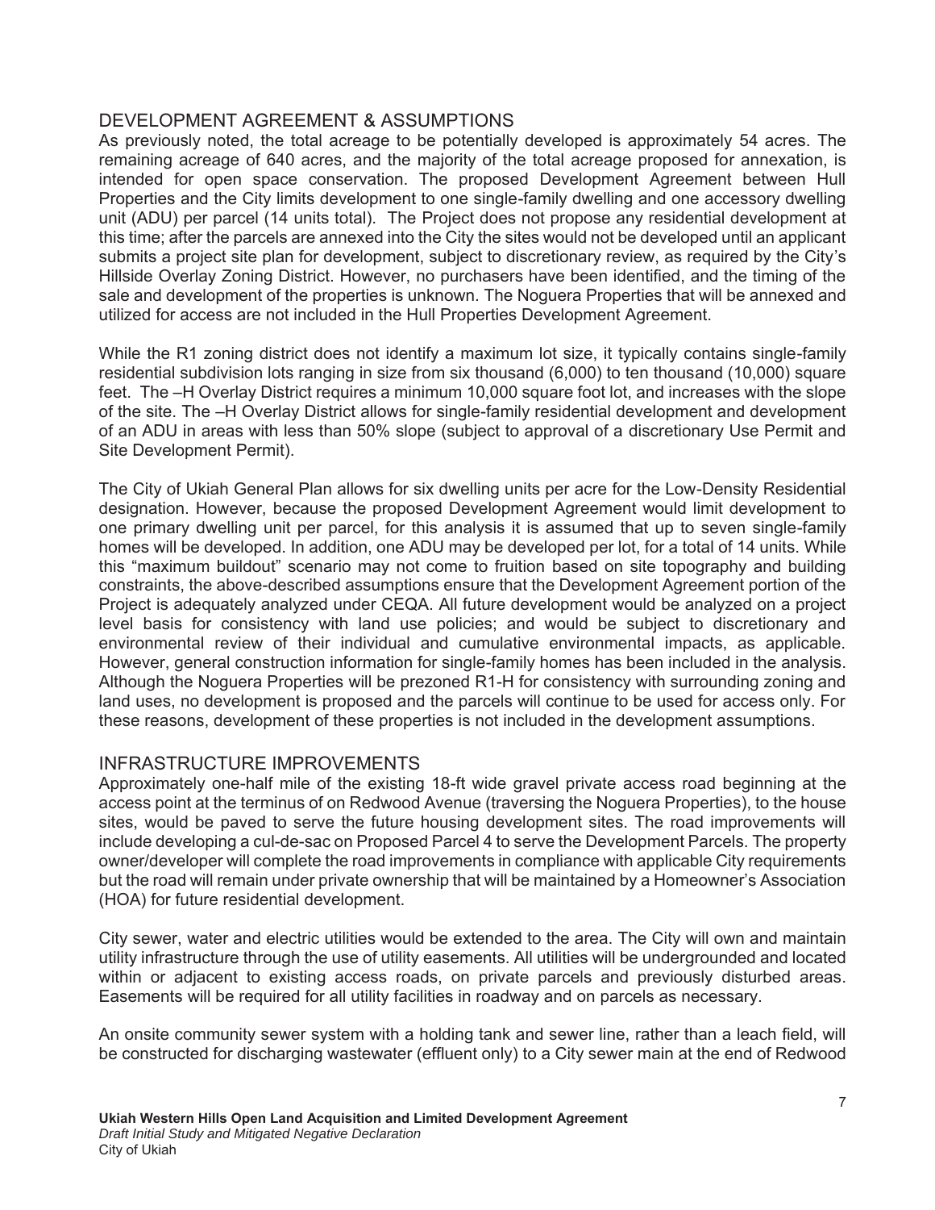## DEVELOPMENT AGREEMENT & ASSUMPTIONS

As previously noted, the total acreage to be potentially developed is approximately 54 acres. The remaining acreage of 640 acres, and the majority of the total acreage proposed for annexation, is intended for open space conservation. The proposed Development Agreement between Hull Properties and the City limits development to one single-family dwelling and one accessory dwelling unit (ADU) per parcel (14 units total). The Project does not propose any residential development at this time; after the parcels are annexed into the City the sites would not be developed until an applicant submits a project site plan for development, subject to discretionary review, as required by the City's Hillside Overlay Zoning District. However, no purchasers have been identified, and the timing of the sale and development of the properties is unknown. The Noguera Properties that will be annexed and utilized for access are not included in the Hull Properties Development Agreement.

While the R1 zoning district does not identify a maximum lot size, it typically contains single-family residential subdivision lots ranging in size from six thousand (6,000) to ten thousand (10,000) square feet. The –H Overlay District requires a minimum 10,000 square foot lot, and increases with the slope of the site. The –H Overlay District allows for single-family residential development and development of an ADU in areas with less than 50% slope (subject to approval of a discretionary Use Permit and Site Development Permit).

The City of Ukiah General Plan allows for six dwelling units per acre for the Low-Density Residential designation. However, because the proposed Development Agreement would limit development to one primary dwelling unit per parcel, for this analysis it is assumed that up to seven single-family homes will be developed. In addition, one ADU may be developed per lot, for a total of 14 units. While this "maximum buildout" scenario may not come to fruition based on site topography and building constraints, the above-described assumptions ensure that the Development Agreement portion of the Project is adequately analyzed under CEQA. All future development would be analyzed on a project level basis for consistency with land use policies; and would be subject to discretionary and environmental review of their individual and cumulative environmental impacts, as applicable. However, general construction information for single-family homes has been included in the analysis. Although the Noguera Properties will be prezoned R1-H for consistency with surrounding zoning and land uses, no development is proposed and the parcels will continue to be used for access only. For these reasons, development of these properties is not included in the development assumptions.

## INFRASTRUCTURE IMPROVEMENTS

Approximately one-half mile of the existing 18-ft wide gravel private access road beginning at the access point at the terminus of on Redwood Avenue (traversing the Noguera Properties), to the house sites, would be paved to serve the future housing development sites. The road improvements will include developing a cul-de-sac on Proposed Parcel 4 to serve the Development Parcels. The property owner/developer will complete the road improvements in compliance with applicable City requirements but the road will remain under private ownership that will be maintained by a Homeowner's Association (HOA) for future residential development.

City sewer, water and electric utilities would be extended to the area. The City will own and maintain utility infrastructure through the use of utility easements. All utilities will be undergrounded and located within or adjacent to existing access roads, on private parcels and previously disturbed areas. Easements will be required for all utility facilities in roadway and on parcels as necessary.

An onsite community sewer system with a holding tank and sewer line, rather than a leach field, will be constructed for discharging wastewater (effluent only) to a City sewer main at the end of Redwood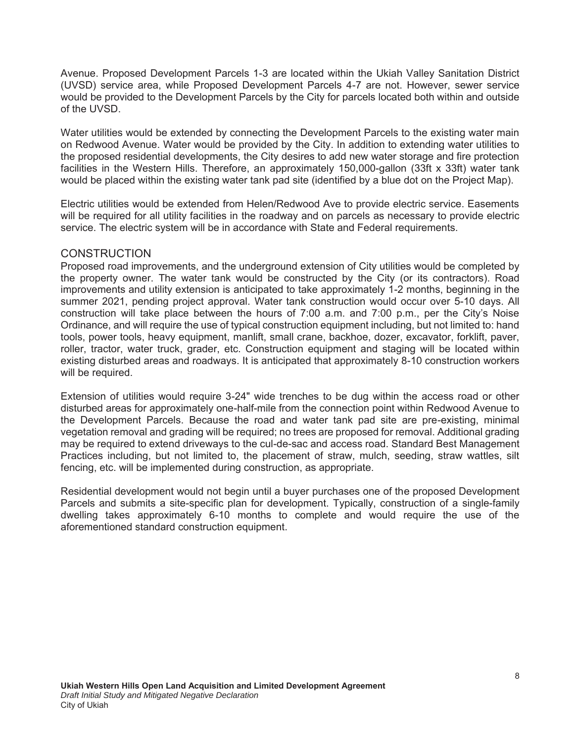Avenue. Proposed Development Parcels 1-3 are located within the Ukiah Valley Sanitation District (UVSD) service area, while Proposed Development Parcels 4-7 are not. However, sewer service would be provided to the Development Parcels by the City for parcels located both within and outside of the UVSD.

Water utilities would be extended by connecting the Development Parcels to the existing water main on Redwood Avenue. Water would be provided by the City. In addition to extending water utilities to the proposed residential developments, the City desires to add new water storage and fire protection facilities in the Western Hills. Therefore, an approximately 150,000-gallon (33ft x 33ft) water tank would be placed within the existing water tank pad site (identified by a blue dot on the Project Map).

Electric utilities would be extended from Helen/Redwood Ave to provide electric service. Easements will be required for all utility facilities in the roadway and on parcels as necessary to provide electric service. The electric system will be in accordance with State and Federal requirements.

## CONSTRUCTION

Proposed road improvements, and the underground extension of City utilities would be completed by the property owner. The water tank would be constructed by the City (or its contractors). Road improvements and utility extension is anticipated to take approximately 1-2 months, beginning in the summer 2021, pending project approval. Water tank construction would occur over 5-10 days. All construction will take place between the hours of 7:00 a.m. and 7:00 p.m., per the City's Noise Ordinance, and will require the use of typical construction equipment including, but not limited to: hand tools, power tools, heavy equipment, manlift, small crane, backhoe, dozer, excavator, forklift, paver, roller, tractor, water truck, grader, etc. Construction equipment and staging will be located within existing disturbed areas and roadways. It is anticipated that approximately 8-10 construction workers will be required.

Extension of utilities would require 3-24" wide trenches to be dug within the access road or other disturbed areas for approximately one-half-mile from the connection point within Redwood Avenue to the Development Parcels. Because the road and water tank pad site are pre-existing, minimal vegetation removal and grading will be required; no trees are proposed for removal. Additional grading may be required to extend driveways to the cul-de-sac and access road. Standard Best Management Practices including, but not limited to, the placement of straw, mulch, seeding, straw wattles, silt fencing, etc. will be implemented during construction, as appropriate.

Residential development would not begin until a buyer purchases one of the proposed Development Parcels and submits a site-specific plan for development. Typically, construction of a single-family dwelling takes approximately 6-10 months to complete and would require the use of the aforementioned standard construction equipment.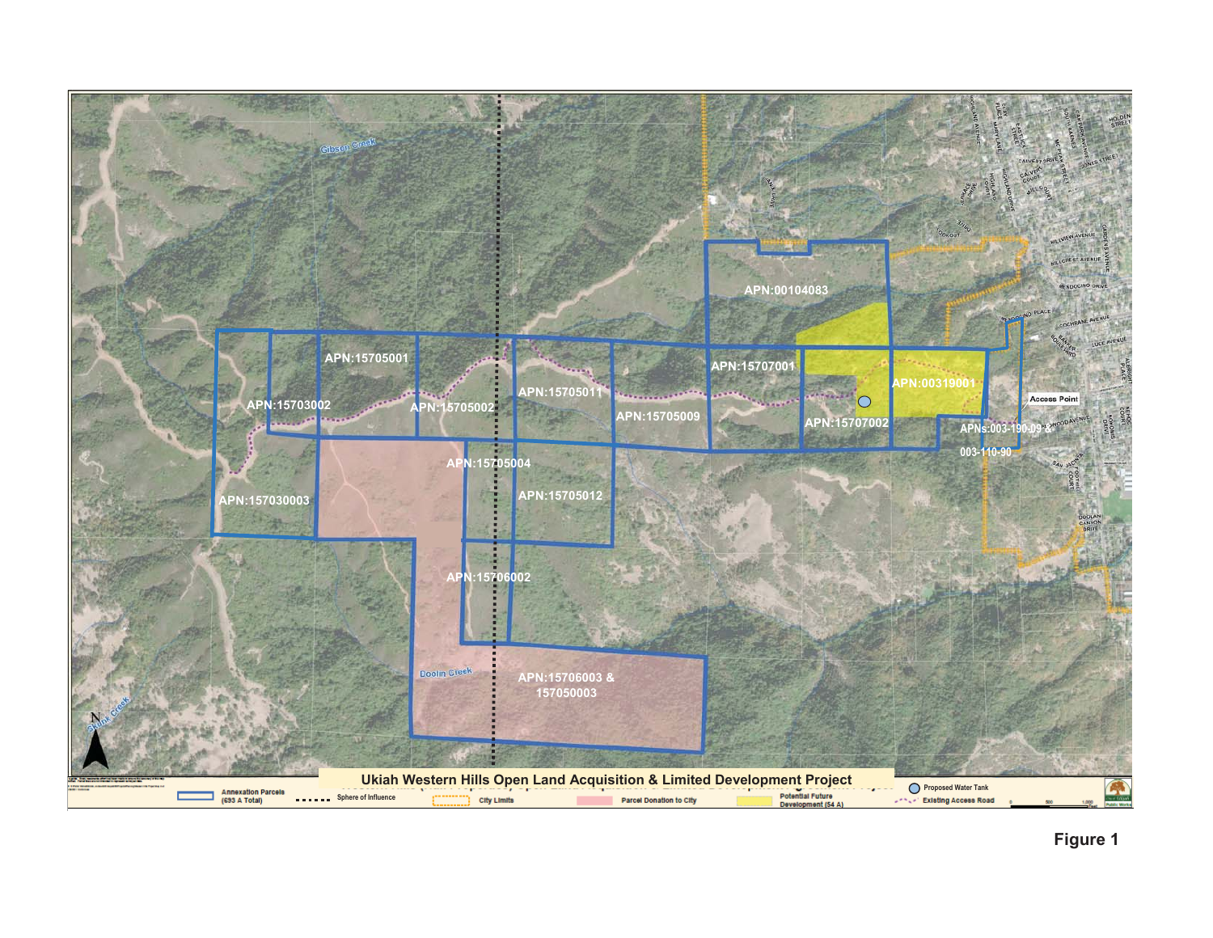**Ukiah Western Hills Open Land Acquisition & Limited Development Project**

Figure 1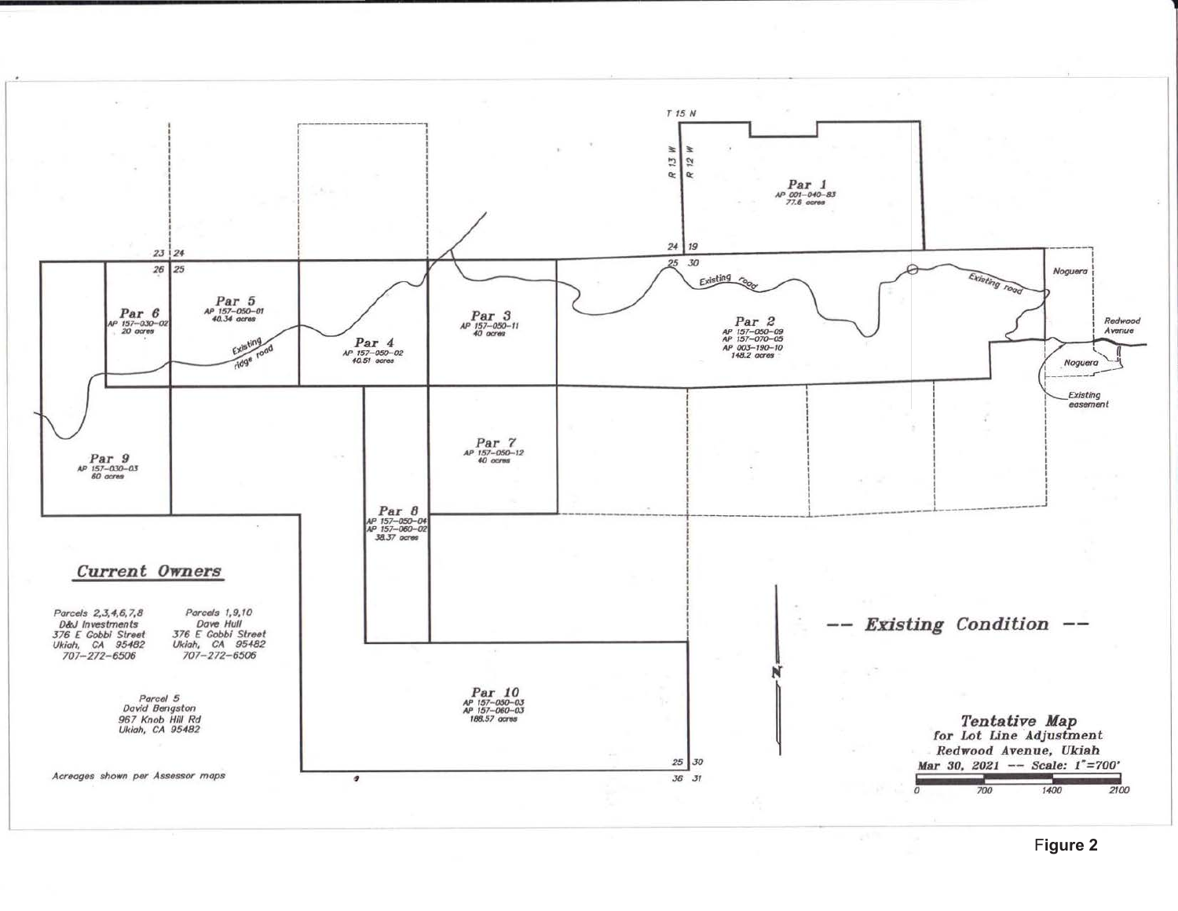T 15 N

R 13 W | R 12 W

**Par 1**
AP 001-040-83
77.6 acres

23 | 24
26 | 25

24 | 19
25 | 30

**Par 6**
AP 157-030-02
20 acres

**Par 5**
AP 157-050-01
40.34 acres

**Par 4**
AP 157-050-02
40.51 acres

**Par 3**
AP 157-050-11
40 acres

**Par 2**
AP 157-050-09
AP 157-070-05
AP 003-190-10
148.2 acres

Existing ridge road

Existing road

Noguera

Redwood Avenue

Noguera

Existing easement

**Par 9**
AP 157-030-03
80 acres

**Par 7**
AP 157-050-12
40 acres

**Par 8**
AP 157-050-04
AP 157-060-02
38.37 acres

**Par 10**
AP 157-050-03
AP 157-060-03
188.57 acres

25 | 30
36 | 31

## *Current Owners*

| Parcels 2,3,4,6,7,8 | Parcels 1,9,10 |
|---|---|
| D&J Investments | Dave Hull |
| 376 E Gobbi Street | 376 E Gobbi Street |
| Ukiah, CA 95482 | Ukiah, CA 95482 |
| 707-272-6506 | 707-272-6506 |

Parcel 5
David Bengston
967 Knob Hill Rd
Ukiah, CA 95482

Acreages shown per Assessor maps

N

**-- *Existing Condition* --**

***Tentative Map***
*for Lot Line Adjustment*
*Redwood Avenue, Ukiah*
*Mar 30, 2021 -- Scale: 1"=700'*

0 700 1400 2100

Figure 2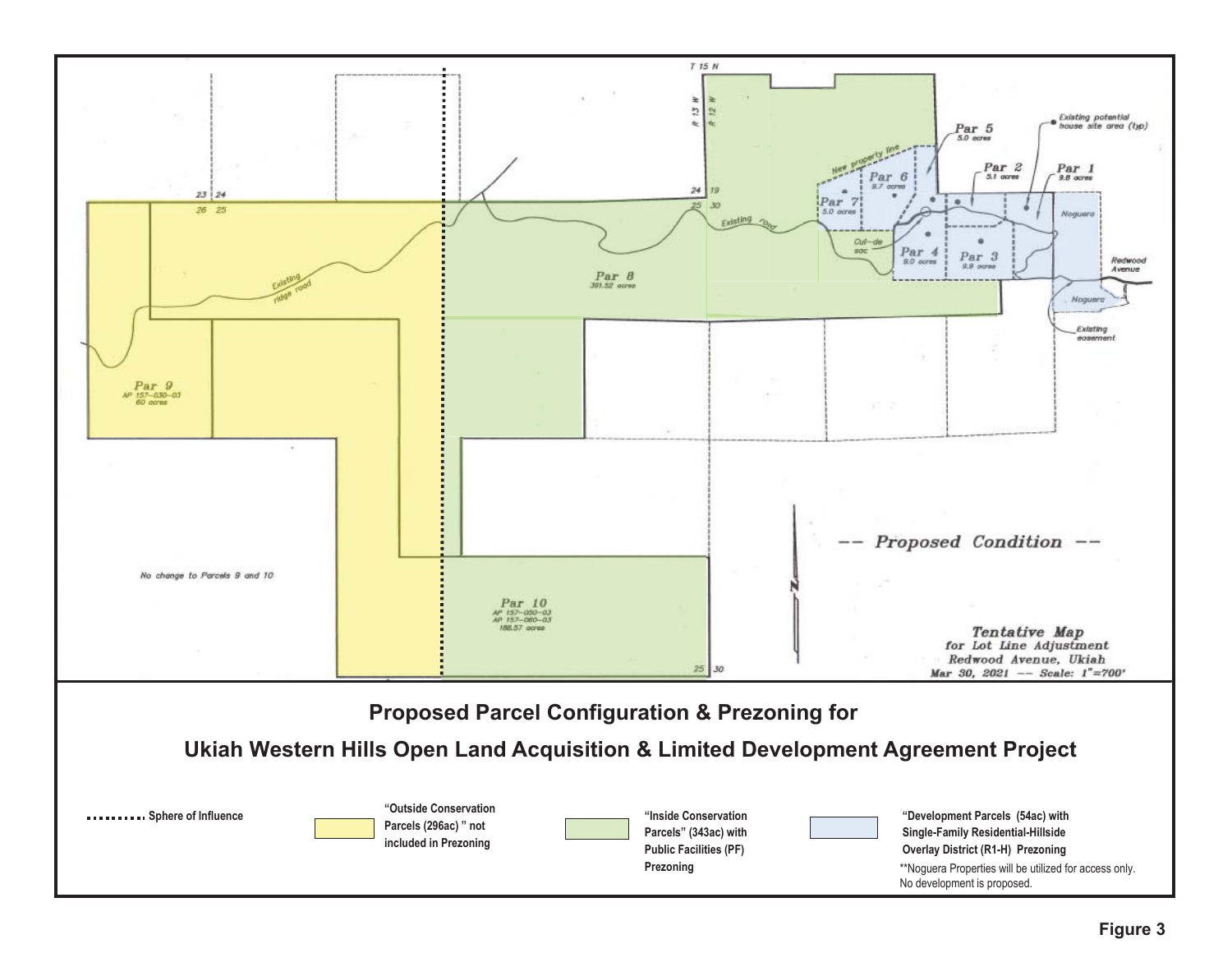## Proposed Parcel Configuration & Prezoning for

## Ukiah Western Hills Open Land Acquisition & Limited Development Agreement Project

T 15 N

R 13 W R 12 W

23 24
26 25

24 19
25 30

Par 1
9.8 acres

Par 2
5.1 acres

Par 3
9.9 acres

Par 4
9.0 acres

Par 5
5.0 acres

Par 6
9.7 acres

Par 7
5.0 acres

Par 8
301.52 acres

Par 9
AP 157-030-03
60 acres

Par 10
AP 157-050-03
AP 157-060-03
188.57 acres

Existing potential house site area (typ)

New property line

Existing road

Existing ridge road

Cul-de-sac

Noguera

Redwood Avenue

Existing easement

No change to Parcels 9 and 10

25 30

-- Proposed Condition --

Tentative Map
for Lot Line Adjustment
Redwood Avenue, Ukiah
Mar 30, 2021 -- Scale: 1"=700'

- ......... Sphere of Influence
- "Outside Conservation Parcels (296ac)" not included in Prezoning
- "Inside Conservation Parcels" (343ac) with Public Facilities (PF) Prezoning
- "Development Parcels (54ac) with Single-Family Residential-Hillside Overlay District (R1-H) Prezoning

**Noguera Properties will be utilized for access only. No development is proposed.

Figure 3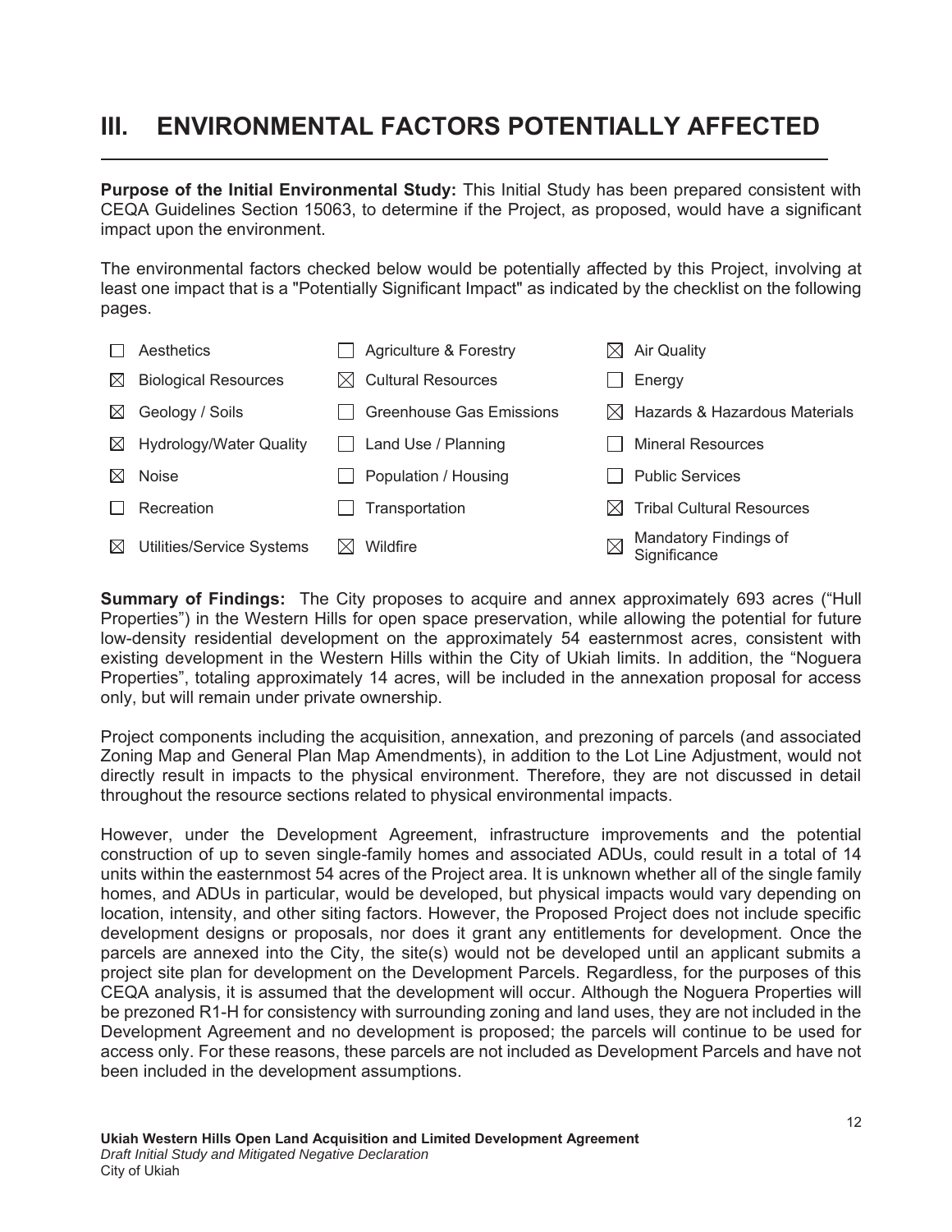# III. ENVIRONMENTAL FACTORS POTENTIALLY AFFECTED

**Purpose of the Initial Environmental Study:** This Initial Study has been prepared consistent with CEQA Guidelines Section 15063, to determine if the Project, as proposed, would have a significant impact upon the environment.

The environmental factors checked below would be potentially affected by this Project, involving at least one impact that is a "Potentially Significant Impact" as indicated by the checklist on the following pages.

| | | |
|---|---|---|
| ☐ Aesthetics | ☐ Agriculture & Forestry | ☒ Air Quality |
| ☒ Biological Resources | ☒ Cultural Resources | ☐ Energy |
| ☒ Geology / Soils | ☐ Greenhouse Gas Emissions | ☒ Hazards & Hazardous Materials |
| ☒ Hydrology/Water Quality | ☐ Land Use / Planning | ☐ Mineral Resources |
| ☒ Noise | ☐ Population / Housing | ☐ Public Services |
| ☐ Recreation | ☐ Transportation | ☒ Tribal Cultural Resources |
| ☒ Utilities/Service Systems | ☒ Wildfire | ☒ Mandatory Findings of Significance |

**Summary of Findings:** The City proposes to acquire and annex approximately 693 acres ("Hull Properties") in the Western Hills for open space preservation, while allowing the potential for future low-density residential development on the approximately 54 easternmost acres, consistent with existing development in the Western Hills within the City of Ukiah limits. In addition, the "Noguera Properties", totaling approximately 14 acres, will be included in the annexation proposal for access only, but will remain under private ownership.

Project components including the acquisition, annexation, and prezoning of parcels (and associated Zoning Map and General Plan Map Amendments), in addition to the Lot Line Adjustment, would not directly result in impacts to the physical environment. Therefore, they are not discussed in detail throughout the resource sections related to physical environmental impacts.

However, under the Development Agreement, infrastructure improvements and the potential construction of up to seven single-family homes and associated ADUs, could result in a total of 14 units within the easternmost 54 acres of the Project area. It is unknown whether all of the single family homes, and ADUs in particular, would be developed, but physical impacts would vary depending on location, intensity, and other siting factors. However, the Proposed Project does not include specific development designs or proposals, nor does it grant any entitlements for development. Once the parcels are annexed into the City, the site(s) would not be developed until an applicant submits a project site plan for development on the Development Parcels. Regardless, for the purposes of this CEQA analysis, it is assumed that the development will occur. Although the Noguera Properties will be prezoned R1-H for consistency with surrounding zoning and land uses, they are not included in the Development Agreement and no development is proposed; the parcels will continue to be used for access only. For these reasons, these parcels are not included as Development Parcels and have not been included in the development assumptions.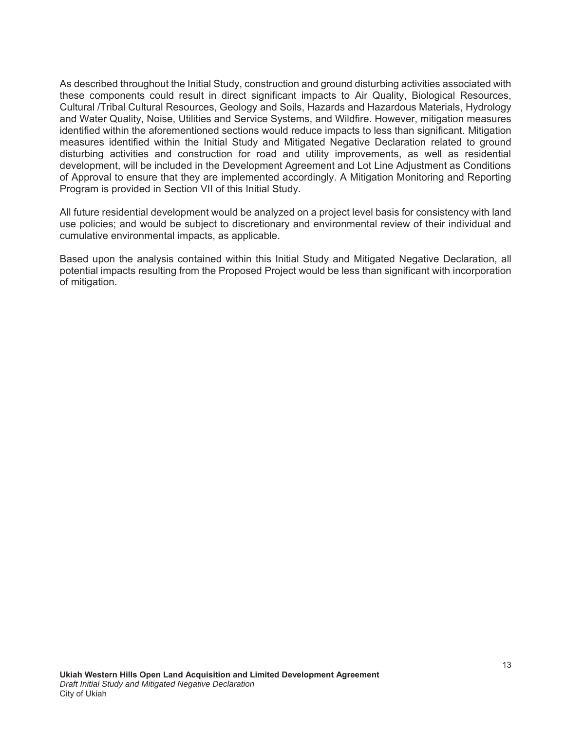As described throughout the Initial Study, construction and ground disturbing activities associated with these components could result in direct significant impacts to Air Quality, Biological Resources, Cultural /Tribal Cultural Resources, Geology and Soils, Hazards and Hazardous Materials, Hydrology and Water Quality, Noise, Utilities and Service Systems, and Wildfire. However, mitigation measures identified within the aforementioned sections would reduce impacts to less than significant. Mitigation measures identified within the Initial Study and Mitigated Negative Declaration related to ground disturbing activities and construction for road and utility improvements, as well as residential development, will be included in the Development Agreement and Lot Line Adjustment as Conditions of Approval to ensure that they are implemented accordingly. A Mitigation Monitoring and Reporting Program is provided in Section VII of this Initial Study.

All future residential development would be analyzed on a project level basis for consistency with land use policies; and would be subject to discretionary and environmental review of their individual and cumulative environmental impacts, as applicable.

Based upon the analysis contained within this Initial Study and Mitigated Negative Declaration, all potential impacts resulting from the Proposed Project would be less than significant with incorporation of mitigation.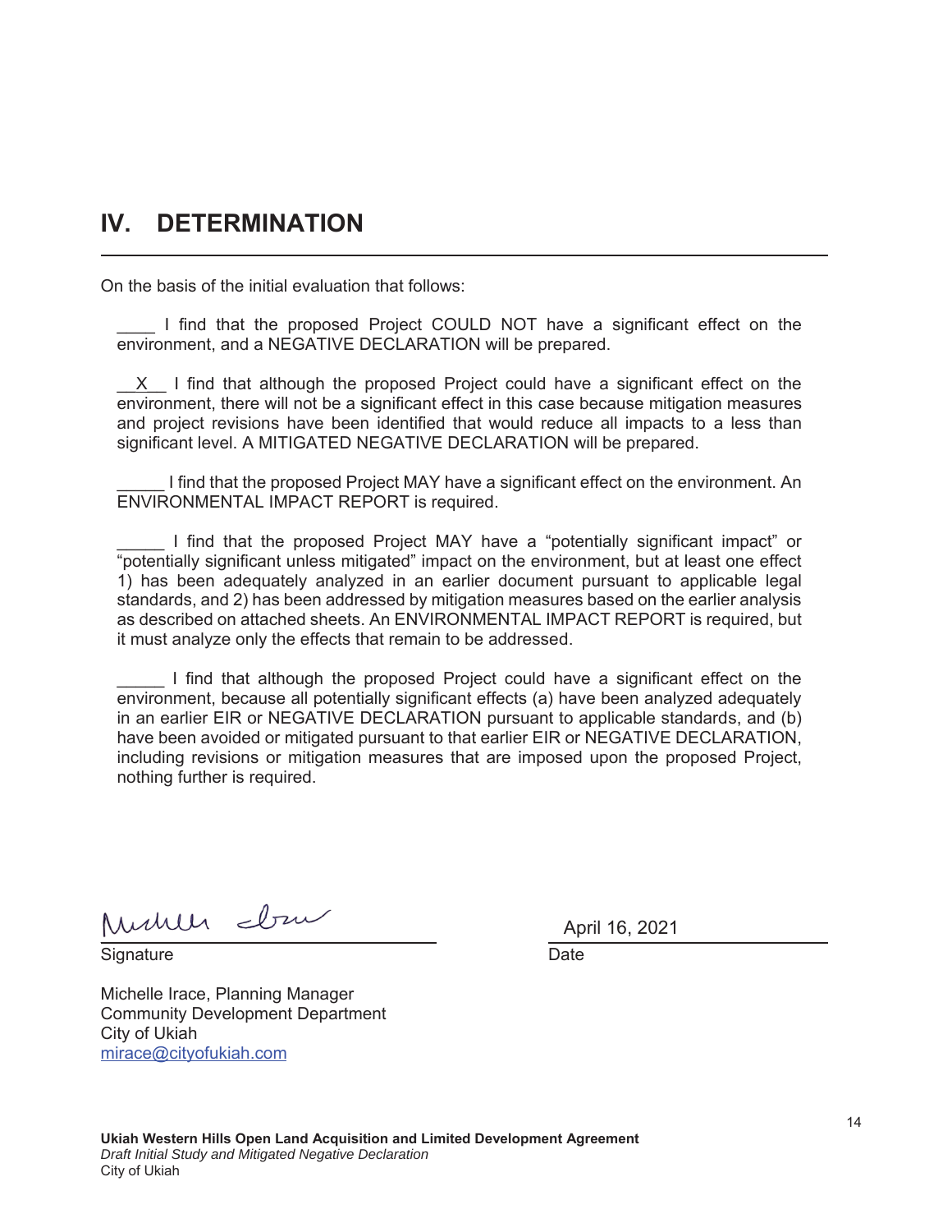## IV. DETERMINATION

On the basis of the initial evaluation that follows:

____ I find that the proposed Project COULD NOT have a significant effect on the environment, and a NEGATIVE DECLARATION will be prepared.

__X__ I find that although the proposed Project could have a significant effect on the environment, there will not be a significant effect in this case because mitigation measures and project revisions have been identified that would reduce all impacts to a less than significant level. A MITIGATED NEGATIVE DECLARATION will be prepared.

_____ I find that the proposed Project MAY have a significant effect on the environment. An ENVIRONMENTAL IMPACT REPORT is required.

_____ I find that the proposed Project MAY have a "potentially significant impact" or "potentially significant unless mitigated" impact on the environment, but at least one effect 1) has been adequately analyzed in an earlier document pursuant to applicable legal standards, and 2) has been addressed by mitigation measures based on the earlier analysis as described on attached sheets. An ENVIRONMENTAL IMPACT REPORT is required, but it must analyze only the effects that remain to be addressed.

_____ I find that although the proposed Project could have a significant effect on the environment, because all potentially significant effects (a) have been analyzed adequately in an earlier EIR or NEGATIVE DECLARATION pursuant to applicable standards, and (b) have been avoided or mitigated pursuant to that earlier EIR or NEGATIVE DECLARATION, including revisions or mitigation measures that are imposed upon the proposed Project, nothing further is required.

Signature: Michelle Irace (signed)    Date: April 16, 2021

Michelle Irace, Planning Manager
Community Development Department
City of Ukiah
mirace@cityofukiah.com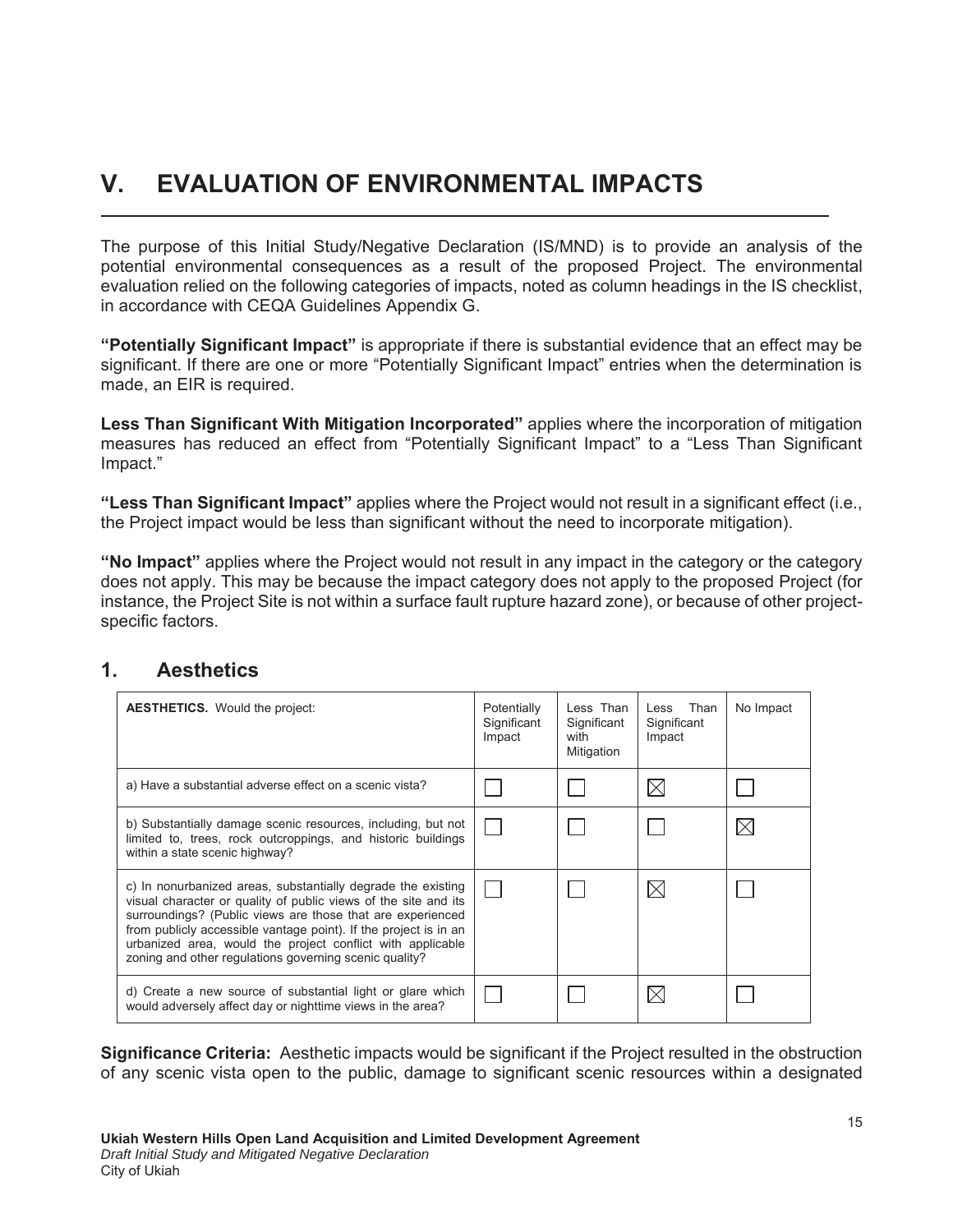# V. EVALUATION OF ENVIRONMENTAL IMPACTS

The purpose of this Initial Study/Negative Declaration (IS/MND) is to provide an analysis of the potential environmental consequences as a result of the proposed Project. The environmental evaluation relied on the following categories of impacts, noted as column headings in the IS checklist, in accordance with CEQA Guidelines Appendix G.

**"Potentially Significant Impact"** is appropriate if there is substantial evidence that an effect may be significant. If there are one or more "Potentially Significant Impact" entries when the determination is made, an EIR is required.

**Less Than Significant With Mitigation Incorporated"** applies where the incorporation of mitigation measures has reduced an effect from "Potentially Significant Impact" to a "Less Than Significant Impact."

**"Less Than Significant Impact"** applies where the Project would not result in a significant effect (i.e., the Project impact would be less than significant without the need to incorporate mitigation).

**"No Impact"** applies where the Project would not result in any impact in the category or the category does not apply. This may be because the impact category does not apply to the proposed Project (for instance, the Project Site is not within a surface fault rupture hazard zone), or because of other project-specific factors.

## 1. Aesthetics

| **AESTHETICS.** Would the project: | Potentially Significant Impact | Less Than Significant with Mitigation | Less Than Significant Impact | No Impact |
|---|---|---|---|---|
| a) Have a substantial adverse effect on a scenic vista? | ☐ | ☐ | ☒ | ☐ |
| b) Substantially damage scenic resources, including, but not limited to, trees, rock outcroppings, and historic buildings within a state scenic highway? | ☐ | ☐ | ☐ | ☒ |
| c) In nonurbanized areas, substantially degrade the existing visual character or quality of public views of the site and its surroundings? (Public views are those that are experienced from publicly accessible vantage point). If the project is in an urbanized area, would the project conflict with applicable zoning and other regulations governing scenic quality? | ☐ | ☐ | ☒ | ☐ |
| d) Create a new source of substantial light or glare which would adversely affect day or nighttime views in the area? | ☐ | ☐ | ☒ | ☐ |

**Significance Criteria:** Aesthetic impacts would be significant if the Project resulted in the obstruction of any scenic vista open to the public, damage to significant scenic resources within a designated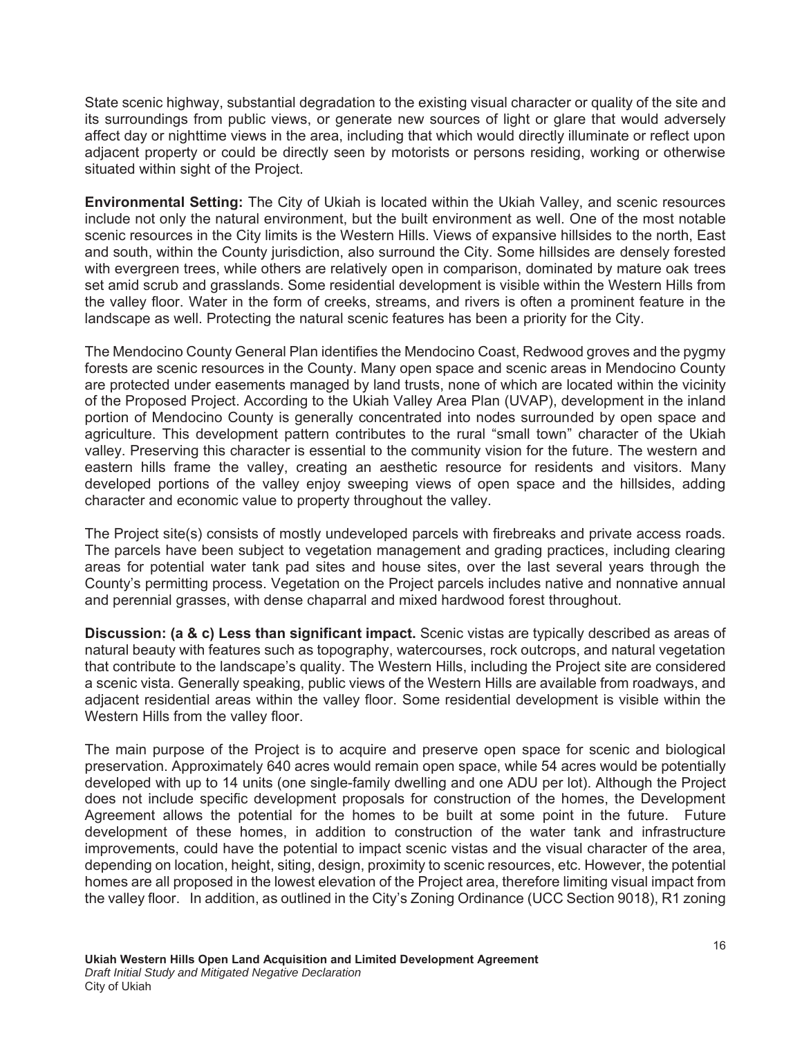State scenic highway, substantial degradation to the existing visual character or quality of the site and its surroundings from public views, or generate new sources of light or glare that would adversely affect day or nighttime views in the area, including that which would directly illuminate or reflect upon adjacent property or could be directly seen by motorists or persons residing, working or otherwise situated within sight of the Project.

**Environmental Setting:** The City of Ukiah is located within the Ukiah Valley, and scenic resources include not only the natural environment, but the built environment as well. One of the most notable scenic resources in the City limits is the Western Hills. Views of expansive hillsides to the north, East and south, within the County jurisdiction, also surround the City. Some hillsides are densely forested with evergreen trees, while others are relatively open in comparison, dominated by mature oak trees set amid scrub and grasslands. Some residential development is visible within the Western Hills from the valley floor. Water in the form of creeks, streams, and rivers is often a prominent feature in the landscape as well. Protecting the natural scenic features has been a priority for the City.

The Mendocino County General Plan identifies the Mendocino Coast, Redwood groves and the pygmy forests are scenic resources in the County. Many open space and scenic areas in Mendocino County are protected under easements managed by land trusts, none of which are located within the vicinity of the Proposed Project. According to the Ukiah Valley Area Plan (UVAP), development in the inland portion of Mendocino County is generally concentrated into nodes surrounded by open space and agriculture. This development pattern contributes to the rural "small town" character of the Ukiah valley. Preserving this character is essential to the community vision for the future. The western and eastern hills frame the valley, creating an aesthetic resource for residents and visitors. Many developed portions of the valley enjoy sweeping views of open space and the hillsides, adding character and economic value to property throughout the valley.

The Project site(s) consists of mostly undeveloped parcels with firebreaks and private access roads. The parcels have been subject to vegetation management and grading practices, including clearing areas for potential water tank pad sites and house sites, over the last several years through the County's permitting process. Vegetation on the Project parcels includes native and nonnative annual and perennial grasses, with dense chaparral and mixed hardwood forest throughout.

**Discussion: (a & c) Less than significant impact.** Scenic vistas are typically described as areas of natural beauty with features such as topography, watercourses, rock outcrops, and natural vegetation that contribute to the landscape's quality. The Western Hills, including the Project site are considered a scenic vista. Generally speaking, public views of the Western Hills are available from roadways, and adjacent residential areas within the valley floor. Some residential development is visible within the Western Hills from the valley floor.

The main purpose of the Project is to acquire and preserve open space for scenic and biological preservation. Approximately 640 acres would remain open space, while 54 acres would be potentially developed with up to 14 units (one single-family dwelling and one ADU per lot). Although the Project does not include specific development proposals for construction of the homes, the Development Agreement allows the potential for the homes to be built at some point in the future. Future development of these homes, in addition to construction of the water tank and infrastructure improvements, could have the potential to impact scenic vistas and the visual character of the area, depending on location, height, siting, design, proximity to scenic resources, etc. However, the potential homes are all proposed in the lowest elevation of the Project area, therefore limiting visual impact from the valley floor. In addition, as outlined in the City's Zoning Ordinance (UCC Section 9018), R1 zoning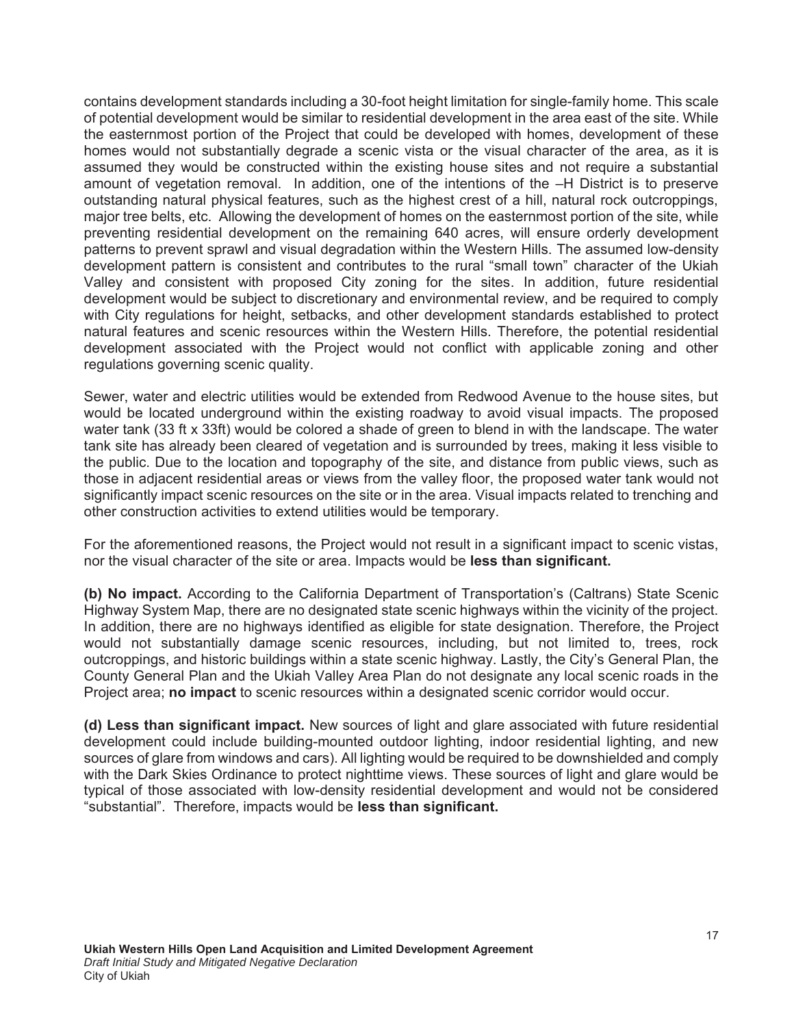contains development standards including a 30-foot height limitation for single-family home. This scale of potential development would be similar to residential development in the area east of the site. While the easternmost portion of the Project that could be developed with homes, development of these homes would not substantially degrade a scenic vista or the visual character of the area, as it is assumed they would be constructed within the existing house sites and not require a substantial amount of vegetation removal. In addition, one of the intentions of the –H District is to preserve outstanding natural physical features, such as the highest crest of a hill, natural rock outcroppings, major tree belts, etc. Allowing the development of homes on the easternmost portion of the site, while preventing residential development on the remaining 640 acres, will ensure orderly development patterns to prevent sprawl and visual degradation within the Western Hills. The assumed low-density development pattern is consistent and contributes to the rural "small town" character of the Ukiah Valley and consistent with proposed City zoning for the sites. In addition, future residential development would be subject to discretionary and environmental review, and be required to comply with City regulations for height, setbacks, and other development standards established to protect natural features and scenic resources within the Western Hills. Therefore, the potential residential development associated with the Project would not conflict with applicable zoning and other regulations governing scenic quality.

Sewer, water and electric utilities would be extended from Redwood Avenue to the house sites, but would be located underground within the existing roadway to avoid visual impacts. The proposed water tank (33 ft x 33ft) would be colored a shade of green to blend in with the landscape. The water tank site has already been cleared of vegetation and is surrounded by trees, making it less visible to the public. Due to the location and topography of the site, and distance from public views, such as those in adjacent residential areas or views from the valley floor, the proposed water tank would not significantly impact scenic resources on the site or in the area. Visual impacts related to trenching and other construction activities to extend utilities would be temporary.

For the aforementioned reasons, the Project would not result in a significant impact to scenic vistas, nor the visual character of the site or area. Impacts would be **less than significant.**

**(b) No impact.** According to the California Department of Transportation's (Caltrans) State Scenic Highway System Map, there are no designated state scenic highways within the vicinity of the project. In addition, there are no highways identified as eligible for state designation. Therefore, the Project would not substantially damage scenic resources, including, but not limited to, trees, rock outcroppings, and historic buildings within a state scenic highway. Lastly, the City's General Plan, the County General Plan and the Ukiah Valley Area Plan do not designate any local scenic roads in the Project area; **no impact** to scenic resources within a designated scenic corridor would occur.

**(d) Less than significant impact.** New sources of light and glare associated with future residential development could include building-mounted outdoor lighting, indoor residential lighting, and new sources of glare from windows and cars). All lighting would be required to be downshielded and comply with the Dark Skies Ordinance to protect nighttime views. These sources of light and glare would be typical of those associated with low-density residential development and would not be considered "substantial". Therefore, impacts would be **less than significant.**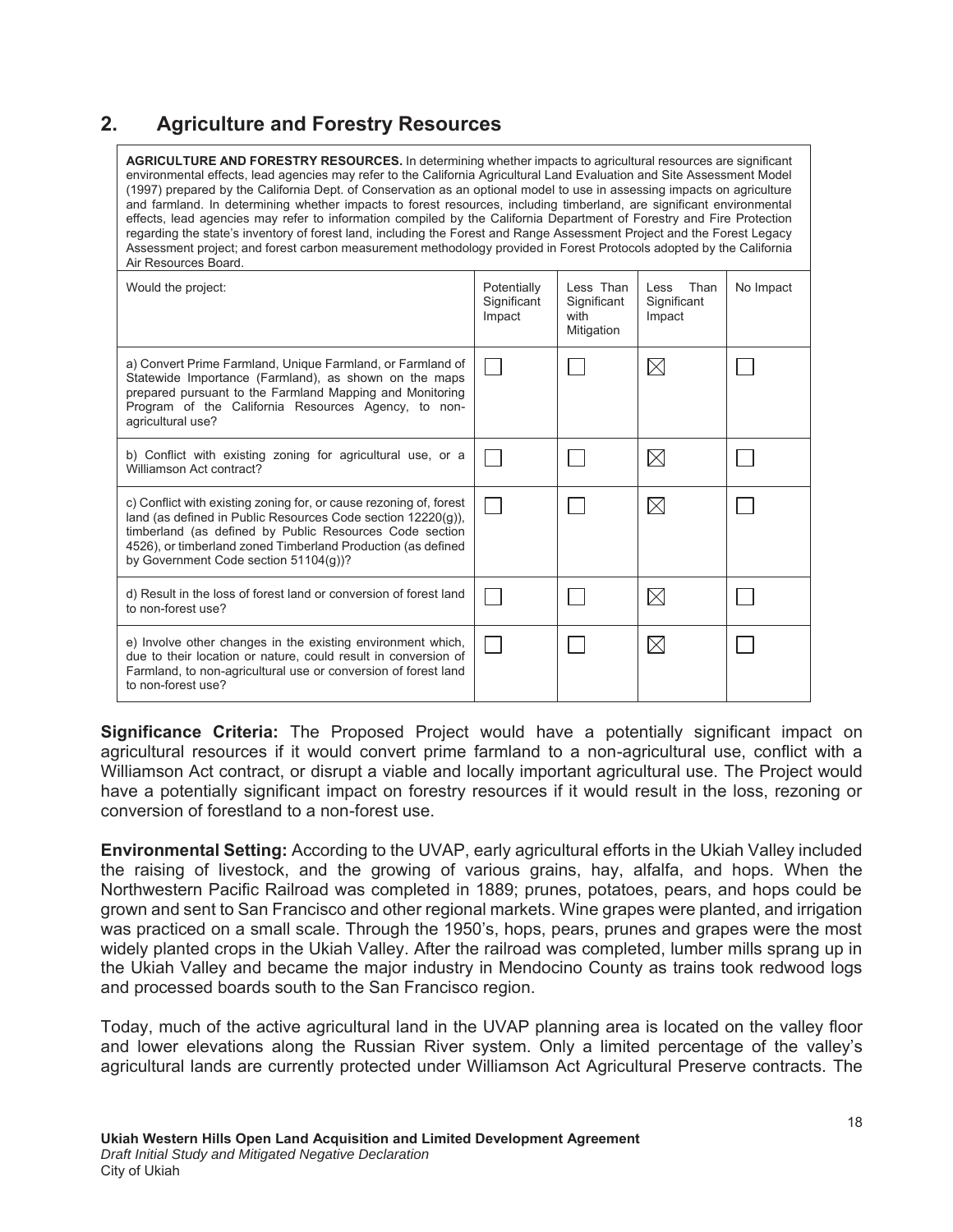## 2. Agriculture and Forestry Resources

**AGRICULTURE AND FORESTRY RESOURCES.** In determining whether impacts to agricultural resources are significant environmental effects, lead agencies may refer to the California Agricultural Land Evaluation and Site Assessment Model (1997) prepared by the California Dept. of Conservation as an optional model to use in assessing impacts on agriculture and farmland. In determining whether impacts to forest resources, including timberland, are significant environmental effects, lead agencies may refer to information compiled by the California Department of Forestry and Fire Protection regarding the state's inventory of forest land, including the Forest and Range Assessment Project and the Forest Legacy Assessment project; and forest carbon measurement methodology provided in Forest Protocols adopted by the California Air Resources Board.

| Would the project: | Potentially Significant Impact | Less Than Significant with Mitigation | Less Than Significant Impact | No Impact |
|---|---|---|---|---|
| a) Convert Prime Farmland, Unique Farmland, or Farmland of Statewide Importance (Farmland), as shown on the maps prepared pursuant to the Farmland Mapping and Monitoring Program of the California Resources Agency, to non-agricultural use? | ☐ | ☐ | ☒ | ☐ |
| b) Conflict with existing zoning for agricultural use, or a Williamson Act contract? | ☐ | ☐ | ☒ | ☐ |
| c) Conflict with existing zoning for, or cause rezoning of, forest land (as defined in Public Resources Code section 12220(g)), timberland (as defined by Public Resources Code section 4526), or timberland zoned Timberland Production (as defined by Government Code section 51104(g))? | ☐ | ☐ | ☒ | ☐ |
| d) Result in the loss of forest land or conversion of forest land to non-forest use? | ☐ | ☐ | ☒ | ☐ |
| e) Involve other changes in the existing environment which, due to their location or nature, could result in conversion of Farmland, to non-agricultural use or conversion of forest land to non-forest use? | ☐ | ☐ | ☒ | ☐ |

**Significance Criteria:** The Proposed Project would have a potentially significant impact on agricultural resources if it would convert prime farmland to a non-agricultural use, conflict with a Williamson Act contract, or disrupt a viable and locally important agricultural use. The Project would have a potentially significant impact on forestry resources if it would result in the loss, rezoning or conversion of forestland to a non-forest use.

**Environmental Setting:** According to the UVAP, early agricultural efforts in the Ukiah Valley included the raising of livestock, and the growing of various grains, hay, alfalfa, and hops. When the Northwestern Pacific Railroad was completed in 1889; prunes, potatoes, pears, and hops could be grown and sent to San Francisco and other regional markets. Wine grapes were planted, and irrigation was practiced on a small scale. Through the 1950's, hops, pears, prunes and grapes were the most widely planted crops in the Ukiah Valley. After the railroad was completed, lumber mills sprang up in the Ukiah Valley and became the major industry in Mendocino County as trains took redwood logs and processed boards south to the San Francisco region.

Today, much of the active agricultural land in the UVAP planning area is located on the valley floor and lower elevations along the Russian River system. Only a limited percentage of the valley's agricultural lands are currently protected under Williamson Act Agricultural Preserve contracts. The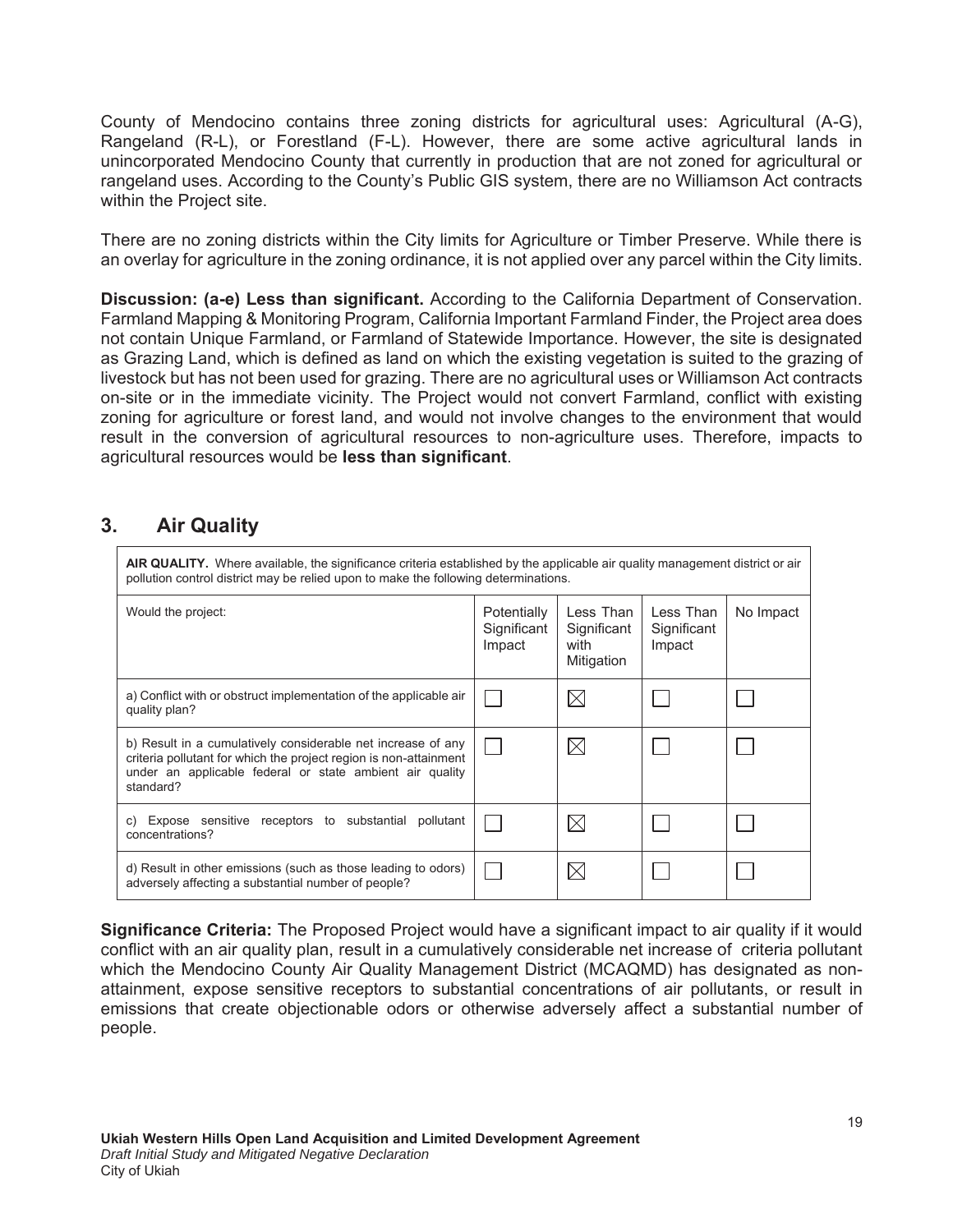County of Mendocino contains three zoning districts for agricultural uses: Agricultural (A-G), Rangeland (R-L), or Forestland (F-L). However, there are some active agricultural lands in unincorporated Mendocino County that currently in production that are not zoned for agricultural or rangeland uses. According to the County's Public GIS system, there are no Williamson Act contracts within the Project site.

There are no zoning districts within the City limits for Agriculture or Timber Preserve. While there is an overlay for agriculture in the zoning ordinance, it is not applied over any parcel within the City limits.

**Discussion: (a-e) Less than significant.** According to the California Department of Conservation. Farmland Mapping & Monitoring Program, California Important Farmland Finder, the Project area does not contain Unique Farmland, or Farmland of Statewide Importance. However, the site is designated as Grazing Land, which is defined as land on which the existing vegetation is suited to the grazing of livestock but has not been used for grazing. There are no agricultural uses or Williamson Act contracts on-site or in the immediate vicinity. The Project would not convert Farmland, conflict with existing zoning for agriculture or forest land, and would not involve changes to the environment that would result in the conversion of agricultural resources to non-agriculture uses. Therefore, impacts to agricultural resources would be **less than significant**.

## 3. Air Quality

**AIR QUALITY.** Where available, the significance criteria established by the applicable air quality management district or air pollution control district may be relied upon to make the following determinations.

| Would the project: | Potentially Significant Impact | Less Than Significant with Mitigation | Less Than Significant Impact | No Impact |
|---|---|---|---|---|
| a) Conflict with or obstruct implementation of the applicable air quality plan? | ☐ | ☒ | ☐ | ☐ |
| b) Result in a cumulatively considerable net increase of any criteria pollutant for which the project region is non-attainment under an applicable federal or state ambient air quality standard? | ☐ | ☒ | ☐ | ☐ |
| c) Expose sensitive receptors to substantial pollutant concentrations? | ☐ | ☒ | ☐ | ☐ |
| d) Result in other emissions (such as those leading to odors) adversely affecting a substantial number of people? | ☐ | ☒ | ☐ | ☐ |

**Significance Criteria:** The Proposed Project would have a significant impact to air quality if it would conflict with an air quality plan, result in a cumulatively considerable net increase of criteria pollutant which the Mendocino County Air Quality Management District (MCAQMD) has designated as non-attainment, expose sensitive receptors to substantial concentrations of air pollutants, or result in emissions that create objectionable odors or otherwise adversely affect a substantial number of people.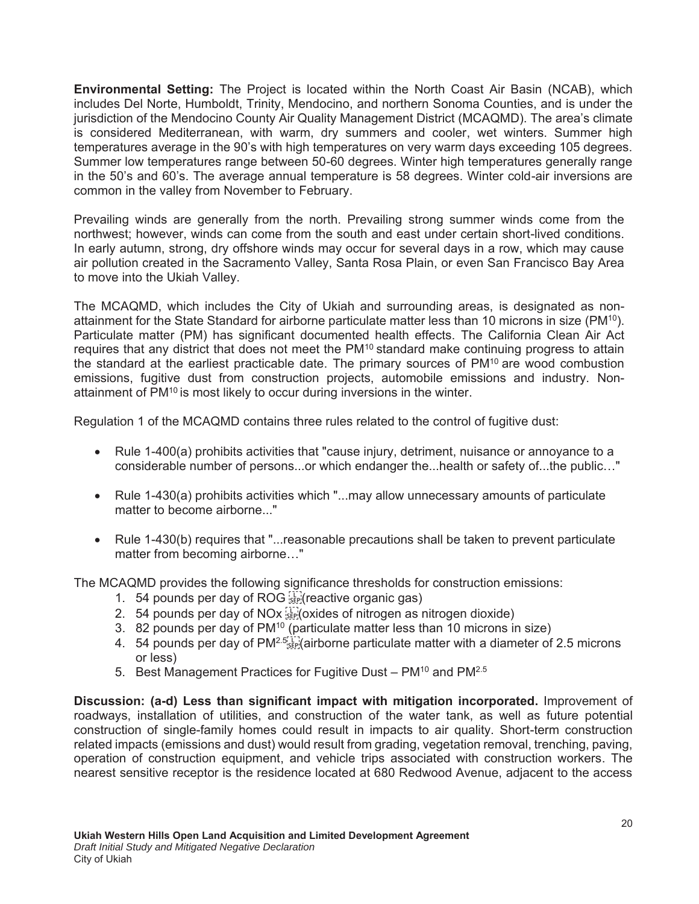**Environmental Setting:** The Project is located within the North Coast Air Basin (NCAB), which includes Del Norte, Humboldt, Trinity, Mendocino, and northern Sonoma Counties, and is under the jurisdiction of the Mendocino County Air Quality Management District (MCAQMD). The area's climate is considered Mediterranean, with warm, dry summers and cooler, wet winters. Summer high temperatures average in the 90's with high temperatures on very warm days exceeding 105 degrees. Summer low temperatures range between 50-60 degrees. Winter high temperatures generally range in the 50's and 60's. The average annual temperature is 58 degrees. Winter cold-air inversions are common in the valley from November to February.

Prevailing winds are generally from the north. Prevailing strong summer winds come from the northwest; however, winds can come from the south and east under certain short-lived conditions. In early autumn, strong, dry offshore winds may occur for several days in a row, which may cause air pollution created in the Sacramento Valley, Santa Rosa Plain, or even San Francisco Bay Area to move into the Ukiah Valley.

The MCAQMD, which includes the City of Ukiah and surrounding areas, is designated as non-attainment for the State Standard for airborne particulate matter less than 10 microns in size ($PM^{10}$). Particulate matter (PM) has significant documented health effects. The California Clean Air Act requires that any district that does not meet the $PM^{10}$ standard make continuing progress to attain the standard at the earliest practicable date. The primary sources of $PM^{10}$ are wood combustion emissions, fugitive dust from construction projects, automobile emissions and industry. Non-attainment of $PM^{10}$ is most likely to occur during inversions in the winter.

Regulation 1 of the MCAQMD contains three rules related to the control of fugitive dust:

- Rule 1-400(a) prohibits activities that "cause injury, detriment, nuisance or annoyance to a considerable number of persons...or which endanger the...health or safety of...the public…"
- Rule 1-430(a) prohibits activities which "...may allow unnecessary amounts of particulate matter to become airborne..."
- Rule 1-430(b) requires that "...reasonable precautions shall be taken to prevent particulate matter from becoming airborne…"

The MCAQMD provides the following significance thresholds for construction emissions:

1. 54 pounds per day of ROG (reactive organic gas)
2. 54 pounds per day of NOx (oxides of nitrogen as nitrogen dioxide)
3. 82 pounds per day of $PM^{10}$ (particulate matter less than 10 microns in size)
4. 54 pounds per day of $PM^{2.5}$ (airborne particulate matter with a diameter of 2.5 microns or less)
5. Best Management Practices for Fugitive Dust – $PM^{10}$ and $PM^{2.5}$

**Discussion: (a-d) Less than significant impact with mitigation incorporated.** Improvement of roadways, installation of utilities, and construction of the water tank, as well as future potential construction of single-family homes could result in impacts to air quality. Short-term construction related impacts (emissions and dust) would result from grading, vegetation removal, trenching, paving, operation of construction equipment, and vehicle trips associated with construction workers. The nearest sensitive receptor is the residence located at 680 Redwood Avenue, adjacent to the access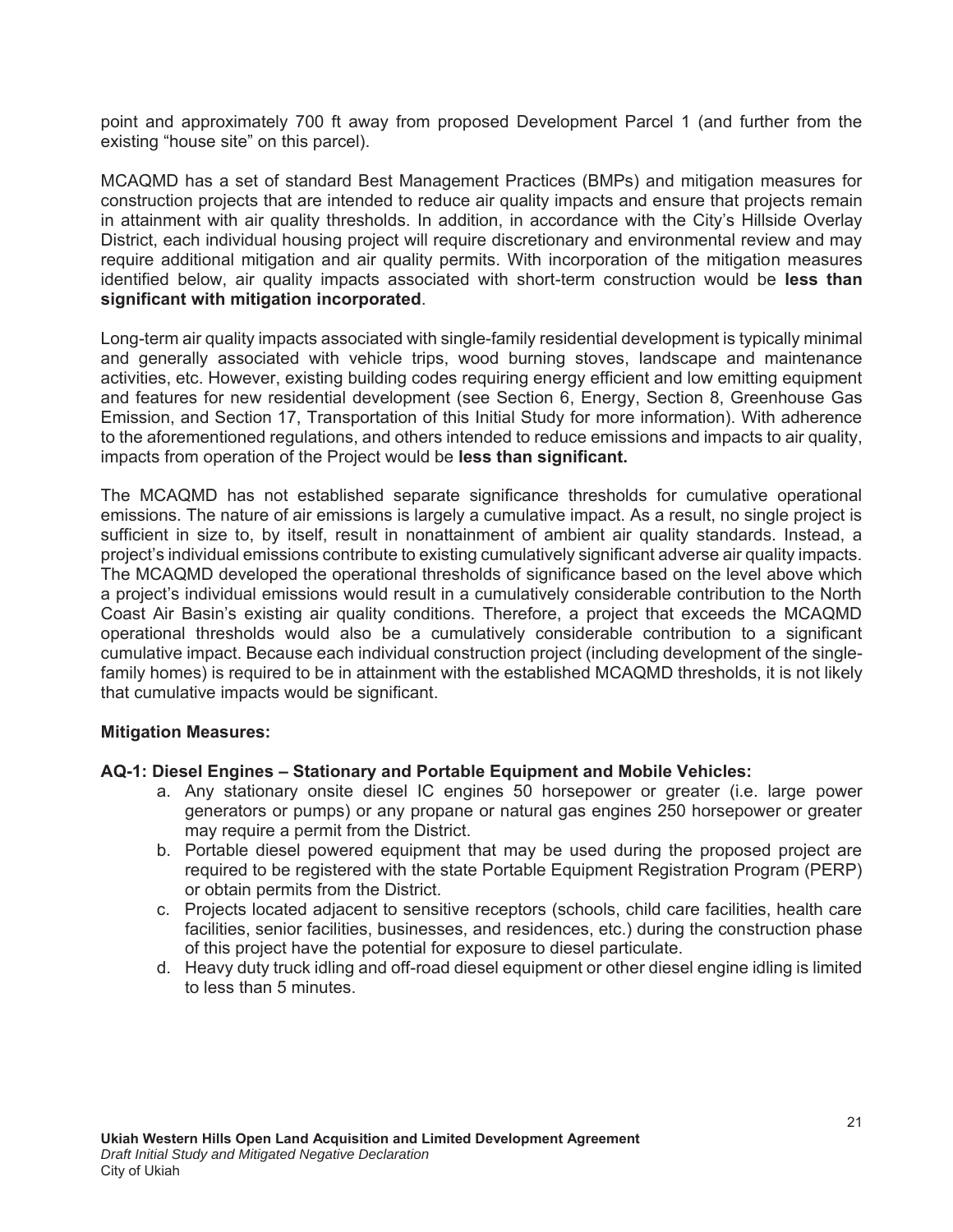point and approximately 700 ft away from proposed Development Parcel 1 (and further from the existing "house site" on this parcel).

MCAQMD has a set of standard Best Management Practices (BMPs) and mitigation measures for construction projects that are intended to reduce air quality impacts and ensure that projects remain in attainment with air quality thresholds. In addition, in accordance with the City's Hillside Overlay District, each individual housing project will require discretionary and environmental review and may require additional mitigation and air quality permits. With incorporation of the mitigation measures identified below, air quality impacts associated with short-term construction would be **less than significant with mitigation incorporated**.

Long-term air quality impacts associated with single-family residential development is typically minimal and generally associated with vehicle trips, wood burning stoves, landscape and maintenance activities, etc. However, existing building codes requiring energy efficient and low emitting equipment and features for new residential development (see Section 6, Energy, Section 8, Greenhouse Gas Emission, and Section 17, Transportation of this Initial Study for more information). With adherence to the aforementioned regulations, and others intended to reduce emissions and impacts to air quality, impacts from operation of the Project would be **less than significant.**

The MCAQMD has not established separate significance thresholds for cumulative operational emissions. The nature of air emissions is largely a cumulative impact. As a result, no single project is sufficient in size to, by itself, result in nonattainment of ambient air quality standards. Instead, a project's individual emissions contribute to existing cumulatively significant adverse air quality impacts. The MCAQMD developed the operational thresholds of significance based on the level above which a project's individual emissions would result in a cumulatively considerable contribution to the North Coast Air Basin's existing air quality conditions. Therefore, a project that exceeds the MCAQMD operational thresholds would also be a cumulatively considerable contribution to a significant cumulative impact. Because each individual construction project (including development of the single-family homes) is required to be in attainment with the established MCAQMD thresholds, it is not likely that cumulative impacts would be significant.

**Mitigation Measures:**

**AQ-1: Diesel Engines – Stationary and Portable Equipment and Mobile Vehicles:**

a. Any stationary onsite diesel IC engines 50 horsepower or greater (i.e. large power generators or pumps) or any propane or natural gas engines 250 horsepower or greater may require a permit from the District.
b. Portable diesel powered equipment that may be used during the proposed project are required to be registered with the state Portable Equipment Registration Program (PERP) or obtain permits from the District.
c. Projects located adjacent to sensitive receptors (schools, child care facilities, health care facilities, senior facilities, businesses, and residences, etc.) during the construction phase of this project have the potential for exposure to diesel particulate.
d. Heavy duty truck idling and off-road diesel equipment or other diesel engine idling is limited to less than 5 minutes.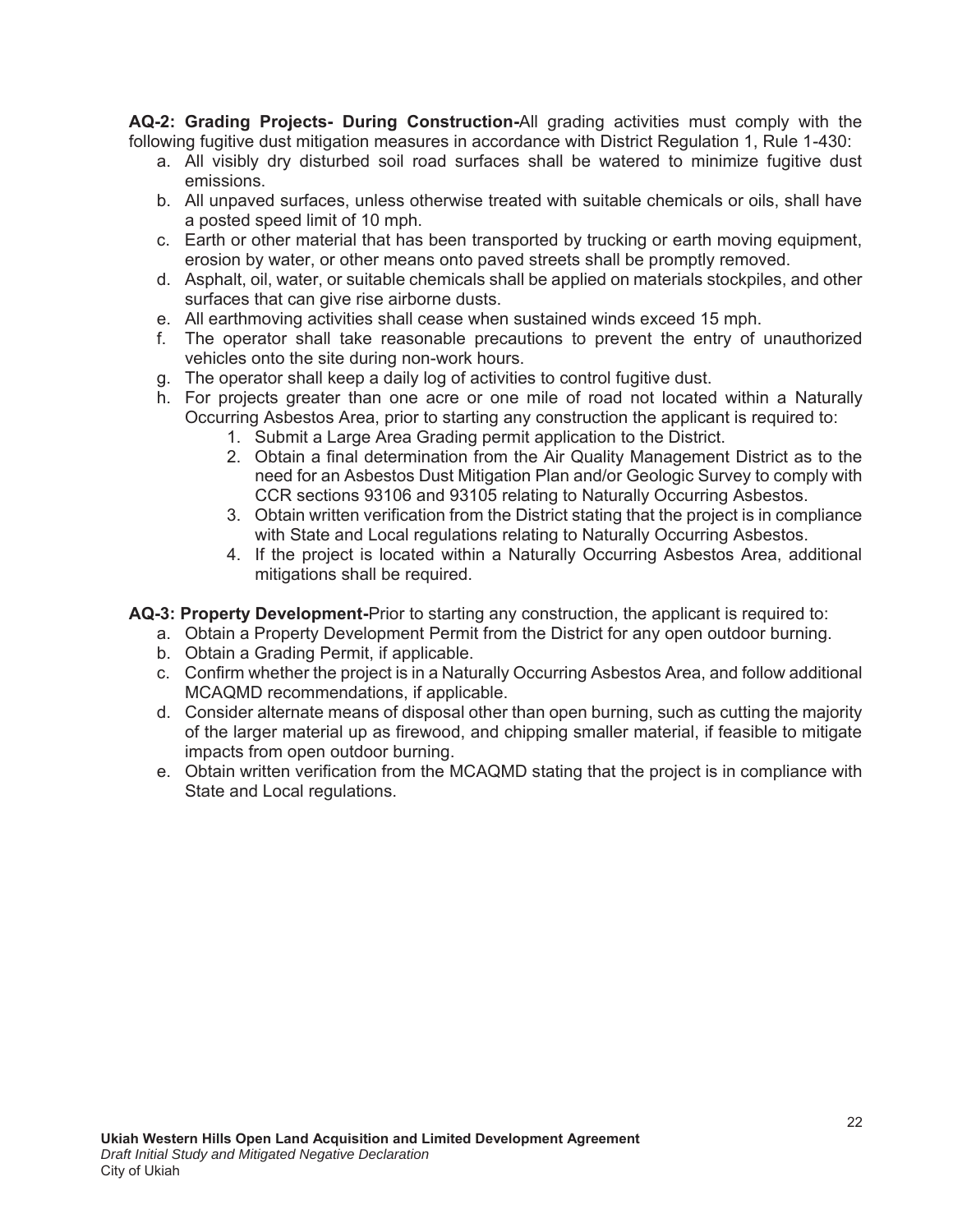**AQ-2: Grading Projects- During Construction-**All grading activities must comply with the following fugitive dust mitigation measures in accordance with District Regulation 1, Rule 1-430:

a. All visibly dry disturbed soil road surfaces shall be watered to minimize fugitive dust emissions.
b. All unpaved surfaces, unless otherwise treated with suitable chemicals or oils, shall have a posted speed limit of 10 mph.
c. Earth or other material that has been transported by trucking or earth moving equipment, erosion by water, or other means onto paved streets shall be promptly removed.
d. Asphalt, oil, water, or suitable chemicals shall be applied on materials stockpiles, and other surfaces that can give rise airborne dusts.
e. All earthmoving activities shall cease when sustained winds exceed 15 mph.
f. The operator shall take reasonable precautions to prevent the entry of unauthorized vehicles onto the site during non-work hours.
g. The operator shall keep a daily log of activities to control fugitive dust.
h. For projects greater than one acre or one mile of road not located within a Naturally Occurring Asbestos Area, prior to starting any construction the applicant is required to:
    1. Submit a Large Area Grading permit application to the District.
    2. Obtain a final determination from the Air Quality Management District as to the need for an Asbestos Dust Mitigation Plan and/or Geologic Survey to comply with CCR sections 93106 and 93105 relating to Naturally Occurring Asbestos.
    3. Obtain written verification from the District stating that the project is in compliance with State and Local regulations relating to Naturally Occurring Asbestos.
    4. If the project is located within a Naturally Occurring Asbestos Area, additional mitigations shall be required.

**AQ-3: Property Development-**Prior to starting any construction, the applicant is required to:

a. Obtain a Property Development Permit from the District for any open outdoor burning.
b. Obtain a Grading Permit, if applicable.
c. Confirm whether the project is in a Naturally Occurring Asbestos Area, and follow additional MCAQMD recommendations, if applicable.
d. Consider alternate means of disposal other than open burning, such as cutting the majority of the larger material up as firewood, and chipping smaller material, if feasible to mitigate impacts from open outdoor burning.
e. Obtain written verification from the MCAQMD stating that the project is in compliance with State and Local regulations.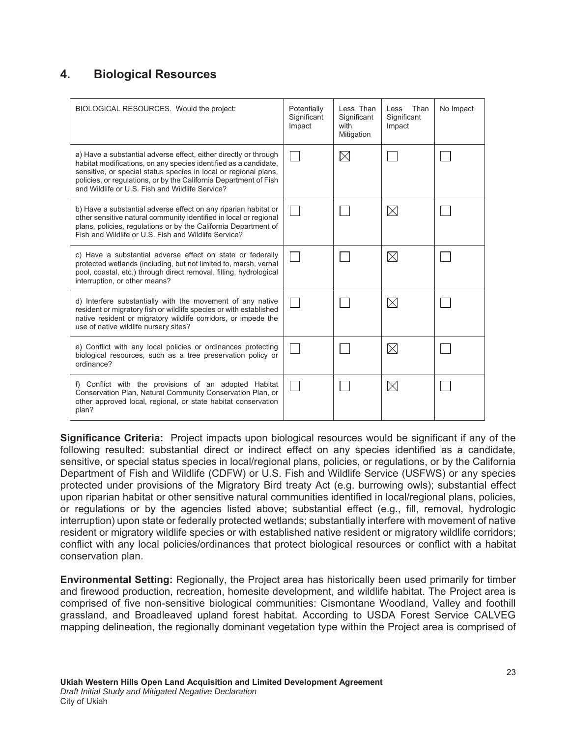## 4. Biological Resources

| BIOLOGICAL RESOURCES. Would the project: | Potentially Significant Impact | Less Than Significant with Mitigation | Less Than Significant Impact | No Impact |
|---|---|---|---|---|
| a) Have a substantial adverse effect, either directly or through habitat modifications, on any species identified as a candidate, sensitive, or special status species in local or regional plans, policies, or regulations, or by the California Department of Fish and Wildlife or U.S. Fish and Wildlife Service? | ☐ | ☒ | ☐ | ☐ |
| b) Have a substantial adverse effect on any riparian habitat or other sensitive natural community identified in local or regional plans, policies, regulations or by the California Department of Fish and Wildlife or U.S. Fish and Wildlife Service? | ☐ | ☐ | ☒ | ☐ |
| c) Have a substantial adverse effect on state or federally protected wetlands (including, but not limited to, marsh, vernal pool, coastal, etc.) through direct removal, filling, hydrological interruption, or other means? | ☐ | ☐ | ☒ | ☐ |
| d) Interfere substantially with the movement of any native resident or migratory fish or wildlife species or with established native resident or migratory wildlife corridors, or impede the use of native wildlife nursery sites? | ☐ | ☐ | ☒ | ☐ |
| e) Conflict with any local policies or ordinances protecting biological resources, such as a tree preservation policy or ordinance? | ☐ | ☐ | ☒ | ☐ |
| f) Conflict with the provisions of an adopted Habitat Conservation Plan, Natural Community Conservation Plan, or other approved local, regional, or state habitat conservation plan? | ☐ | ☐ | ☒ | ☐ |

**Significance Criteria:** Project impacts upon biological resources would be significant if any of the following resulted: substantial direct or indirect effect on any species identified as a candidate, sensitive, or special status species in local/regional plans, policies, or regulations, or by the California Department of Fish and Wildlife (CDFW) or U.S. Fish and Wildlife Service (USFWS) or any species protected under provisions of the Migratory Bird treaty Act (e.g. burrowing owls); substantial effect upon riparian habitat or other sensitive natural communities identified in local/regional plans, policies, or regulations or by the agencies listed above; substantial effect (e.g., fill, removal, hydrologic interruption) upon state or federally protected wetlands; substantially interfere with movement of native resident or migratory wildlife species or with established native resident or migratory wildlife corridors; conflict with any local policies/ordinances that protect biological resources or conflict with a habitat conservation plan.

**Environmental Setting:** Regionally, the Project area has historically been used primarily for timber and firewood production, recreation, homesite development, and wildlife habitat. The Project area is comprised of five non-sensitive biological communities: Cismontane Woodland, Valley and foothill grassland, and Broadleaved upland forest habitat. According to USDA Forest Service CALVEG mapping delineation, the regionally dominant vegetation type within the Project area is comprised of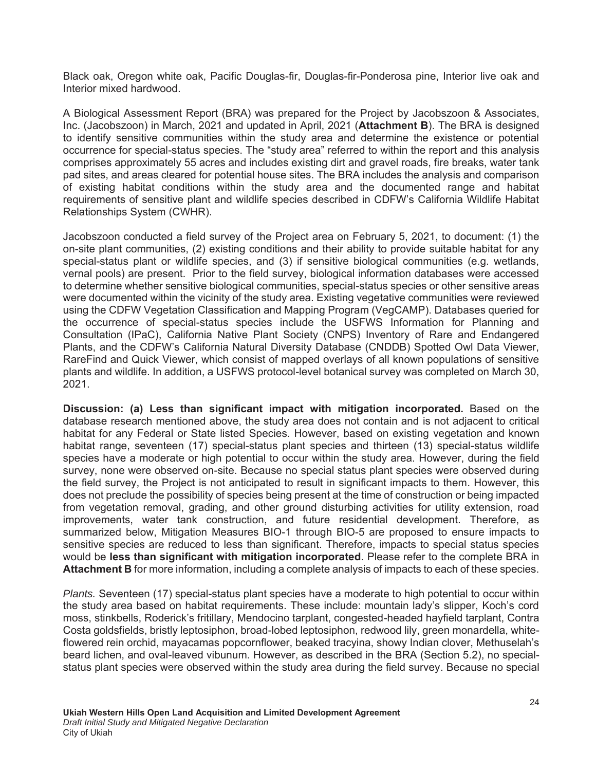Black oak, Oregon white oak, Pacific Douglas-fir, Douglas-fir-Ponderosa pine, Interior live oak and Interior mixed hardwood.

A Biological Assessment Report (BRA) was prepared for the Project by Jacobszoon & Associates, Inc. (Jacobszoon) in March, 2021 and updated in April, 2021 (**Attachment B**). The BRA is designed to identify sensitive communities within the study area and determine the existence or potential occurrence for special-status species. The "study area" referred to within the report and this analysis comprises approximately 55 acres and includes existing dirt and gravel roads, fire breaks, water tank pad sites, and areas cleared for potential house sites. The BRA includes the analysis and comparison of existing habitat conditions within the study area and the documented range and habitat requirements of sensitive plant and wildlife species described in CDFW's California Wildlife Habitat Relationships System (CWHR).

Jacobszoon conducted a field survey of the Project area on February 5, 2021, to document: (1) the on-site plant communities, (2) existing conditions and their ability to provide suitable habitat for any special-status plant or wildlife species, and (3) if sensitive biological communities (e.g. wetlands, vernal pools) are present. Prior to the field survey, biological information databases were accessed to determine whether sensitive biological communities, special-status species or other sensitive areas were documented within the vicinity of the study area. Existing vegetative communities were reviewed using the CDFW Vegetation Classification and Mapping Program (VegCAMP). Databases queried for the occurrence of special-status species include the USFWS Information for Planning and Consultation (IPaC), California Native Plant Society (CNPS) Inventory of Rare and Endangered Plants, and the CDFW's California Natural Diversity Database (CNDDB) Spotted Owl Data Viewer, RareFind and Quick Viewer, which consist of mapped overlays of all known populations of sensitive plants and wildlife. In addition, a USFWS protocol-level botanical survey was completed on March 30, 2021.

**Discussion: (a) Less than significant impact with mitigation incorporated.** Based on the database research mentioned above, the study area does not contain and is not adjacent to critical habitat for any Federal or State listed Species. However, based on existing vegetation and known habitat range, seventeen (17) special-status plant species and thirteen (13) special-status wildlife species have a moderate or high potential to occur within the study area. However, during the field survey, none were observed on-site. Because no special status plant species were observed during the field survey, the Project is not anticipated to result in significant impacts to them. However, this does not preclude the possibility of species being present at the time of construction or being impacted from vegetation removal, grading, and other ground disturbing activities for utility extension, road improvements, water tank construction, and future residential development. Therefore, as summarized below, Mitigation Measures BIO-1 through BIO-5 are proposed to ensure impacts to sensitive species are reduced to less than significant. Therefore, impacts to special status species would be **less than significant with mitigation incorporated**. Please refer to the complete BRA in **Attachment B** for more information, including a complete analysis of impacts to each of these species.

*Plants.* Seventeen (17) special-status plant species have a moderate to high potential to occur within the study area based on habitat requirements. These include: mountain lady's slipper, Koch's cord moss, stinkbells, Roderick's fritillary, Mendocino tarplant, congested-headed hayfield tarplant, Contra Costa goldsfields, bristly leptosiphon, broad-lobed leptosiphon, redwood lily, green monardella, white-flowered rein orchid, mayacamas popcornflower, beaked tracyina, showy Indian clover, Methuselah's beard lichen, and oval-leaved vibunum. However, as described in the BRA (Section 5.2), no special-status plant species were observed within the study area during the field survey. Because no special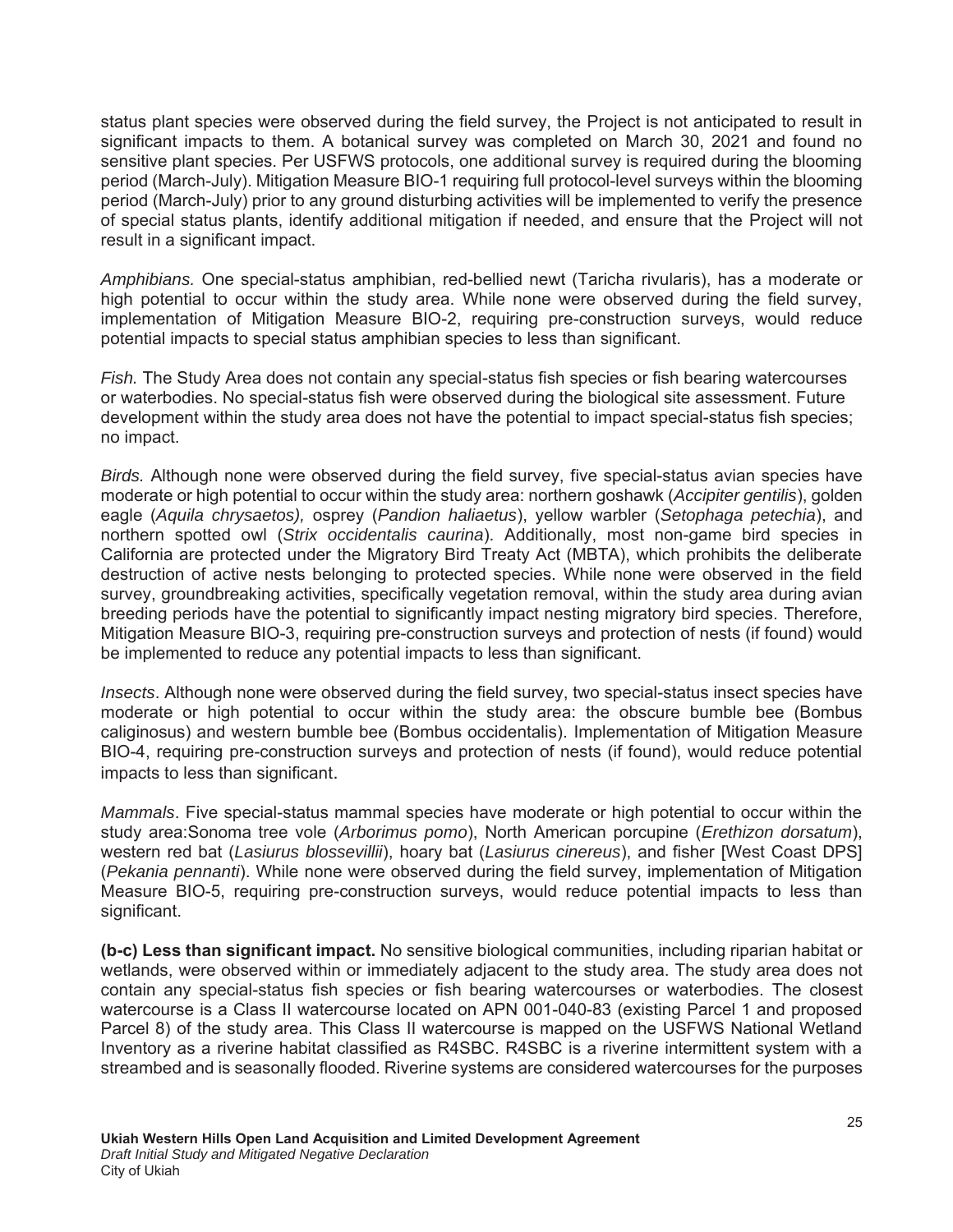status plant species were observed during the field survey, the Project is not anticipated to result in significant impacts to them. A botanical survey was completed on March 30, 2021 and found no sensitive plant species. Per USFWS protocols, one additional survey is required during the blooming period (March-July). Mitigation Measure BIO-1 requiring full protocol-level surveys within the blooming period (March-July) prior to any ground disturbing activities will be implemented to verify the presence of special status plants, identify additional mitigation if needed, and ensure that the Project will not result in a significant impact.

*Amphibians.* One special-status amphibian, red-bellied newt (Taricha rivularis), has a moderate or high potential to occur within the study area. While none were observed during the field survey, implementation of Mitigation Measure BIO-2, requiring pre-construction surveys, would reduce potential impacts to special status amphibian species to less than significant.

*Fish.* The Study Area does not contain any special-status fish species or fish bearing watercourses or waterbodies. No special-status fish were observed during the biological site assessment. Future development within the study area does not have the potential to impact special-status fish species; no impact.

*Birds.* Although none were observed during the field survey, five special-status avian species have moderate or high potential to occur within the study area: northern goshawk (*Accipiter gentilis*), golden eagle (*Aquila chrysaetos),* osprey (*Pandion haliaetus*), yellow warbler (*Setophaga petechia*), and northern spotted owl (*Strix occidentalis caurina*). Additionally, most non-game bird species in California are protected under the Migratory Bird Treaty Act (MBTA), which prohibits the deliberate destruction of active nests belonging to protected species. While none were observed in the field survey, groundbreaking activities, specifically vegetation removal, within the study area during avian breeding periods have the potential to significantly impact nesting migratory bird species. Therefore, Mitigation Measure BIO-3, requiring pre-construction surveys and protection of nests (if found) would be implemented to reduce any potential impacts to less than significant.

*Insects*. Although none were observed during the field survey, two special-status insect species have moderate or high potential to occur within the study area: the obscure bumble bee (Bombus caliginosus) and western bumble bee (Bombus occidentalis). Implementation of Mitigation Measure BIO-4, requiring pre-construction surveys and protection of nests (if found), would reduce potential impacts to less than significant.

*Mammals*. Five special-status mammal species have moderate or high potential to occur within the study area:Sonoma tree vole (*Arborimus pomo*), North American porcupine (*Erethizon dorsatum*), western red bat (*Lasiurus blossevillii*), hoary bat (*Lasiurus cinereus*), and fisher [West Coast DPS] (*Pekania pennanti*). While none were observed during the field survey, implementation of Mitigation Measure BIO-5, requiring pre-construction surveys, would reduce potential impacts to less than significant.

**(b-c) Less than significant impact.** No sensitive biological communities, including riparian habitat or wetlands, were observed within or immediately adjacent to the study area. The study area does not contain any special-status fish species or fish bearing watercourses or waterbodies. The closest watercourse is a Class II watercourse located on APN 001-040-83 (existing Parcel 1 and proposed Parcel 8) of the study area. This Class II watercourse is mapped on the USFWS National Wetland Inventory as a riverine habitat classified as R4SBC. R4SBC is a riverine intermittent system with a streambed and is seasonally flooded. Riverine systems are considered watercourses for the purposes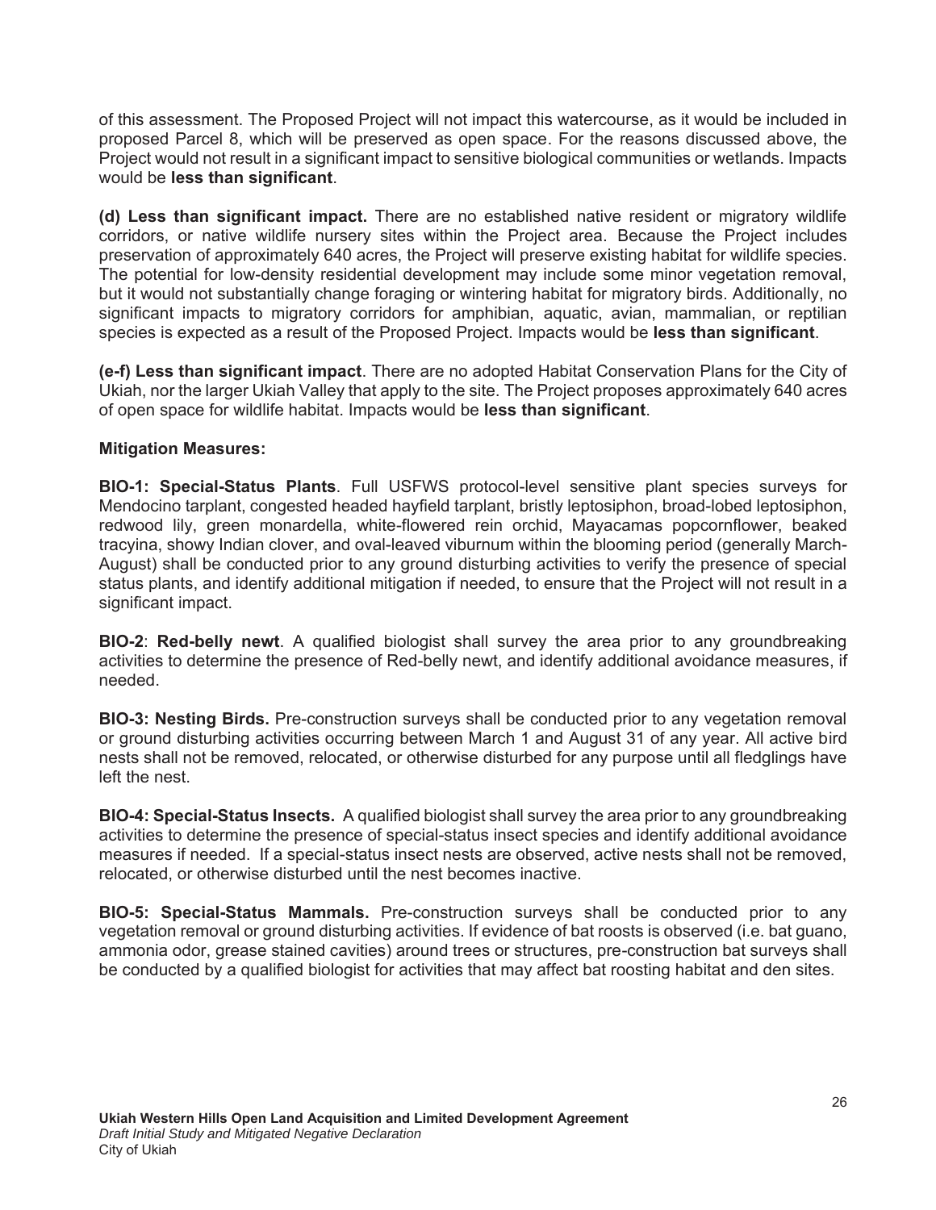of this assessment. The Proposed Project will not impact this watercourse, as it would be included in proposed Parcel 8, which will be preserved as open space. For the reasons discussed above, the Project would not result in a significant impact to sensitive biological communities or wetlands. Impacts would be **less than significant**.

**(d) Less than significant impact.** There are no established native resident or migratory wildlife corridors, or native wildlife nursery sites within the Project area. Because the Project includes preservation of approximately 640 acres, the Project will preserve existing habitat for wildlife species. The potential for low-density residential development may include some minor vegetation removal, but it would not substantially change foraging or wintering habitat for migratory birds. Additionally, no significant impacts to migratory corridors for amphibian, aquatic, avian, mammalian, or reptilian species is expected as a result of the Proposed Project. Impacts would be **less than significant**.

**(e-f) Less than significant impact**. There are no adopted Habitat Conservation Plans for the City of Ukiah, nor the larger Ukiah Valley that apply to the site. The Project proposes approximately 640 acres of open space for wildlife habitat. Impacts would be **less than significant**.

**Mitigation Measures:**

**BIO-1: Special-Status Plants**. Full USFWS protocol-level sensitive plant species surveys for Mendocino tarplant, congested headed hayfield tarplant, bristly leptosiphon, broad-lobed leptosiphon, redwood lily, green monardella, white-flowered rein orchid, Mayacamas popcornflower, beaked tracyina, showy Indian clover, and oval-leaved viburnum within the blooming period (generally March-August) shall be conducted prior to any ground disturbing activities to verify the presence of special status plants, and identify additional mitigation if needed, to ensure that the Project will not result in a significant impact.

**BIO-2**: **Red-belly newt**. A qualified biologist shall survey the area prior to any groundbreaking activities to determine the presence of Red-belly newt, and identify additional avoidance measures, if needed.

**BIO-3: Nesting Birds.** Pre-construction surveys shall be conducted prior to any vegetation removal or ground disturbing activities occurring between March 1 and August 31 of any year. All active bird nests shall not be removed, relocated, or otherwise disturbed for any purpose until all fledglings have left the nest.

**BIO-4: Special-Status Insects.** A qualified biologist shall survey the area prior to any groundbreaking activities to determine the presence of special-status insect species and identify additional avoidance measures if needed. If a special-status insect nests are observed, active nests shall not be removed, relocated, or otherwise disturbed until the nest becomes inactive.

**BIO-5: Special-Status Mammals.** Pre-construction surveys shall be conducted prior to any vegetation removal or ground disturbing activities. If evidence of bat roosts is observed (i.e. bat guano, ammonia odor, grease stained cavities) around trees or structures, pre-construction bat surveys shall be conducted by a qualified biologist for activities that may affect bat roosting habitat and den sites.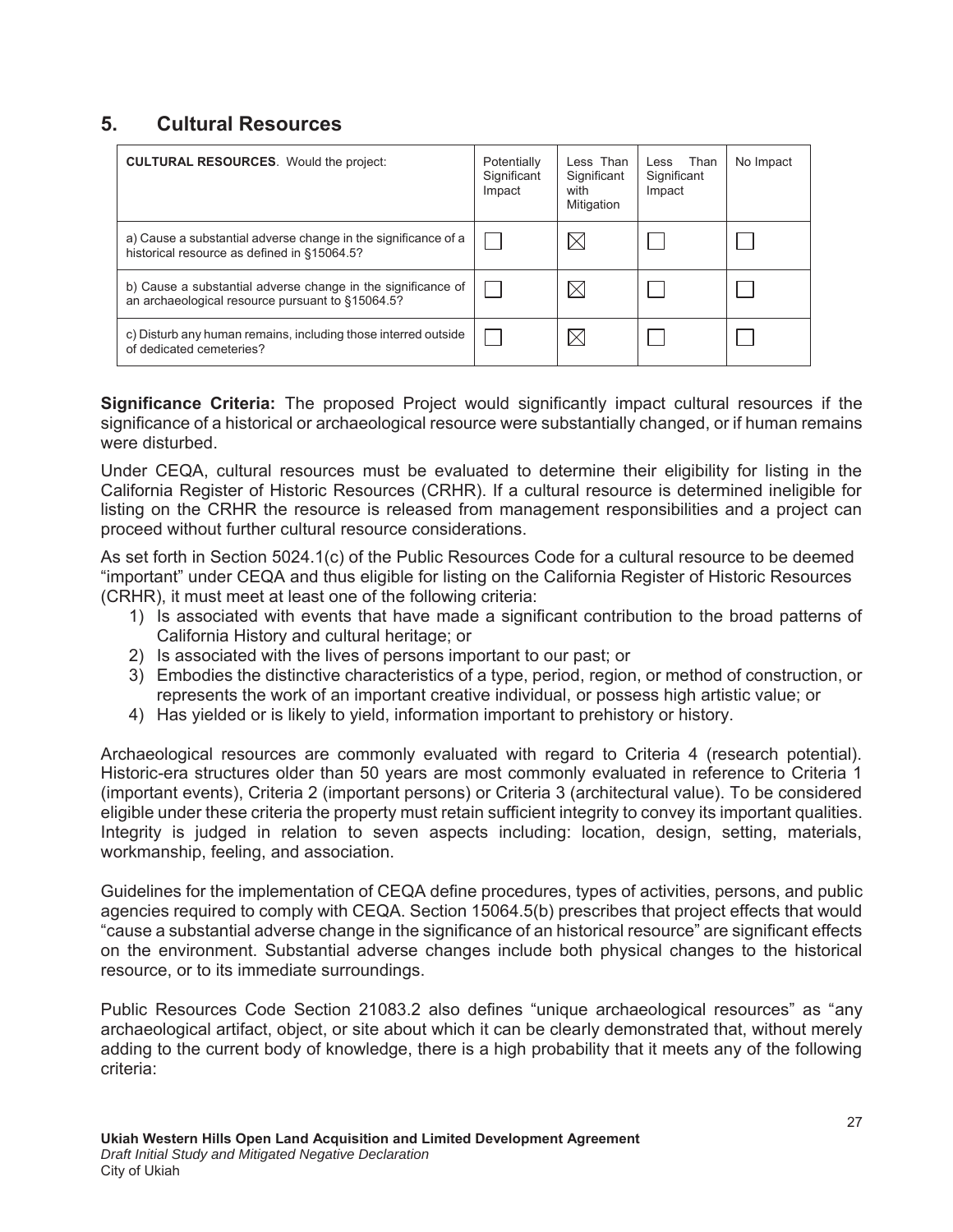## 5. Cultural Resources

| **CULTURAL RESOURCES**. Would the project: | Potentially Significant Impact | Less Than Significant with Mitigation | Less Than Significant Impact | No Impact |
|---|---|---|---|---|
| a) Cause a substantial adverse change in the significance of a historical resource as defined in §15064.5? | ☐ | ☒ | ☐ | ☐ |
| b) Cause a substantial adverse change in the significance of an archaeological resource pursuant to §15064.5? | ☐ | ☒ | ☐ | ☐ |
| c) Disturb any human remains, including those interred outside of dedicated cemeteries? | ☐ | ☒ | ☐ | ☐ |

**Significance Criteria:** The proposed Project would significantly impact cultural resources if the significance of a historical or archaeological resource were substantially changed, or if human remains were disturbed.

Under CEQA, cultural resources must be evaluated to determine their eligibility for listing in the California Register of Historic Resources (CRHR). If a cultural resource is determined ineligible for listing on the CRHR the resource is released from management responsibilities and a project can proceed without further cultural resource considerations.

As set forth in Section 5024.1(c) of the Public Resources Code for a cultural resource to be deemed "important" under CEQA and thus eligible for listing on the California Register of Historic Resources (CRHR), it must meet at least one of the following criteria:

1) Is associated with events that have made a significant contribution to the broad patterns of California History and cultural heritage; or
2) Is associated with the lives of persons important to our past; or
3) Embodies the distinctive characteristics of a type, period, region, or method of construction, or represents the work of an important creative individual, or possess high artistic value; or
4) Has yielded or is likely to yield, information important to prehistory or history.

Archaeological resources are commonly evaluated with regard to Criteria 4 (research potential). Historic-era structures older than 50 years are most commonly evaluated in reference to Criteria 1 (important events), Criteria 2 (important persons) or Criteria 3 (architectural value). To be considered eligible under these criteria the property must retain sufficient integrity to convey its important qualities. Integrity is judged in relation to seven aspects including: location, design, setting, materials, workmanship, feeling, and association.

Guidelines for the implementation of CEQA define procedures, types of activities, persons, and public agencies required to comply with CEQA. Section 15064.5(b) prescribes that project effects that would "cause a substantial adverse change in the significance of an historical resource" are significant effects on the environment. Substantial adverse changes include both physical changes to the historical resource, or to its immediate surroundings.

Public Resources Code Section 21083.2 also defines "unique archaeological resources" as "any archaeological artifact, object, or site about which it can be clearly demonstrated that, without merely adding to the current body of knowledge, there is a high probability that it meets any of the following criteria: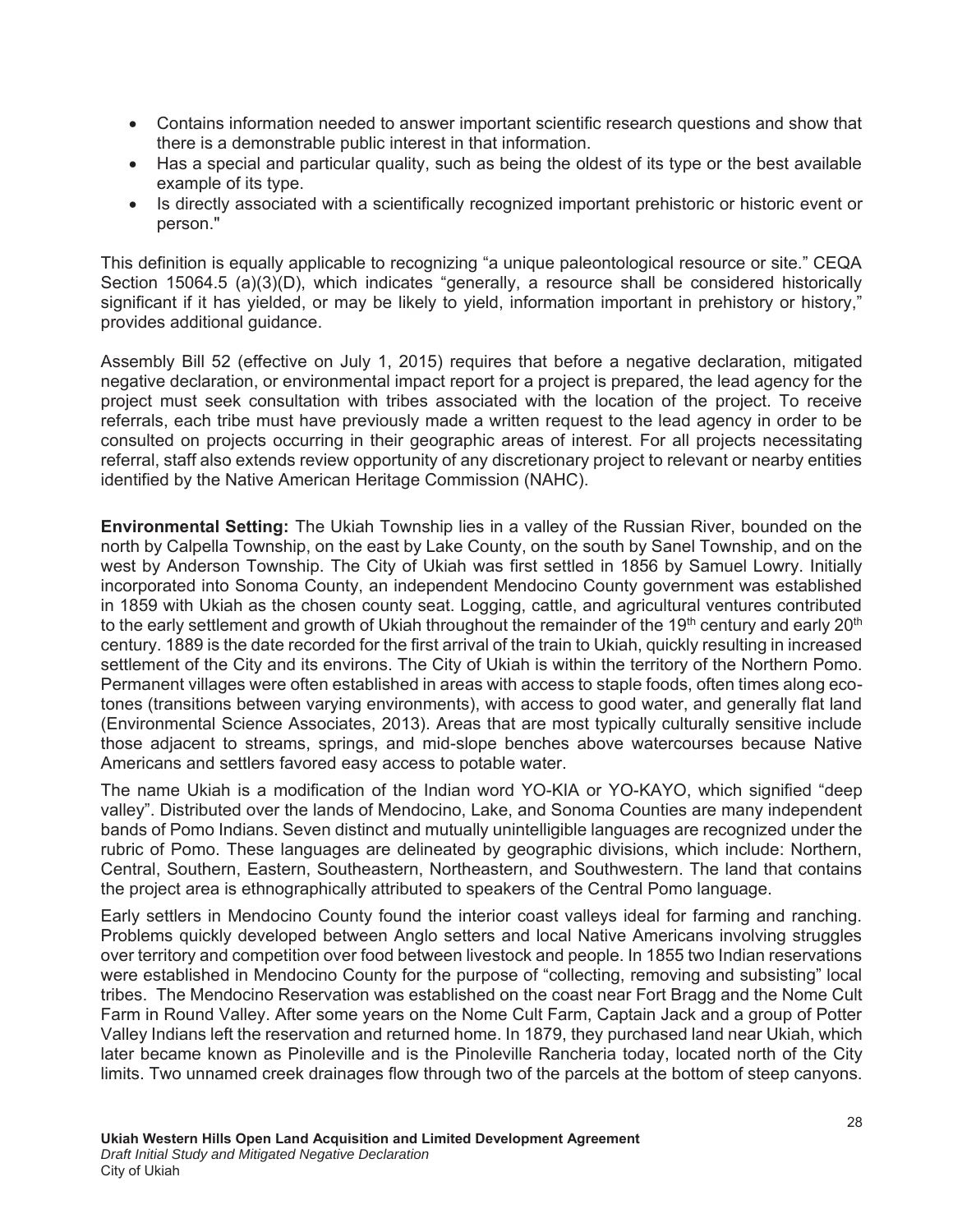- Contains information needed to answer important scientific research questions and show that there is a demonstrable public interest in that information.
- Has a special and particular quality, such as being the oldest of its type or the best available example of its type.
- Is directly associated with a scientifically recognized important prehistoric or historic event or person."

This definition is equally applicable to recognizing "a unique paleontological resource or site." CEQA Section 15064.5 (a)(3)(D), which indicates "generally, a resource shall be considered historically significant if it has yielded, or may be likely to yield, information important in prehistory or history," provides additional guidance.

Assembly Bill 52 (effective on July 1, 2015) requires that before a negative declaration, mitigated negative declaration, or environmental impact report for a project is prepared, the lead agency for the project must seek consultation with tribes associated with the location of the project. To receive referrals, each tribe must have previously made a written request to the lead agency in order to be consulted on projects occurring in their geographic areas of interest. For all projects necessitating referral, staff also extends review opportunity of any discretionary project to relevant or nearby entities identified by the Native American Heritage Commission (NAHC).

**Environmental Setting:** The Ukiah Township lies in a valley of the Russian River, bounded on the north by Calpella Township, on the east by Lake County, on the south by Sanel Township, and on the west by Anderson Township. The City of Ukiah was first settled in 1856 by Samuel Lowry. Initially incorporated into Sonoma County, an independent Mendocino County government was established in 1859 with Ukiah as the chosen county seat. Logging, cattle, and agricultural ventures contributed to the early settlement and growth of Ukiah throughout the remainder of the 19th century and early 20th century. 1889 is the date recorded for the first arrival of the train to Ukiah, quickly resulting in increased settlement of the City and its environs. The City of Ukiah is within the territory of the Northern Pomo. Permanent villages were often established in areas with access to staple foods, often times along eco-tones (transitions between varying environments), with access to good water, and generally flat land (Environmental Science Associates, 2013). Areas that are most typically culturally sensitive include those adjacent to streams, springs, and mid-slope benches above watercourses because Native Americans and settlers favored easy access to potable water.

The name Ukiah is a modification of the Indian word YO-KIA or YO-KAYO, which signified "deep valley". Distributed over the lands of Mendocino, Lake, and Sonoma Counties are many independent bands of Pomo Indians. Seven distinct and mutually unintelligible languages are recognized under the rubric of Pomo. These languages are delineated by geographic divisions, which include: Northern, Central, Southern, Eastern, Southeastern, Northeastern, and Southwestern. The land that contains the project area is ethnographically attributed to speakers of the Central Pomo language.

Early settlers in Mendocino County found the interior coast valleys ideal for farming and ranching. Problems quickly developed between Anglo setters and local Native Americans involving struggles over territory and competition over food between livestock and people. In 1855 two Indian reservations were established in Mendocino County for the purpose of "collecting, removing and subsisting" local tribes. The Mendocino Reservation was established on the coast near Fort Bragg and the Nome Cult Farm in Round Valley. After some years on the Nome Cult Farm, Captain Jack and a group of Potter Valley Indians left the reservation and returned home. In 1879, they purchased land near Ukiah, which later became known as Pinoleville and is the Pinoleville Rancheria today, located north of the City limits. Two unnamed creek drainages flow through two of the parcels at the bottom of steep canyons.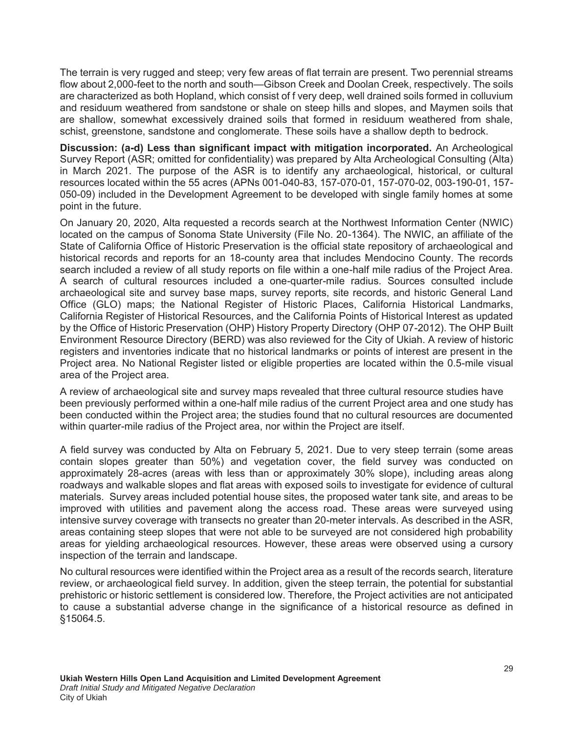The terrain is very rugged and steep; very few areas of flat terrain are present. Two perennial streams flow about 2,000-feet to the north and south—Gibson Creek and Doolan Creek, respectively. The soils are characterized as both Hopland, which consist of f very deep, well drained soils formed in colluvium and residuum weathered from sandstone or shale on steep hills and slopes, and Maymen soils that are shallow, somewhat excessively drained soils that formed in residuum weathered from shale, schist, greenstone, sandstone and conglomerate. These soils have a shallow depth to bedrock.

**Discussion: (a-d) Less than significant impact with mitigation incorporated.** An Archeological Survey Report (ASR; omitted for confidentiality) was prepared by Alta Archeological Consulting (Alta) in March 2021. The purpose of the ASR is to identify any archaeological, historical, or cultural resources located within the 55 acres (APNs 001-040-83, 157-070-01, 157-070-02, 003-190-01, 157-050-09) included in the Development Agreement to be developed with single family homes at some point in the future.

On January 20, 2020, Alta requested a records search at the Northwest Information Center (NWIC) located on the campus of Sonoma State University (File No. 20-1364). The NWIC, an affiliate of the State of California Office of Historic Preservation is the official state repository of archaeological and historical records and reports for an 18-county area that includes Mendocino County. The records search included a review of all study reports on file within a one-half mile radius of the Project Area. A search of cultural resources included a one-quarter-mile radius. Sources consulted include archaeological site and survey base maps, survey reports, site records, and historic General Land Office (GLO) maps; the National Register of Historic Places, California Historical Landmarks, California Register of Historical Resources, and the California Points of Historical Interest as updated by the Office of Historic Preservation (OHP) History Property Directory (OHP 07-2012). The OHP Built Environment Resource Directory (BERD) was also reviewed for the City of Ukiah. A review of historic registers and inventories indicate that no historical landmarks or points of interest are present in the Project area. No National Register listed or eligible properties are located within the 0.5-mile visual area of the Project area.

A review of archaeological site and survey maps revealed that three cultural resource studies have been previously performed within a one-half mile radius of the current Project area and one study has been conducted within the Project area; the studies found that no cultural resources are documented within quarter-mile radius of the Project area, nor within the Project are itself.

A field survey was conducted by Alta on February 5, 2021. Due to very steep terrain (some areas contain slopes greater than 50%) and vegetation cover, the field survey was conducted on approximately 28-acres (areas with less than or approximately 30% slope), including areas along roadways and walkable slopes and flat areas with exposed soils to investigate for evidence of cultural materials. Survey areas included potential house sites, the proposed water tank site, and areas to be improved with utilities and pavement along the access road. These areas were surveyed using intensive survey coverage with transects no greater than 20-meter intervals. As described in the ASR, areas containing steep slopes that were not able to be surveyed are not considered high probability areas for yielding archaeological resources. However, these areas were observed using a cursory inspection of the terrain and landscape.

No cultural resources were identified within the Project area as a result of the records search, literature review, or archaeological field survey. In addition, given the steep terrain, the potential for substantial prehistoric or historic settlement is considered low. Therefore, the Project activities are not anticipated to cause a substantial adverse change in the significance of a historical resource as defined in §15064.5.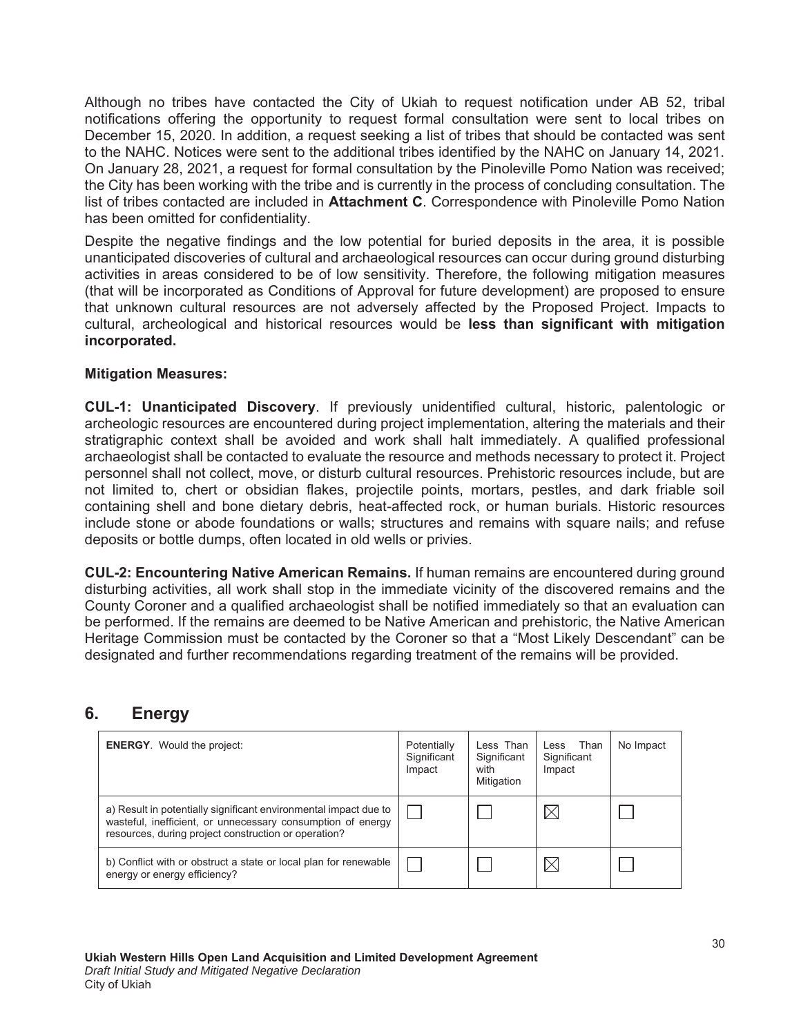Although no tribes have contacted the City of Ukiah to request notification under AB 52, tribal notifications offering the opportunity to request formal consultation were sent to local tribes on December 15, 2020. In addition, a request seeking a list of tribes that should be contacted was sent to the NAHC. Notices were sent to the additional tribes identified by the NAHC on January 14, 2021. On January 28, 2021, a request for formal consultation by the Pinoleville Pomo Nation was received; the City has been working with the tribe and is currently in the process of concluding consultation. The list of tribes contacted are included in **Attachment C**. Correspondence with Pinoleville Pomo Nation has been omitted for confidentiality.

Despite the negative findings and the low potential for buried deposits in the area, it is possible unanticipated discoveries of cultural and archaeological resources can occur during ground disturbing activities in areas considered to be of low sensitivity. Therefore, the following mitigation measures (that will be incorporated as Conditions of Approval for future development) are proposed to ensure that unknown cultural resources are not adversely affected by the Proposed Project. Impacts to cultural, archeological and historical resources would be **less than significant with mitigation incorporated.**

**Mitigation Measures:**

**CUL-1: Unanticipated Discovery**. If previously unidentified cultural, historic, palentologic or archeologic resources are encountered during project implementation, altering the materials and their stratigraphic context shall be avoided and work shall halt immediately. A qualified professional archaeologist shall be contacted to evaluate the resource and methods necessary to protect it. Project personnel shall not collect, move, or disturb cultural resources. Prehistoric resources include, but are not limited to, chert or obsidian flakes, projectile points, mortars, pestles, and dark friable soil containing shell and bone dietary debris, heat-affected rock, or human burials. Historic resources include stone or abode foundations or walls; structures and remains with square nails; and refuse deposits or bottle dumps, often located in old wells or privies.

**CUL-2: Encountering Native American Remains.** If human remains are encountered during ground disturbing activities, all work shall stop in the immediate vicinity of the discovered remains and the County Coroner and a qualified archaeologist shall be notified immediately so that an evaluation can be performed. If the remains are deemed to be Native American and prehistoric, the Native American Heritage Commission must be contacted by the Coroner so that a "Most Likely Descendant" can be designated and further recommendations regarding treatment of the remains will be provided.

## 6. Energy

| **ENERGY**. Would the project: | Potentially Significant Impact | Less Than Significant with Mitigation | Less Than Significant Impact | No Impact |
|---|---|---|---|---|
| a) Result in potentially significant environmental impact due to wasteful, inefficient, or unnecessary consumption of energy resources, during project construction or operation? | ☐ | ☐ | ☒ | ☐ |
| b) Conflict with or obstruct a state or local plan for renewable energy or energy efficiency? | ☐ | ☐ | ☒ | ☐ |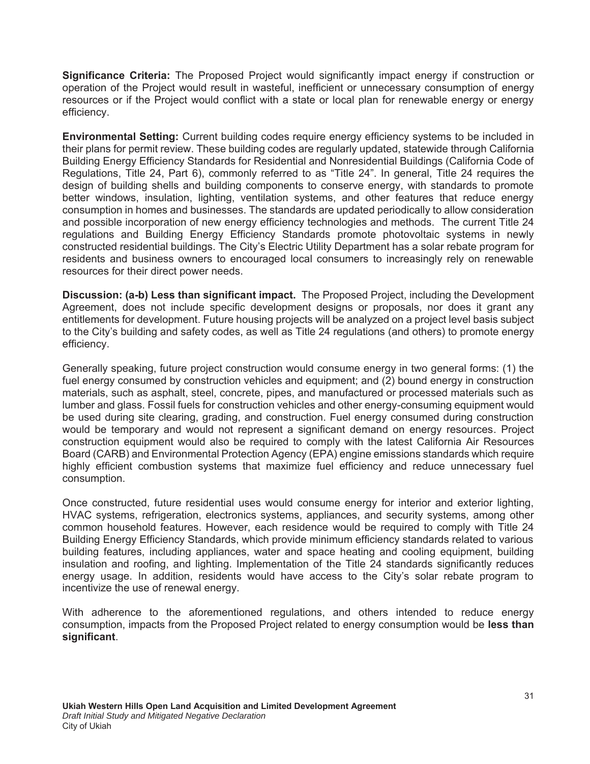**Significance Criteria:** The Proposed Project would significantly impact energy if construction or operation of the Project would result in wasteful, inefficient or unnecessary consumption of energy resources or if the Project would conflict with a state or local plan for renewable energy or energy efficiency.

**Environmental Setting:** Current building codes require energy efficiency systems to be included in their plans for permit review. These building codes are regularly updated, statewide through California Building Energy Efficiency Standards for Residential and Nonresidential Buildings (California Code of Regulations, Title 24, Part 6), commonly referred to as "Title 24". In general, Title 24 requires the design of building shells and building components to conserve energy, with standards to promote better windows, insulation, lighting, ventilation systems, and other features that reduce energy consumption in homes and businesses. The standards are updated periodically to allow consideration and possible incorporation of new energy efficiency technologies and methods. The current Title 24 regulations and Building Energy Efficiency Standards promote photovoltaic systems in newly constructed residential buildings. The City's Electric Utility Department has a solar rebate program for residents and business owners to encouraged local consumers to increasingly rely on renewable resources for their direct power needs.

**Discussion: (a-b) Less than significant impact.** The Proposed Project, including the Development Agreement, does not include specific development designs or proposals, nor does it grant any entitlements for development. Future housing projects will be analyzed on a project level basis subject to the City's building and safety codes, as well as Title 24 regulations (and others) to promote energy efficiency.

Generally speaking, future project construction would consume energy in two general forms: (1) the fuel energy consumed by construction vehicles and equipment; and (2) bound energy in construction materials, such as asphalt, steel, concrete, pipes, and manufactured or processed materials such as lumber and glass. Fossil fuels for construction vehicles and other energy-consuming equipment would be used during site clearing, grading, and construction. Fuel energy consumed during construction would be temporary and would not represent a significant demand on energy resources. Project construction equipment would also be required to comply with the latest California Air Resources Board (CARB) and Environmental Protection Agency (EPA) engine emissions standards which require highly efficient combustion systems that maximize fuel efficiency and reduce unnecessary fuel consumption.

Once constructed, future residential uses would consume energy for interior and exterior lighting, HVAC systems, refrigeration, electronics systems, appliances, and security systems, among other common household features. However, each residence would be required to comply with Title 24 Building Energy Efficiency Standards, which provide minimum efficiency standards related to various building features, including appliances, water and space heating and cooling equipment, building insulation and roofing, and lighting. Implementation of the Title 24 standards significantly reduces energy usage. In addition, residents would have access to the City's solar rebate program to incentivize the use of renewal energy.

With adherence to the aforementioned regulations, and others intended to reduce energy consumption, impacts from the Proposed Project related to energy consumption would be **less than significant**.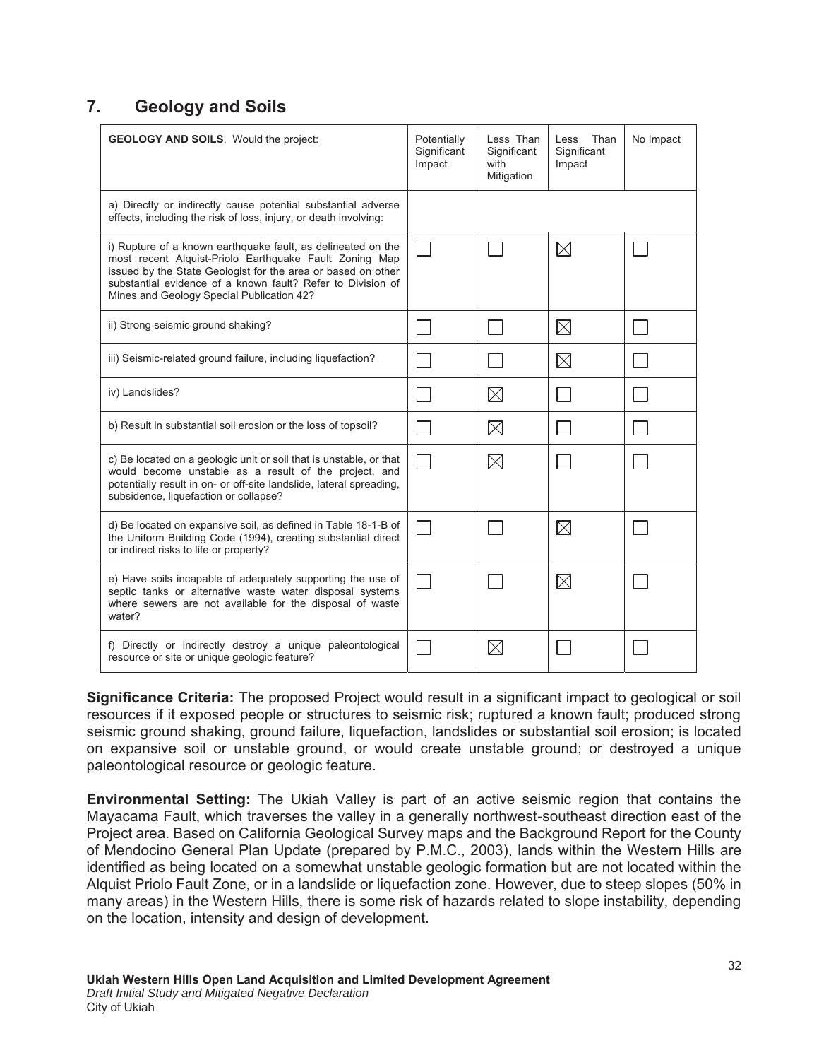## 7. Geology and Soils

| **GEOLOGY AND SOILS**. Would the project: | Potentially Significant Impact | Less Than Significant with Mitigation | Less Than Significant Impact | No Impact |
|---|---|---|---|---|
| a) Directly or indirectly cause potential substantial adverse effects, including the risk of loss, injury, or death involving: | | | | |
| i) Rupture of a known earthquake fault, as delineated on the most recent Alquist-Priolo Earthquake Fault Zoning Map issued by the State Geologist for the area or based on other substantial evidence of a known fault? Refer to Division of Mines and Geology Special Publication 42? | ☐ | ☐ | ☒ | ☐ |
| ii) Strong seismic ground shaking? | ☐ | ☐ | ☒ | ☐ |
| iii) Seismic-related ground failure, including liquefaction? | ☐ | ☐ | ☒ | ☐ |
| iv) Landslides? | ☐ | ☒ | ☐ | ☐ |
| b) Result in substantial soil erosion or the loss of topsoil? | ☐ | ☒ | ☐ | ☐ |
| c) Be located on a geologic unit or soil that is unstable, or that would become unstable as a result of the project, and potentially result in on- or off-site landslide, lateral spreading, subsidence, liquefaction or collapse? | ☐ | ☒ | ☐ | ☐ |
| d) Be located on expansive soil, as defined in Table 18-1-B of the Uniform Building Code (1994), creating substantial direct or indirect risks to life or property? | ☐ | ☐ | ☒ | ☐ |
| e) Have soils incapable of adequately supporting the use of septic tanks or alternative waste water disposal systems where sewers are not available for the disposal of waste water? | ☐ | ☐ | ☒ | ☐ |
| f) Directly or indirectly destroy a unique paleontological resource or site or unique geologic feature? | ☐ | ☒ | ☐ | ☐ |

**Significance Criteria:** The proposed Project would result in a significant impact to geological or soil resources if it exposed people or structures to seismic risk; ruptured a known fault; produced strong seismic ground shaking, ground failure, liquefaction, landslides or substantial soil erosion; is located on expansive soil or unstable ground, or would create unstable ground; or destroyed a unique paleontological resource or geologic feature.

**Environmental Setting:** The Ukiah Valley is part of an active seismic region that contains the Mayacama Fault, which traverses the valley in a generally northwest-southeast direction east of the Project area. Based on California Geological Survey maps and the Background Report for the County of Mendocino General Plan Update (prepared by P.M.C., 2003), lands within the Western Hills are identified as being located on a somewhat unstable geologic formation but are not located within the Alquist Priolo Fault Zone, or in a landslide or liquefaction zone. However, due to steep slopes (50% in many areas) in the Western Hills, there is some risk of hazards related to slope instability, depending on the location, intensity and design of development.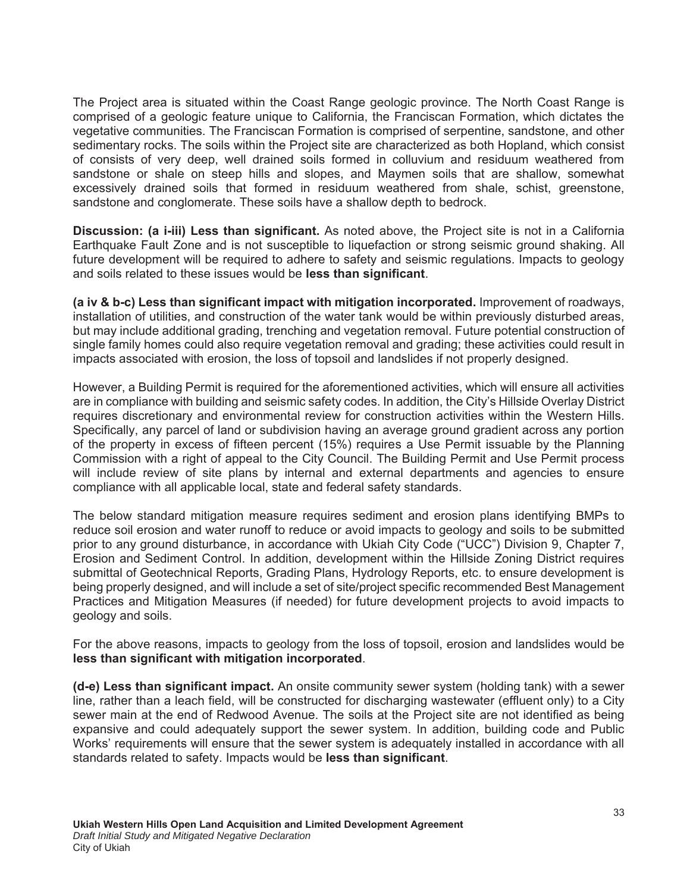The Project area is situated within the Coast Range geologic province. The North Coast Range is comprised of a geologic feature unique to California, the Franciscan Formation, which dictates the vegetative communities. The Franciscan Formation is comprised of serpentine, sandstone, and other sedimentary rocks. The soils within the Project site are characterized as both Hopland, which consist of consists of very deep, well drained soils formed in colluvium and residuum weathered from sandstone or shale on steep hills and slopes, and Maymen soils that are shallow, somewhat excessively drained soils that formed in residuum weathered from shale, schist, greenstone, sandstone and conglomerate. These soils have a shallow depth to bedrock.

**Discussion: (a i-iii) Less than significant.** As noted above, the Project site is not in a California Earthquake Fault Zone and is not susceptible to liquefaction or strong seismic ground shaking. All future development will be required to adhere to safety and seismic regulations. Impacts to geology and soils related to these issues would be **less than significant**.

**(a iv & b-c) Less than significant impact with mitigation incorporated.** Improvement of roadways, installation of utilities, and construction of the water tank would be within previously disturbed areas, but may include additional grading, trenching and vegetation removal. Future potential construction of single family homes could also require vegetation removal and grading; these activities could result in impacts associated with erosion, the loss of topsoil and landslides if not properly designed.

However, a Building Permit is required for the aforementioned activities, which will ensure all activities are in compliance with building and seismic safety codes. In addition, the City's Hillside Overlay District requires discretionary and environmental review for construction activities within the Western Hills. Specifically, any parcel of land or subdivision having an average ground gradient across any portion of the property in excess of fifteen percent (15%) requires a Use Permit issuable by the Planning Commission with a right of appeal to the City Council. The Building Permit and Use Permit process will include review of site plans by internal and external departments and agencies to ensure compliance with all applicable local, state and federal safety standards.

The below standard mitigation measure requires sediment and erosion plans identifying BMPs to reduce soil erosion and water runoff to reduce or avoid impacts to geology and soils to be submitted prior to any ground disturbance, in accordance with Ukiah City Code ("UCC") Division 9, Chapter 7, Erosion and Sediment Control. In addition, development within the Hillside Zoning District requires submittal of Geotechnical Reports, Grading Plans, Hydrology Reports, etc. to ensure development is being properly designed, and will include a set of site/project specific recommended Best Management Practices and Mitigation Measures (if needed) for future development projects to avoid impacts to geology and soils.

For the above reasons, impacts to geology from the loss of topsoil, erosion and landslides would be **less than significant with mitigation incorporated**.

**(d-e) Less than significant impact.** An onsite community sewer system (holding tank) with a sewer line, rather than a leach field, will be constructed for discharging wastewater (effluent only) to a City sewer main at the end of Redwood Avenue. The soils at the Project site are not identified as being expansive and could adequately support the sewer system. In addition, building code and Public Works' requirements will ensure that the sewer system is adequately installed in accordance with all standards related to safety. Impacts would be **less than significant**.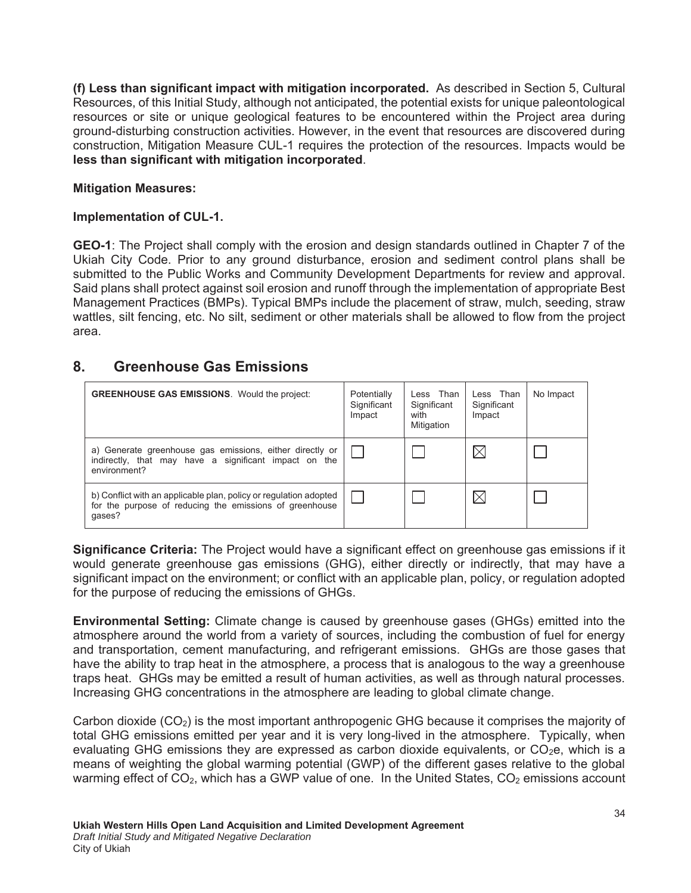**(f) Less than significant impact with mitigation incorporated.** As described in Section 5, Cultural Resources, of this Initial Study, although not anticipated, the potential exists for unique paleontological resources or site or unique geological features to be encountered within the Project area during ground-disturbing construction activities. However, in the event that resources are discovered during construction, Mitigation Measure CUL-1 requires the protection of the resources. Impacts would be **less than significant with mitigation incorporated**.

**Mitigation Measures:**

**Implementation of CUL-1.**

**GEO-1**: The Project shall comply with the erosion and design standards outlined in Chapter 7 of the Ukiah City Code. Prior to any ground disturbance, erosion and sediment control plans shall be submitted to the Public Works and Community Development Departments for review and approval. Said plans shall protect against soil erosion and runoff through the implementation of appropriate Best Management Practices (BMPs). Typical BMPs include the placement of straw, mulch, seeding, straw wattles, silt fencing, etc. No silt, sediment or other materials shall be allowed to flow from the project area.

## 8. Greenhouse Gas Emissions

| **GREENHOUSE GAS EMISSIONS**. Would the project: | Potentially Significant Impact | Less Than Significant with Mitigation | Less Than Significant Impact | No Impact |
|---|---|---|---|---|
| a) Generate greenhouse gas emissions, either directly or indirectly, that may have a significant impact on the environment? | ☐ | ☐ | ☒ | ☐ |
| b) Conflict with an applicable plan, policy or regulation adopted for the purpose of reducing the emissions of greenhouse gases? | ☐ | ☐ | ☒ | ☐ |

**Significance Criteria:** The Project would have a significant effect on greenhouse gas emissions if it would generate greenhouse gas emissions (GHG), either directly or indirectly, that may have a significant impact on the environment; or conflict with an applicable plan, policy, or regulation adopted for the purpose of reducing the emissions of GHGs.

**Environmental Setting:** Climate change is caused by greenhouse gases (GHGs) emitted into the atmosphere around the world from a variety of sources, including the combustion of fuel for energy and transportation, cement manufacturing, and refrigerant emissions. GHGs are those gases that have the ability to trap heat in the atmosphere, a process that is analogous to the way a greenhouse traps heat. GHGs may be emitted a result of human activities, as well as through natural processes. Increasing GHG concentrations in the atmosphere are leading to global climate change.

Carbon dioxide ($CO_2$) is the most important anthropogenic GHG because it comprises the majority of total GHG emissions emitted per year and it is very long-lived in the atmosphere. Typically, when evaluating GHG emissions they are expressed as carbon dioxide equivalents, or $CO_2e$, which is a means of weighting the global warming potential (GWP) of the different gases relative to the global warming effect of $CO_2$, which has a GWP value of one. In the United States, $CO_2$ emissions account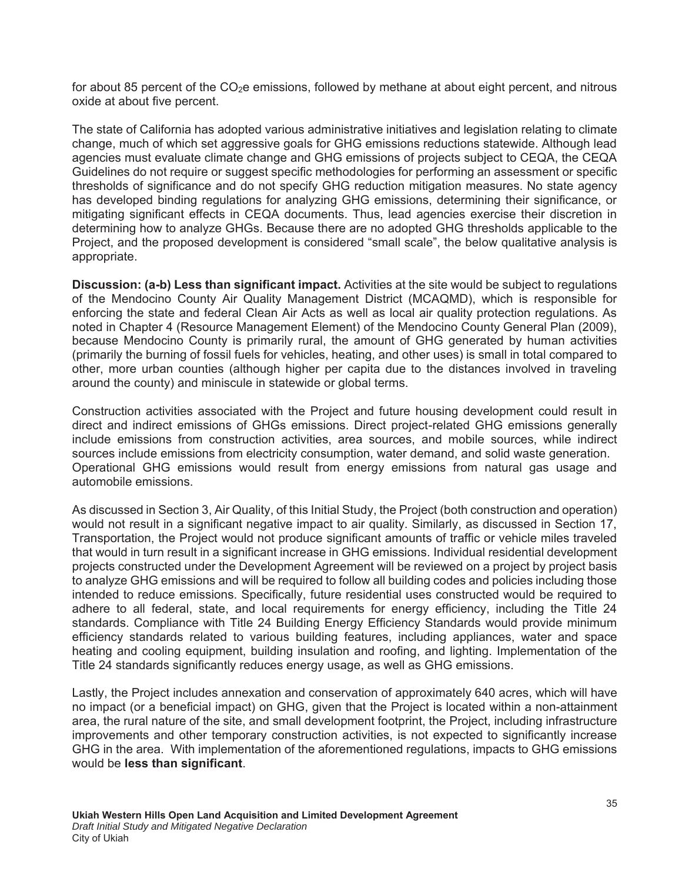for about 85 percent of the $CO_2$e emissions, followed by methane at about eight percent, and nitrous oxide at about five percent.

The state of California has adopted various administrative initiatives and legislation relating to climate change, much of which set aggressive goals for GHG emissions reductions statewide. Although lead agencies must evaluate climate change and GHG emissions of projects subject to CEQA, the CEQA Guidelines do not require or suggest specific methodologies for performing an assessment or specific thresholds of significance and do not specify GHG reduction mitigation measures. No state agency has developed binding regulations for analyzing GHG emissions, determining their significance, or mitigating significant effects in CEQA documents. Thus, lead agencies exercise their discretion in determining how to analyze GHGs. Because there are no adopted GHG thresholds applicable to the Project, and the proposed development is considered "small scale", the below qualitative analysis is appropriate.

**Discussion: (a-b) Less than significant impact.** Activities at the site would be subject to regulations of the Mendocino County Air Quality Management District (MCAQMD), which is responsible for enforcing the state and federal Clean Air Acts as well as local air quality protection regulations. As noted in Chapter 4 (Resource Management Element) of the Mendocino County General Plan (2009), because Mendocino County is primarily rural, the amount of GHG generated by human activities (primarily the burning of fossil fuels for vehicles, heating, and other uses) is small in total compared to other, more urban counties (although higher per capita due to the distances involved in traveling around the county) and miniscule in statewide or global terms.

Construction activities associated with the Project and future housing development could result in direct and indirect emissions of GHGs emissions. Direct project-related GHG emissions generally include emissions from construction activities, area sources, and mobile sources, while indirect sources include emissions from electricity consumption, water demand, and solid waste generation. Operational GHG emissions would result from energy emissions from natural gas usage and automobile emissions.

As discussed in Section 3, Air Quality, of this Initial Study, the Project (both construction and operation) would not result in a significant negative impact to air quality. Similarly, as discussed in Section 17, Transportation, the Project would not produce significant amounts of traffic or vehicle miles traveled that would in turn result in a significant increase in GHG emissions. Individual residential development projects constructed under the Development Agreement will be reviewed on a project by project basis to analyze GHG emissions and will be required to follow all building codes and policies including those intended to reduce emissions. Specifically, future residential uses constructed would be required to adhere to all federal, state, and local requirements for energy efficiency, including the Title 24 standards. Compliance with Title 24 Building Energy Efficiency Standards would provide minimum efficiency standards related to various building features, including appliances, water and space heating and cooling equipment, building insulation and roofing, and lighting. Implementation of the Title 24 standards significantly reduces energy usage, as well as GHG emissions.

Lastly, the Project includes annexation and conservation of approximately 640 acres, which will have no impact (or a beneficial impact) on GHG, given that the Project is located within a non-attainment area, the rural nature of the site, and small development footprint, the Project, including infrastructure improvements and other temporary construction activities, is not expected to significantly increase GHG in the area. With implementation of the aforementioned regulations, impacts to GHG emissions would be **less than significant**.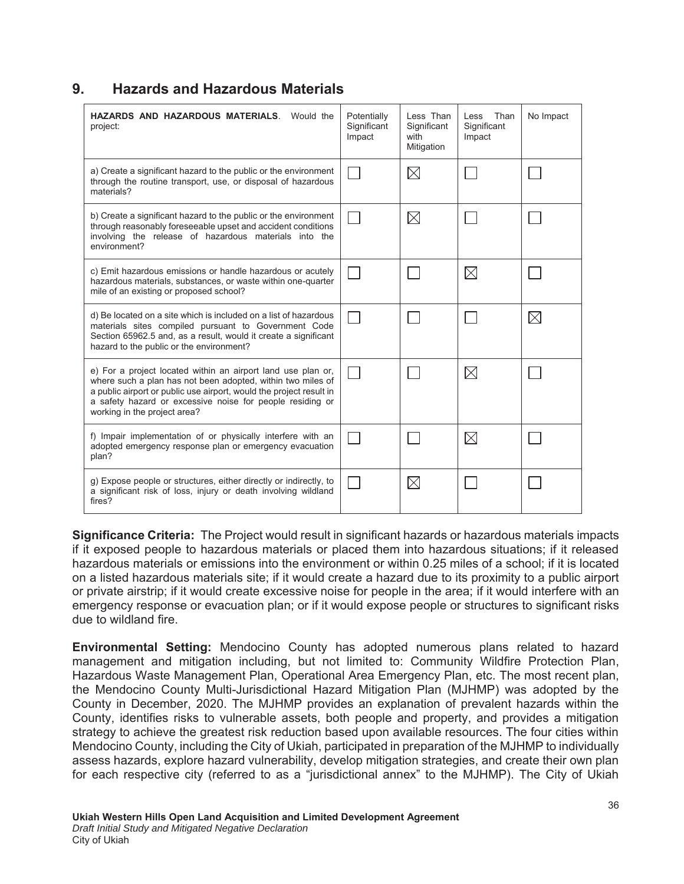## 9. Hazards and Hazardous Materials

| **HAZARDS AND HAZARDOUS MATERIALS**. Would the project: | Potentially Significant Impact | Less Than Significant with Mitigation | Less Than Significant Impact | No Impact |
|---|---|---|---|---|
| a) Create a significant hazard to the public or the environment through the routine transport, use, or disposal of hazardous materials? | ☐ | ☒ | ☐ | ☐ |
| b) Create a significant hazard to the public or the environment through reasonably foreseeable upset and accident conditions involving the release of hazardous materials into the environment? | ☐ | ☒ | ☐ | ☐ |
| c) Emit hazardous emissions or handle hazardous or acutely hazardous materials, substances, or waste within one-quarter mile of an existing or proposed school? | ☐ | ☐ | ☒ | ☐ |
| d) Be located on a site which is included on a list of hazardous materials sites compiled pursuant to Government Code Section 65962.5 and, as a result, would it create a significant hazard to the public or the environment? | ☐ | ☐ | ☐ | ☒ |
| e) For a project located within an airport land use plan or, where such a plan has not been adopted, within two miles of a public airport or public use airport, would the project result in a safety hazard or excessive noise for people residing or working in the project area? | ☐ | ☐ | ☒ | ☐ |
| f) Impair implementation of or physically interfere with an adopted emergency response plan or emergency evacuation plan? | ☐ | ☐ | ☒ | ☐ |
| g) Expose people or structures, either directly or indirectly, to a significant risk of loss, injury or death involving wildland fires? | ☐ | ☒ | ☐ | ☐ |

**Significance Criteria:** The Project would result in significant hazards or hazardous materials impacts if it exposed people to hazardous materials or placed them into hazardous situations; if it released hazardous materials or emissions into the environment or within 0.25 miles of a school; if it is located on a listed hazardous materials site; if it would create a hazard due to its proximity to a public airport or private airstrip; if it would create excessive noise for people in the area; if it would interfere with an emergency response or evacuation plan; or if it would expose people or structures to significant risks due to wildland fire.

**Environmental Setting:** Mendocino County has adopted numerous plans related to hazard management and mitigation including, but not limited to: Community Wildfire Protection Plan, Hazardous Waste Management Plan, Operational Area Emergency Plan, etc. The most recent plan, the Mendocino County Multi-Jurisdictional Hazard Mitigation Plan (MJHMP) was adopted by the County in December, 2020. The MJHMP provides an explanation of prevalent hazards within the County, identifies risks to vulnerable assets, both people and property, and provides a mitigation strategy to achieve the greatest risk reduction based upon available resources. The four cities within Mendocino County, including the City of Ukiah, participated in preparation of the MJHMP to individually assess hazards, explore hazard vulnerability, develop mitigation strategies, and create their own plan for each respective city (referred to as a "jurisdictional annex" to the MJHMP). The City of Ukiah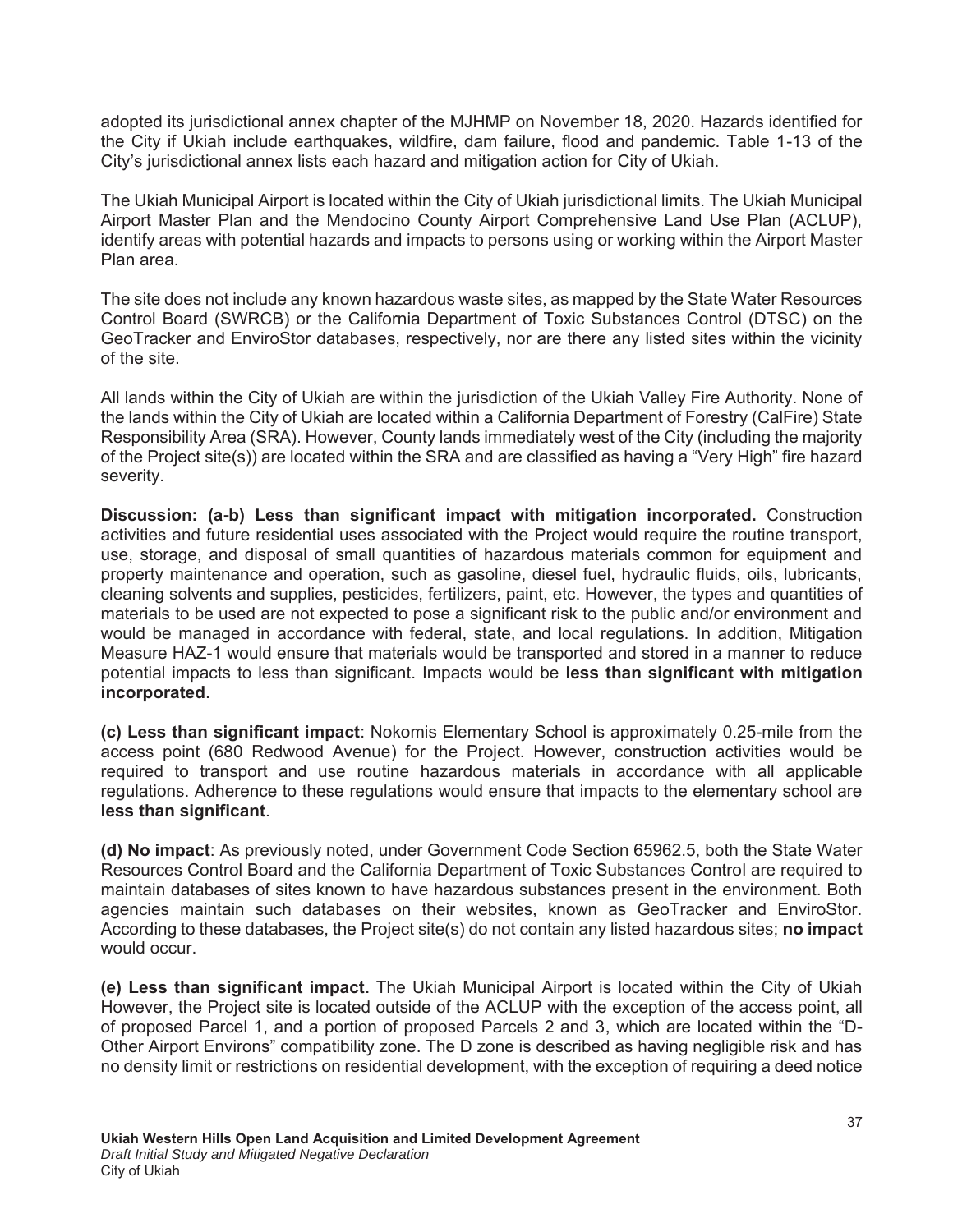adopted its jurisdictional annex chapter of the MJHMP on November 18, 2020. Hazards identified for the City if Ukiah include earthquakes, wildfire, dam failure, flood and pandemic. Table 1-13 of the City's jurisdictional annex lists each hazard and mitigation action for City of Ukiah.

The Ukiah Municipal Airport is located within the City of Ukiah jurisdictional limits. The Ukiah Municipal Airport Master Plan and the Mendocino County Airport Comprehensive Land Use Plan (ACLUP), identify areas with potential hazards and impacts to persons using or working within the Airport Master Plan area.

The site does not include any known hazardous waste sites, as mapped by the State Water Resources Control Board (SWRCB) or the California Department of Toxic Substances Control (DTSC) on the GeoTracker and EnviroStor databases, respectively, nor are there any listed sites within the vicinity of the site.

All lands within the City of Ukiah are within the jurisdiction of the Ukiah Valley Fire Authority. None of the lands within the City of Ukiah are located within a California Department of Forestry (CalFire) State Responsibility Area (SRA). However, County lands immediately west of the City (including the majority of the Project site(s)) are located within the SRA and are classified as having a "Very High" fire hazard severity.

**Discussion: (a-b) Less than significant impact with mitigation incorporated.** Construction activities and future residential uses associated with the Project would require the routine transport, use, storage, and disposal of small quantities of hazardous materials common for equipment and property maintenance and operation, such as gasoline, diesel fuel, hydraulic fluids, oils, lubricants, cleaning solvents and supplies, pesticides, fertilizers, paint, etc. However, the types and quantities of materials to be used are not expected to pose a significant risk to the public and/or environment and would be managed in accordance with federal, state, and local regulations. In addition, Mitigation Measure HAZ-1 would ensure that materials would be transported and stored in a manner to reduce potential impacts to less than significant. Impacts would be **less than significant with mitigation incorporated**.

**(c) Less than significant impact**: Nokomis Elementary School is approximately 0.25-mile from the access point (680 Redwood Avenue) for the Project. However, construction activities would be required to transport and use routine hazardous materials in accordance with all applicable regulations. Adherence to these regulations would ensure that impacts to the elementary school are **less than significant**.

**(d) No impact**: As previously noted, under Government Code Section 65962.5, both the State Water Resources Control Board and the California Department of Toxic Substances Control are required to maintain databases of sites known to have hazardous substances present in the environment. Both agencies maintain such databases on their websites, known as GeoTracker and EnviroStor. According to these databases, the Project site(s) do not contain any listed hazardous sites; **no impact** would occur.

**(e) Less than significant impact.** The Ukiah Municipal Airport is located within the City of Ukiah However, the Project site is located outside of the ACLUP with the exception of the access point, all of proposed Parcel 1, and a portion of proposed Parcels 2 and 3, which are located within the "D-Other Airport Environs" compatibility zone. The D zone is described as having negligible risk and has no density limit or restrictions on residential development, with the exception of requiring a deed notice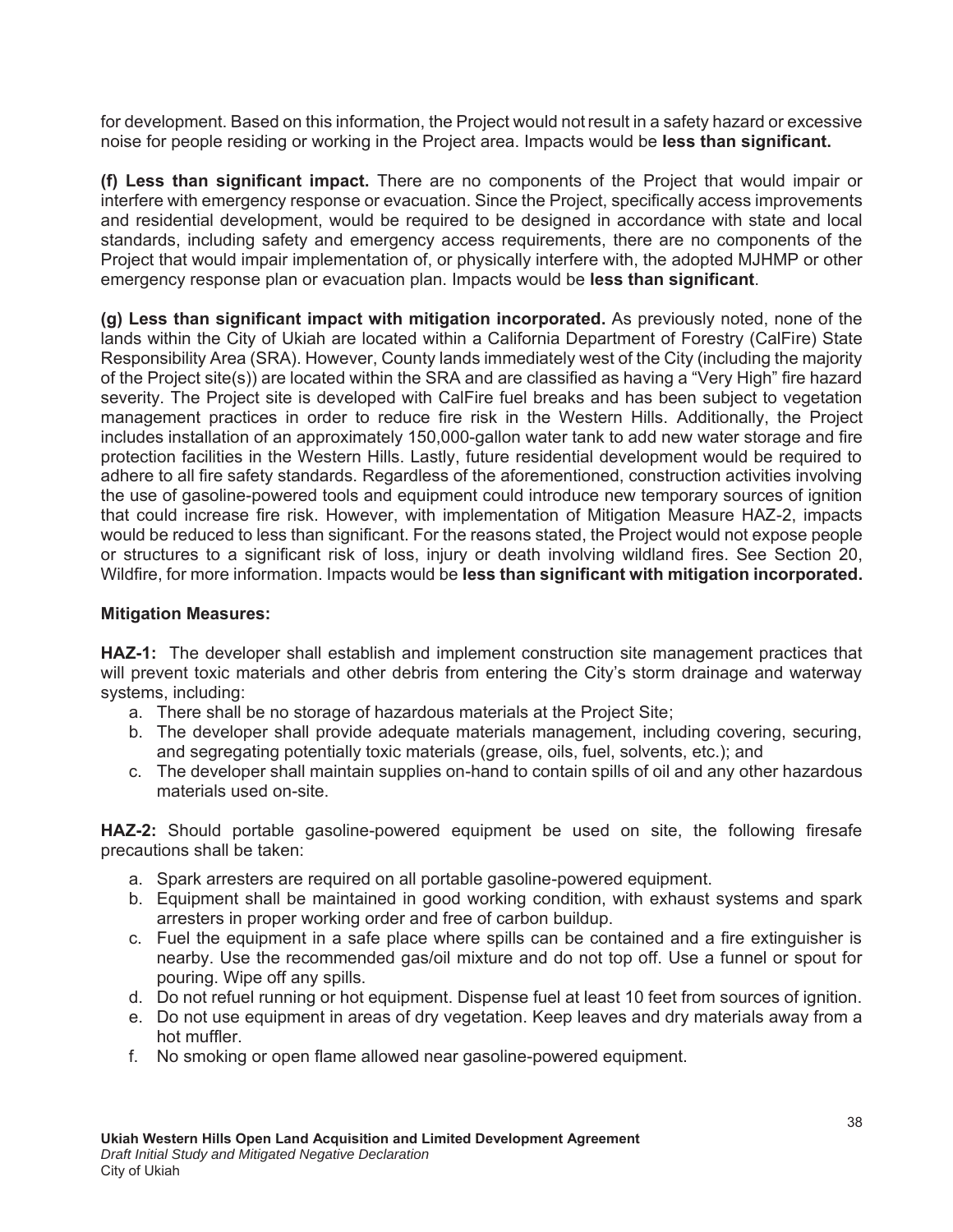for development. Based on this information, the Project would not result in a safety hazard or excessive noise for people residing or working in the Project area. Impacts would be **less than significant.**

**(f) Less than significant impact.** There are no components of the Project that would impair or interfere with emergency response or evacuation. Since the Project, specifically access improvements and residential development, would be required to be designed in accordance with state and local standards, including safety and emergency access requirements, there are no components of the Project that would impair implementation of, or physically interfere with, the adopted MJHMP or other emergency response plan or evacuation plan. Impacts would be **less than significant**.

**(g) Less than significant impact with mitigation incorporated.** As previously noted, none of the lands within the City of Ukiah are located within a California Department of Forestry (CalFire) State Responsibility Area (SRA). However, County lands immediately west of the City (including the majority of the Project site(s)) are located within the SRA and are classified as having a "Very High" fire hazard severity. The Project site is developed with CalFire fuel breaks and has been subject to vegetation management practices in order to reduce fire risk in the Western Hills. Additionally, the Project includes installation of an approximately 150,000-gallon water tank to add new water storage and fire protection facilities in the Western Hills. Lastly, future residential development would be required to adhere to all fire safety standards. Regardless of the aforementioned, construction activities involving the use of gasoline-powered tools and equipment could introduce new temporary sources of ignition that could increase fire risk. However, with implementation of Mitigation Measure HAZ-2, impacts would be reduced to less than significant. For the reasons stated, the Project would not expose people or structures to a significant risk of loss, injury or death involving wildland fires. See Section 20, Wildfire, for more information. Impacts would be **less than significant with mitigation incorporated.**

**Mitigation Measures:**

**HAZ-1:** The developer shall establish and implement construction site management practices that will prevent toxic materials and other debris from entering the City's storm drainage and waterway systems, including:

a. There shall be no storage of hazardous materials at the Project Site;
b. The developer shall provide adequate materials management, including covering, securing, and segregating potentially toxic materials (grease, oils, fuel, solvents, etc.); and
c. The developer shall maintain supplies on-hand to contain spills of oil and any other hazardous materials used on-site.

**HAZ-2:** Should portable gasoline-powered equipment be used on site, the following firesafe precautions shall be taken:

a. Spark arresters are required on all portable gasoline-powered equipment.
b. Equipment shall be maintained in good working condition, with exhaust systems and spark arresters in proper working order and free of carbon buildup.
c. Fuel the equipment in a safe place where spills can be contained and a fire extinguisher is nearby. Use the recommended gas/oil mixture and do not top off. Use a funnel or spout for pouring. Wipe off any spills.
d. Do not refuel running or hot equipment. Dispense fuel at least 10 feet from sources of ignition.
e. Do not use equipment in areas of dry vegetation. Keep leaves and dry materials away from a hot muffler.
f. No smoking or open flame allowed near gasoline-powered equipment.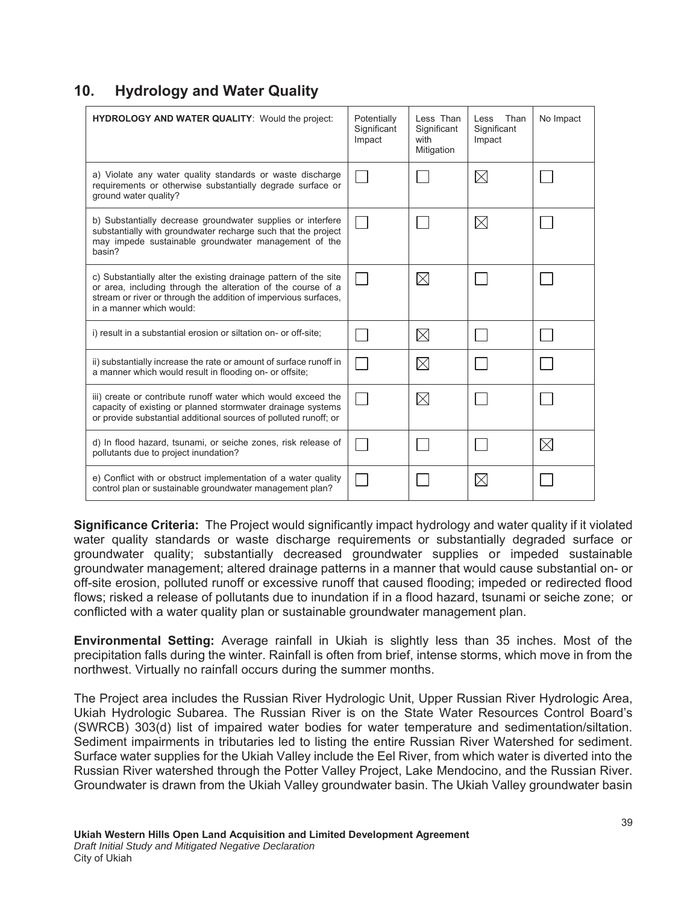## 10. Hydrology and Water Quality

| **HYDROLOGY AND WATER QUALITY**: Would the project: | Potentially Significant Impact | Less Than Significant with Mitigation | Less Than Significant Impact | No Impact |
|---|---|---|---|---|
| a) Violate any water quality standards or waste discharge requirements or otherwise substantially degrade surface or ground water quality? | ☐ | ☐ | ☒ | ☐ |
| b) Substantially decrease groundwater supplies or interfere substantially with groundwater recharge such that the project may impede sustainable groundwater management of the basin? | ☐ | ☐ | ☒ | ☐ |
| c) Substantially alter the existing drainage pattern of the site or area, including through the alteration of the course of a stream or river or through the addition of impervious surfaces, in a manner which would: | ☐ | ☒ | ☐ | ☐ |
| i) result in a substantial erosion or siltation on- or off-site; | ☐ | ☒ | ☐ | ☐ |
| ii) substantially increase the rate or amount of surface runoff in a manner which would result in flooding on- or offsite; | ☐ | ☒ | ☐ | ☐ |
| iii) create or contribute runoff water which would exceed the capacity of existing or planned stormwater drainage systems or provide substantial additional sources of polluted runoff; or | ☐ | ☒ | ☐ | ☐ |
| d) In flood hazard, tsunami, or seiche zones, risk release of pollutants due to project inundation? | ☐ | ☐ | ☐ | ☒ |
| e) Conflict with or obstruct implementation of a water quality control plan or sustainable groundwater management plan? | ☐ | ☐ | ☒ | ☐ |

**Significance Criteria:** The Project would significantly impact hydrology and water quality if it violated water quality standards or waste discharge requirements or substantially degraded surface or groundwater quality; substantially decreased groundwater supplies or impeded sustainable groundwater management; altered drainage patterns in a manner that would cause substantial on- or off-site erosion, polluted runoff or excessive runoff that caused flooding; impeded or redirected flood flows; risked a release of pollutants due to inundation if in a flood hazard, tsunami or seiche zone; or conflicted with a water quality plan or sustainable groundwater management plan.

**Environmental Setting:** Average rainfall in Ukiah is slightly less than 35 inches. Most of the precipitation falls during the winter. Rainfall is often from brief, intense storms, which move in from the northwest. Virtually no rainfall occurs during the summer months.

The Project area includes the Russian River Hydrologic Unit, Upper Russian River Hydrologic Area, Ukiah Hydrologic Subarea. The Russian River is on the State Water Resources Control Board's (SWRCB) 303(d) list of impaired water bodies for water temperature and sedimentation/siltation. Sediment impairments in tributaries led to listing the entire Russian River Watershed for sediment. Surface water supplies for the Ukiah Valley include the Eel River, from which water is diverted into the Russian River watershed through the Potter Valley Project, Lake Mendocino, and the Russian River. Groundwater is drawn from the Ukiah Valley groundwater basin. The Ukiah Valley groundwater basin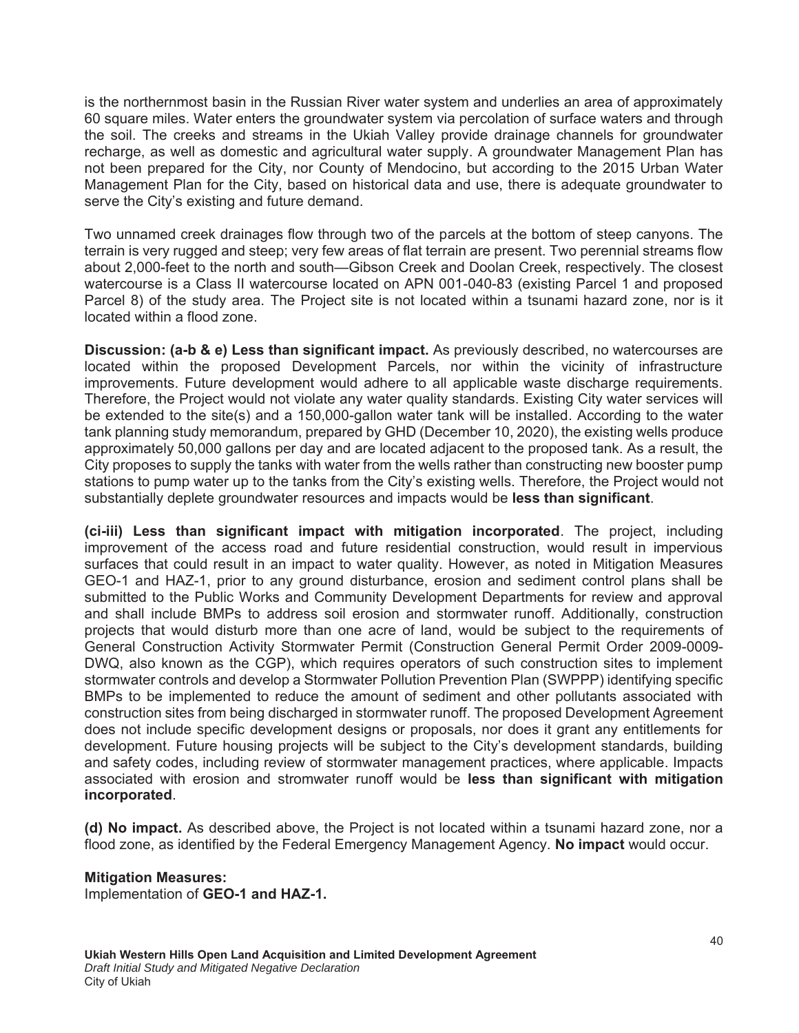is the northernmost basin in the Russian River water system and underlies an area of approximately 60 square miles. Water enters the groundwater system via percolation of surface waters and through the soil. The creeks and streams in the Ukiah Valley provide drainage channels for groundwater recharge, as well as domestic and agricultural water supply. A groundwater Management Plan has not been prepared for the City, nor County of Mendocino, but according to the 2015 Urban Water Management Plan for the City, based on historical data and use, there is adequate groundwater to serve the City's existing and future demand.

Two unnamed creek drainages flow through two of the parcels at the bottom of steep canyons. The terrain is very rugged and steep; very few areas of flat terrain are present. Two perennial streams flow about 2,000-feet to the north and south—Gibson Creek and Doolan Creek, respectively. The closest watercourse is a Class II watercourse located on APN 001-040-83 (existing Parcel 1 and proposed Parcel 8) of the study area. The Project site is not located within a tsunami hazard zone, nor is it located within a flood zone.

**Discussion: (a-b & e) Less than significant impact.** As previously described, no watercourses are located within the proposed Development Parcels, nor within the vicinity of infrastructure improvements. Future development would adhere to all applicable waste discharge requirements. Therefore, the Project would not violate any water quality standards. Existing City water services will be extended to the site(s) and a 150,000-gallon water tank will be installed. According to the water tank planning study memorandum, prepared by GHD (December 10, 2020), the existing wells produce approximately 50,000 gallons per day and are located adjacent to the proposed tank. As a result, the City proposes to supply the tanks with water from the wells rather than constructing new booster pump stations to pump water up to the tanks from the City's existing wells. Therefore, the Project would not substantially deplete groundwater resources and impacts would be **less than significant**.

**(ci-iii) Less than significant impact with mitigation incorporated**. The project, including improvement of the access road and future residential construction, would result in impervious surfaces that could result in an impact to water quality. However, as noted in Mitigation Measures GEO-1 and HAZ-1, prior to any ground disturbance, erosion and sediment control plans shall be submitted to the Public Works and Community Development Departments for review and approval and shall include BMPs to address soil erosion and stormwater runoff. Additionally, construction projects that would disturb more than one acre of land, would be subject to the requirements of General Construction Activity Stormwater Permit (Construction General Permit Order 2009-0009-DWQ, also known as the CGP), which requires operators of such construction sites to implement stormwater controls and develop a Stormwater Pollution Prevention Plan (SWPPP) identifying specific BMPs to be implemented to reduce the amount of sediment and other pollutants associated with construction sites from being discharged in stormwater runoff. The proposed Development Agreement does not include specific development designs or proposals, nor does it grant any entitlements for development. Future housing projects will be subject to the City's development standards, building and safety codes, including review of stormwater management practices, where applicable. Impacts associated with erosion and stromwater runoff would be **less than significant with mitigation incorporated**.

**(d) No impact.** As described above, the Project is not located within a tsunami hazard zone, nor a flood zone, as identified by the Federal Emergency Management Agency. **No impact** would occur.

**Mitigation Measures:**
Implementation of **GEO-1 and HAZ-1.**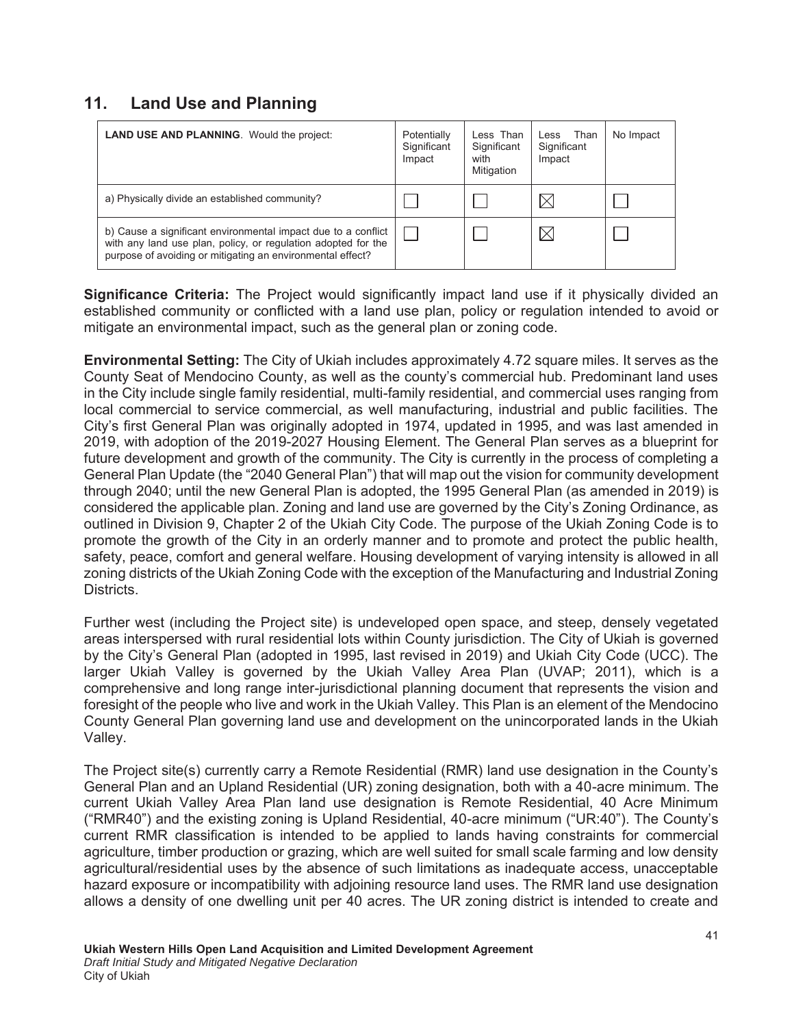## 11. Land Use and Planning

| **LAND USE AND PLANNING**. Would the project: | Potentially Significant Impact | Less Than Significant with Mitigation | Less Than Significant Impact | No Impact |
|---|---|---|---|---|
| a) Physically divide an established community? | ☐ | ☐ | ☒ | ☐ |
| b) Cause a significant environmental impact due to a conflict with any land use plan, policy, or regulation adopted for the purpose of avoiding or mitigating an environmental effect? | ☐ | ☐ | ☒ | ☐ |

**Significance Criteria:** The Project would significantly impact land use if it physically divided an established community or conflicted with a land use plan, policy or regulation intended to avoid or mitigate an environmental impact, such as the general plan or zoning code.

**Environmental Setting:** The City of Ukiah includes approximately 4.72 square miles. It serves as the County Seat of Mendocino County, as well as the county's commercial hub. Predominant land uses in the City include single family residential, multi-family residential, and commercial uses ranging from local commercial to service commercial, as well manufacturing, industrial and public facilities. The City's first General Plan was originally adopted in 1974, updated in 1995, and was last amended in 2019, with adoption of the 2019-2027 Housing Element. The General Plan serves as a blueprint for future development and growth of the community. The City is currently in the process of completing a General Plan Update (the "2040 General Plan") that will map out the vision for community development through 2040; until the new General Plan is adopted, the 1995 General Plan (as amended in 2019) is considered the applicable plan. Zoning and land use are governed by the City's Zoning Ordinance, as outlined in Division 9, Chapter 2 of the Ukiah City Code. The purpose of the Ukiah Zoning Code is to promote the growth of the City in an orderly manner and to promote and protect the public health, safety, peace, comfort and general welfare. Housing development of varying intensity is allowed in all zoning districts of the Ukiah Zoning Code with the exception of the Manufacturing and Industrial Zoning Districts.

Further west (including the Project site) is undeveloped open space, and steep, densely vegetated areas interspersed with rural residential lots within County jurisdiction. The City of Ukiah is governed by the City's General Plan (adopted in 1995, last revised in 2019) and Ukiah City Code (UCC). The larger Ukiah Valley is governed by the Ukiah Valley Area Plan (UVAP; 2011), which is a comprehensive and long range inter-jurisdictional planning document that represents the vision and foresight of the people who live and work in the Ukiah Valley. This Plan is an element of the Mendocino County General Plan governing land use and development on the unincorporated lands in the Ukiah Valley.

The Project site(s) currently carry a Remote Residential (RMR) land use designation in the County's General Plan and an Upland Residential (UR) zoning designation, both with a 40-acre minimum. The current Ukiah Valley Area Plan land use designation is Remote Residential, 40 Acre Minimum ("RMR40") and the existing zoning is Upland Residential, 40-acre minimum ("UR:40"). The County's current RMR classification is intended to be applied to lands having constraints for commercial agriculture, timber production or grazing, which are well suited for small scale farming and low density agricultural/residential uses by the absence of such limitations as inadequate access, unacceptable hazard exposure or incompatibility with adjoining resource land uses. The RMR land use designation allows a density of one dwelling unit per 40 acres. The UR zoning district is intended to create and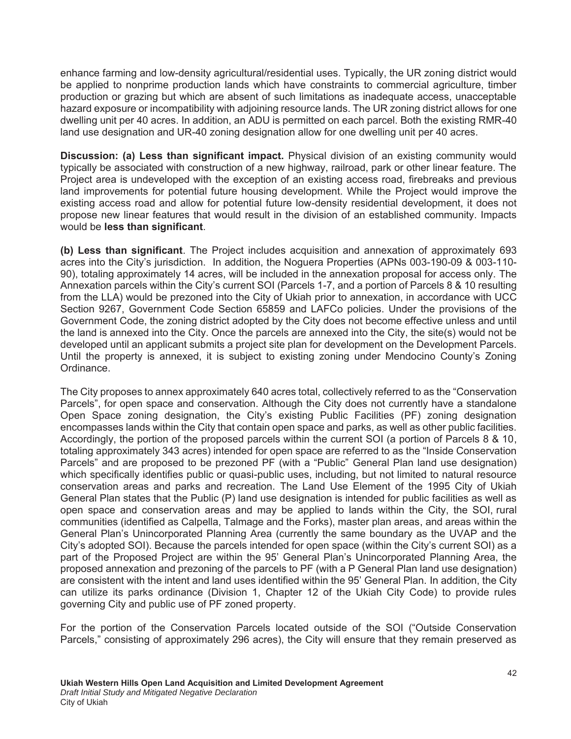enhance farming and low-density agricultural/residential uses. Typically, the UR zoning district would be applied to nonprime production lands which have constraints to commercial agriculture, timber production or grazing but which are absent of such limitations as inadequate access, unacceptable hazard exposure or incompatibility with adjoining resource lands. The UR zoning district allows for one dwelling unit per 40 acres. In addition, an ADU is permitted on each parcel. Both the existing RMR-40 land use designation and UR-40 zoning designation allow for one dwelling unit per 40 acres.

**Discussion: (a) Less than significant impact.** Physical division of an existing community would typically be associated with construction of a new highway, railroad, park or other linear feature. The Project area is undeveloped with the exception of an existing access road, firebreaks and previous land improvements for potential future housing development. While the Project would improve the existing access road and allow for potential future low-density residential development, it does not propose new linear features that would result in the division of an established community. Impacts would be **less than significant**.

**(b) Less than significant**. The Project includes acquisition and annexation of approximately 693 acres into the City's jurisdiction. In addition, the Noguera Properties (APNs 003-190-09 & 003-110-90), totaling approximately 14 acres, will be included in the annexation proposal for access only. The Annexation parcels within the City's current SOI (Parcels 1-7, and a portion of Parcels 8 & 10 resulting from the LLA) would be prezoned into the City of Ukiah prior to annexation, in accordance with UCC Section 9267, Government Code Section 65859 and LAFCo policies. Under the provisions of the Government Code, the zoning district adopted by the City does not become effective unless and until the land is annexed into the City. Once the parcels are annexed into the City, the site(s) would not be developed until an applicant submits a project site plan for development on the Development Parcels. Until the property is annexed, it is subject to existing zoning under Mendocino County's Zoning Ordinance.

The City proposes to annex approximately 640 acres total, collectively referred to as the "Conservation Parcels", for open space and conservation. Although the City does not currently have a standalone Open Space zoning designation, the City's existing Public Facilities (PF) zoning designation encompasses lands within the City that contain open space and parks, as well as other public facilities. Accordingly, the portion of the proposed parcels within the current SOI (a portion of Parcels 8 & 10, totaling approximately 343 acres) intended for open space are referred to as the "Inside Conservation Parcels" and are proposed to be prezoned PF (with a "Public" General Plan land use designation) which specifically identifies public or quasi-public uses, including, but not limited to natural resource conservation areas and parks and recreation. The Land Use Element of the 1995 City of Ukiah General Plan states that the Public (P) land use designation is intended for public facilities as well as open space and conservation areas and may be applied to lands within the City, the SOI, rural communities (identified as Calpella, Talmage and the Forks), master plan areas, and areas within the General Plan's Unincorporated Planning Area (currently the same boundary as the UVAP and the City's adopted SOI). Because the parcels intended for open space (within the City's current SOI) as a part of the Proposed Project are within the 95' General Plan's Unincorporated Planning Area, the proposed annexation and prezoning of the parcels to PF (with a P General Plan land use designation) are consistent with the intent and land uses identified within the 95' General Plan. In addition, the City can utilize its parks ordinance (Division 1, Chapter 12 of the Ukiah City Code) to provide rules governing City and public use of PF zoned property.

For the portion of the Conservation Parcels located outside of the SOI ("Outside Conservation Parcels," consisting of approximately 296 acres), the City will ensure that they remain preserved as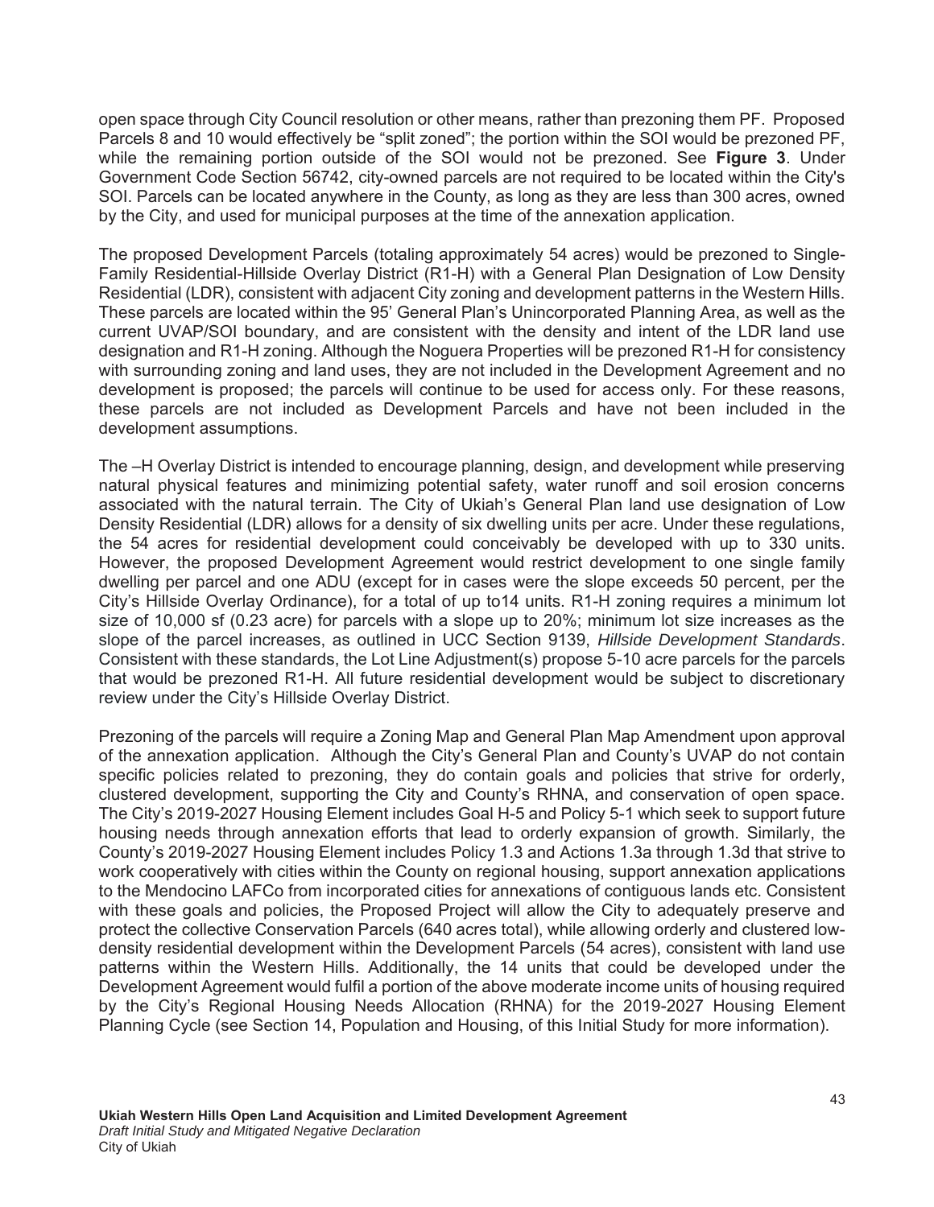open space through City Council resolution or other means, rather than prezoning them PF. Proposed Parcels 8 and 10 would effectively be "split zoned"; the portion within the SOI would be prezoned PF, while the remaining portion outside of the SOI would not be prezoned. See **Figure 3**. Under Government Code Section 56742, city-owned parcels are not required to be located within the City's SOI. Parcels can be located anywhere in the County, as long as they are less than 300 acres, owned by the City, and used for municipal purposes at the time of the annexation application.

The proposed Development Parcels (totaling approximately 54 acres) would be prezoned to Single-Family Residential-Hillside Overlay District (R1-H) with a General Plan Designation of Low Density Residential (LDR), consistent with adjacent City zoning and development patterns in the Western Hills. These parcels are located within the 95' General Plan's Unincorporated Planning Area, as well as the current UVAP/SOI boundary, and are consistent with the density and intent of the LDR land use designation and R1-H zoning. Although the Noguera Properties will be prezoned R1-H for consistency with surrounding zoning and land uses, they are not included in the Development Agreement and no development is proposed; the parcels will continue to be used for access only. For these reasons, these parcels are not included as Development Parcels and have not been included in the development assumptions.

The –H Overlay District is intended to encourage planning, design, and development while preserving natural physical features and minimizing potential safety, water runoff and soil erosion concerns associated with the natural terrain. The City of Ukiah's General Plan land use designation of Low Density Residential (LDR) allows for a density of six dwelling units per acre. Under these regulations, the 54 acres for residential development could conceivably be developed with up to 330 units. However, the proposed Development Agreement would restrict development to one single family dwelling per parcel and one ADU (except for in cases were the slope exceeds 50 percent, per the City's Hillside Overlay Ordinance), for a total of up to14 units. R1-H zoning requires a minimum lot size of 10,000 sf (0.23 acre) for parcels with a slope up to 20%; minimum lot size increases as the slope of the parcel increases, as outlined in UCC Section 9139, *Hillside Development Standards*. Consistent with these standards, the Lot Line Adjustment(s) propose 5-10 acre parcels for the parcels that would be prezoned R1-H. All future residential development would be subject to discretionary review under the City's Hillside Overlay District.

Prezoning of the parcels will require a Zoning Map and General Plan Map Amendment upon approval of the annexation application. Although the City's General Plan and County's UVAP do not contain specific policies related to prezoning, they do contain goals and policies that strive for orderly, clustered development, supporting the City and County's RHNA, and conservation of open space. The City's 2019-2027 Housing Element includes Goal H-5 and Policy 5-1 which seek to support future housing needs through annexation efforts that lead to orderly expansion of growth. Similarly, the County's 2019-2027 Housing Element includes Policy 1.3 and Actions 1.3a through 1.3d that strive to work cooperatively with cities within the County on regional housing, support annexation applications to the Mendocino LAFCo from incorporated cities for annexations of contiguous lands etc. Consistent with these goals and policies, the Proposed Project will allow the City to adequately preserve and protect the collective Conservation Parcels (640 acres total), while allowing orderly and clustered low-density residential development within the Development Parcels (54 acres), consistent with land use patterns within the Western Hills. Additionally, the 14 units that could be developed under the Development Agreement would fulfil a portion of the above moderate income units of housing required by the City's Regional Housing Needs Allocation (RHNA) for the 2019-2027 Housing Element Planning Cycle (see Section 14, Population and Housing, of this Initial Study for more information).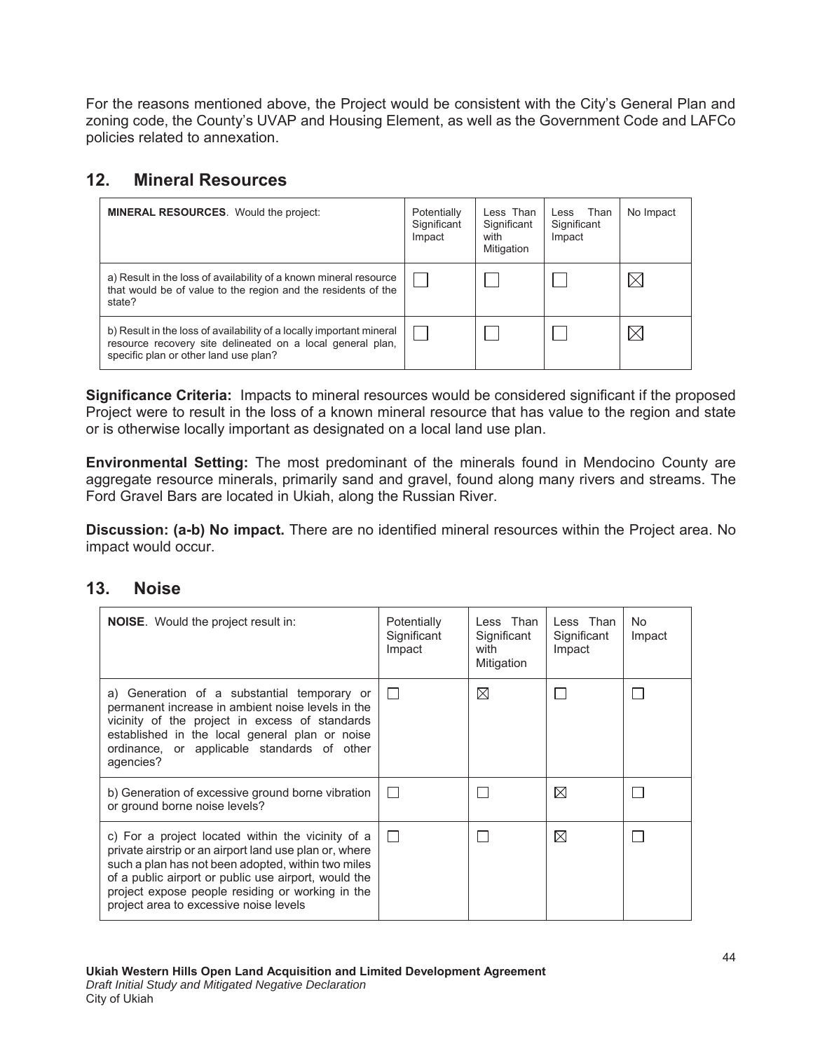For the reasons mentioned above, the Project would be consistent with the City's General Plan and zoning code, the County's UVAP and Housing Element, as well as the Government Code and LAFCo policies related to annexation.

## 12. Mineral Resources

| **MINERAL RESOURCES**. Would the project: | Potentially Significant Impact | Less Than Significant with Mitigation | Less Than Significant Impact | No Impact |
|---|---|---|---|---|
| a) Result in the loss of availability of a known mineral resource that would be of value to the region and the residents of the state? | ☐ | ☐ | ☐ | ☒ |
| b) Result in the loss of availability of a locally important mineral resource recovery site delineated on a local general plan, specific plan or other land use plan? | ☐ | ☐ | ☐ | ☒ |

**Significance Criteria:** Impacts to mineral resources would be considered significant if the proposed Project were to result in the loss of a known mineral resource that has value to the region and state or is otherwise locally important as designated on a local land use plan.

**Environmental Setting:** The most predominant of the minerals found in Mendocino County are aggregate resource minerals, primarily sand and gravel, found along many rivers and streams. The Ford Gravel Bars are located in Ukiah, along the Russian River.

**Discussion: (a-b) No impact.** There are no identified mineral resources within the Project area. No impact would occur.

## 13. Noise

| **NOISE**. Would the project result in: | Potentially Significant Impact | Less Than Significant with Mitigation | Less Than Significant Impact | No Impact |
|---|---|---|---|---|
| a) Generation of a substantial temporary or permanent increase in ambient noise levels in the vicinity of the project in excess of standards established in the local general plan or noise ordinance, or applicable standards of other agencies? | ☐ | ☒ | ☐ | ☐ |
| b) Generation of excessive ground borne vibration or ground borne noise levels? | ☐ | ☐ | ☒ | ☐ |
| c) For a project located within the vicinity of a private airstrip or an airport land use plan or, where such a plan has not been adopted, within two miles of a public airport or public use airport, would the project expose people residing or working in the project area to excessive noise levels | ☐ | ☐ | ☒ | ☐ |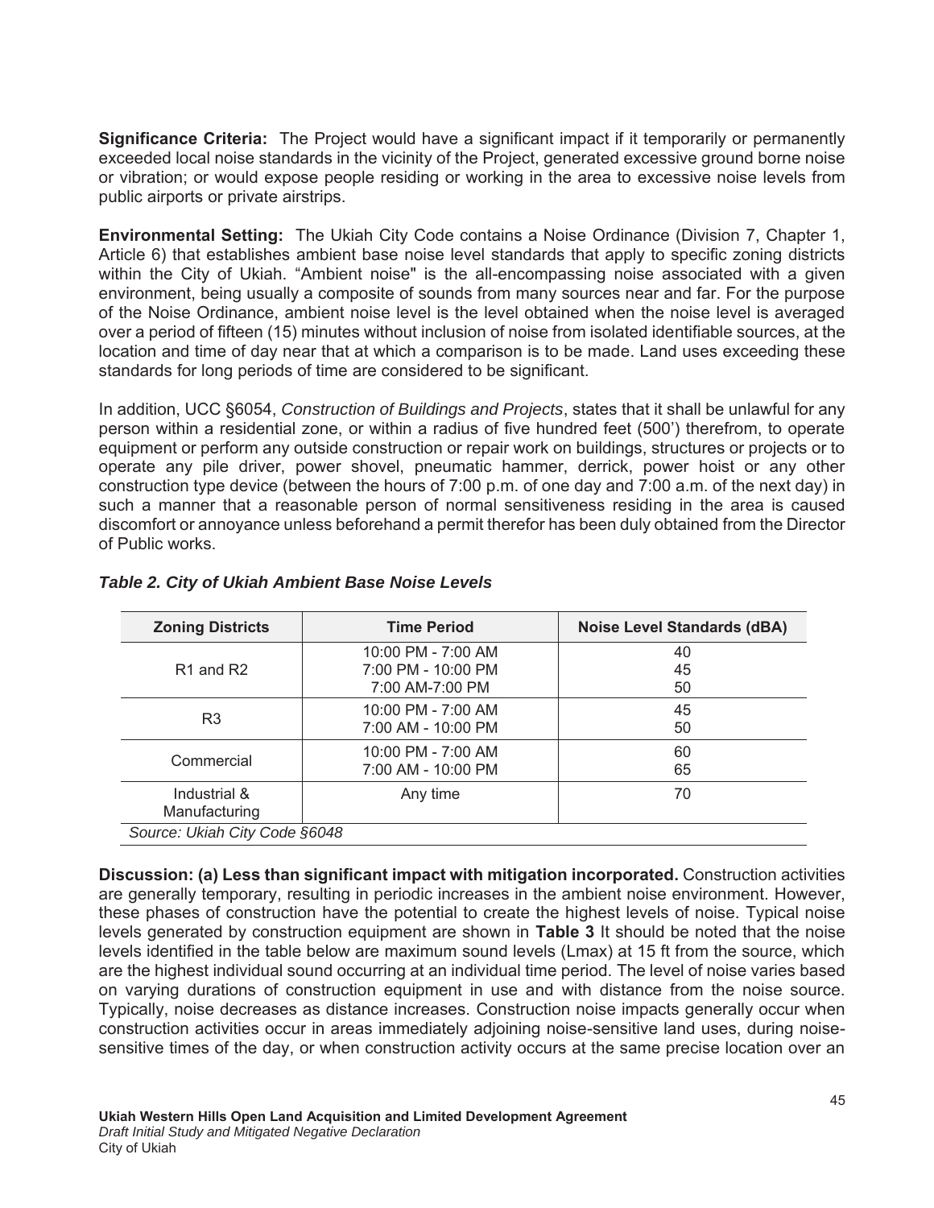**Significance Criteria:** The Project would have a significant impact if it temporarily or permanently exceeded local noise standards in the vicinity of the Project, generated excessive ground borne noise or vibration; or would expose people residing or working in the area to excessive noise levels from public airports or private airstrips.

**Environmental Setting:** The Ukiah City Code contains a Noise Ordinance (Division 7, Chapter 1, Article 6) that establishes ambient base noise level standards that apply to specific zoning districts within the City of Ukiah. "Ambient noise" is the all-encompassing noise associated with a given environment, being usually a composite of sounds from many sources near and far. For the purpose of the Noise Ordinance, ambient noise level is the level obtained when the noise level is averaged over a period of fifteen (15) minutes without inclusion of noise from isolated identifiable sources, at the location and time of day near that at which a comparison is to be made. Land uses exceeding these standards for long periods of time are considered to be significant.

In addition, UCC §6054, *Construction of Buildings and Projects*, states that it shall be unlawful for any person within a residential zone, or within a radius of five hundred feet (500') therefrom, to operate equipment or perform any outside construction or repair work on buildings, structures or projects or to operate any pile driver, power shovel, pneumatic hammer, derrick, power hoist or any other construction type device (between the hours of 7:00 p.m. of one day and 7:00 a.m. of the next day) in such a manner that a reasonable person of normal sensitiveness residing in the area is caused discomfort or annoyance unless beforehand a permit therefor has been duly obtained from the Director of Public works.

***Table 2. City of Ukiah Ambient Base Noise Levels***

| Zoning Districts | Time Period | Noise Level Standards (dBA) |
|---|---|---|
| R1 and R2 | 10:00 PM - 7:00 AM<br>7:00 PM - 10:00 PM<br>7:00 AM-7:00 PM | 40<br>45<br>50 |
| R3 | 10:00 PM - 7:00 AM<br>7:00 AM - 10:00 PM | 45<br>50 |
| Commercial | 10:00 PM - 7:00 AM<br>7:00 AM - 10:00 PM | 60<br>65 |
| Industrial & Manufacturing | Any time | 70 |

*Source: Ukiah City Code §6048*

**Discussion: (a) Less than significant impact with mitigation incorporated.** Construction activities are generally temporary, resulting in periodic increases in the ambient noise environment. However, these phases of construction have the potential to create the highest levels of noise. Typical noise levels generated by construction equipment are shown in **Table 3** It should be noted that the noise levels identified in the table below are maximum sound levels (Lmax) at 15 ft from the source, which are the highest individual sound occurring at an individual time period. The level of noise varies based on varying durations of construction equipment in use and with distance from the noise source. Typically, noise decreases as distance increases. Construction noise impacts generally occur when construction activities occur in areas immediately adjoining noise-sensitive land uses, during noise-sensitive times of the day, or when construction activity occurs at the same precise location over an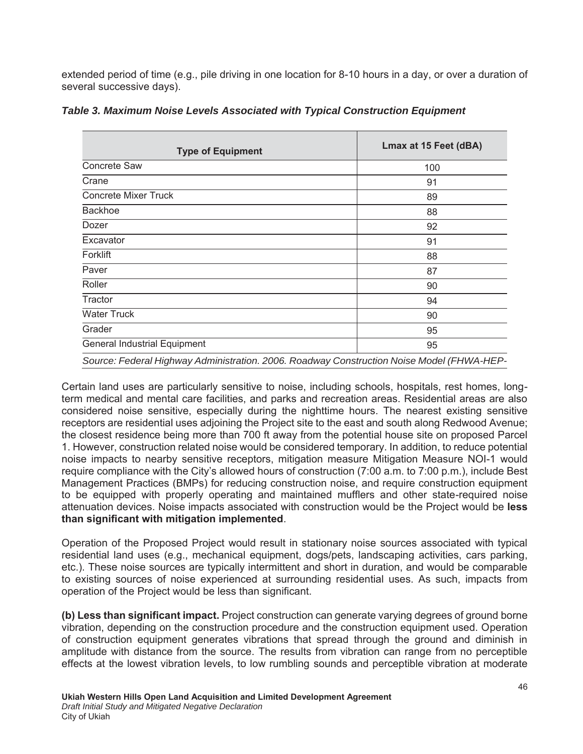extended period of time (e.g., pile driving in one location for 8-10 hours in a day, or over a duration of several successive days).

***Table 3. Maximum Noise Levels Associated with Typical Construction Equipment***

| Type of Equipment | Lmax at 15 Feet (dBA) |
|---|---|
| Concrete Saw | 100 |
| Crane | 91 |
| Concrete Mixer Truck | 89 |
| Backhoe | 88 |
| Dozer | 92 |
| Excavator | 91 |
| Forklift | 88 |
| Paver | 87 |
| Roller | 90 |
| Tractor | 94 |
| Water Truck | 90 |
| Grader | 95 |
| General Industrial Equipment | 95 |

*Source: Federal Highway Administration. 2006. Roadway Construction Noise Model (FHWA-HEP-*

Certain land uses are particularly sensitive to noise, including schools, hospitals, rest homes, long-term medical and mental care facilities, and parks and recreation areas. Residential areas are also considered noise sensitive, especially during the nighttime hours. The nearest existing sensitive receptors are residential uses adjoining the Project site to the east and south along Redwood Avenue; the closest residence being more than 700 ft away from the potential house site on proposed Parcel 1. However, construction related noise would be considered temporary. In addition, to reduce potential noise impacts to nearby sensitive receptors, mitigation measure Mitigation Measure NOI-1 would require compliance with the City's allowed hours of construction (7:00 a.m. to 7:00 p.m.), include Best Management Practices (BMPs) for reducing construction noise, and require construction equipment to be equipped with properly operating and maintained mufflers and other state-required noise attenuation devices. Noise impacts associated with construction would be the Project would be **less than significant with mitigation implemented**.

Operation of the Proposed Project would result in stationary noise sources associated with typical residential land uses (e.g., mechanical equipment, dogs/pets, landscaping activities, cars parking, etc.). These noise sources are typically intermittent and short in duration, and would be comparable to existing sources of noise experienced at surrounding residential uses. As such, impacts from operation of the Project would be less than significant.

**(b) Less than significant impact.** Project construction can generate varying degrees of ground borne vibration, depending on the construction procedure and the construction equipment used. Operation of construction equipment generates vibrations that spread through the ground and diminish in amplitude with distance from the source. The results from vibration can range from no perceptible effects at the lowest vibration levels, to low rumbling sounds and perceptible vibration at moderate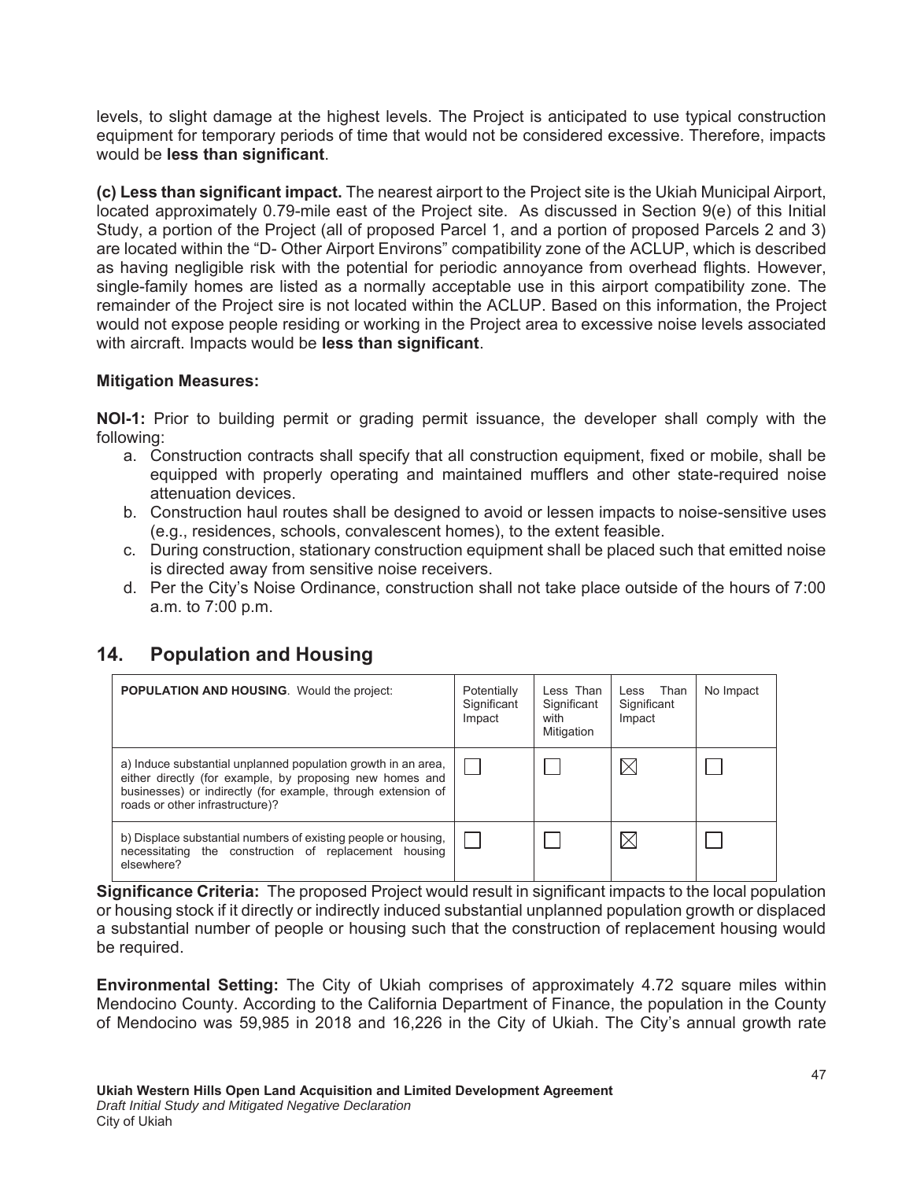levels, to slight damage at the highest levels. The Project is anticipated to use typical construction equipment for temporary periods of time that would not be considered excessive. Therefore, impacts would be **less than significant**.

**(c) Less than significant impact.** The nearest airport to the Project site is the Ukiah Municipal Airport, located approximately 0.79-mile east of the Project site. As discussed in Section 9(e) of this Initial Study, a portion of the Project (all of proposed Parcel 1, and a portion of proposed Parcels 2 and 3) are located within the "D- Other Airport Environs" compatibility zone of the ACLUP, which is described as having negligible risk with the potential for periodic annoyance from overhead flights. However, single-family homes are listed as a normally acceptable use in this airport compatibility zone. The remainder of the Project sire is not located within the ACLUP. Based on this information, the Project would not expose people residing or working in the Project area to excessive noise levels associated with aircraft. Impacts would be **less than significant**.

**Mitigation Measures:**

**NOI-1:** Prior to building permit or grading permit issuance, the developer shall comply with the following:

a. Construction contracts shall specify that all construction equipment, fixed or mobile, shall be equipped with properly operating and maintained mufflers and other state-required noise attenuation devices.
b. Construction haul routes shall be designed to avoid or lessen impacts to noise-sensitive uses (e.g., residences, schools, convalescent homes), to the extent feasible.
c. During construction, stationary construction equipment shall be placed such that emitted noise is directed away from sensitive noise receivers.
d. Per the City's Noise Ordinance, construction shall not take place outside of the hours of 7:00 a.m. to 7:00 p.m.

## 14. Population and Housing

| **POPULATION AND HOUSING**. Would the project: | Potentially Significant Impact | Less Than Significant with Mitigation | Less Than Significant Impact | No Impact |
|---|---|---|---|---|
| a) Induce substantial unplanned population growth in an area, either directly (for example, by proposing new homes and businesses) or indirectly (for example, through extension of roads or other infrastructure)? | ☐ | ☐ | ☒ | ☐ |
| b) Displace substantial numbers of existing people or housing, necessitating the construction of replacement housing elsewhere? | ☐ | ☐ | ☒ | ☐ |

**Significance Criteria:** The proposed Project would result in significant impacts to the local population or housing stock if it directly or indirectly induced substantial unplanned population growth or displaced a substantial number of people or housing such that the construction of replacement housing would be required.

**Environmental Setting:** The City of Ukiah comprises of approximately 4.72 square miles within Mendocino County. According to the California Department of Finance, the population in the County of Mendocino was 59,985 in 2018 and 16,226 in the City of Ukiah. The City's annual growth rate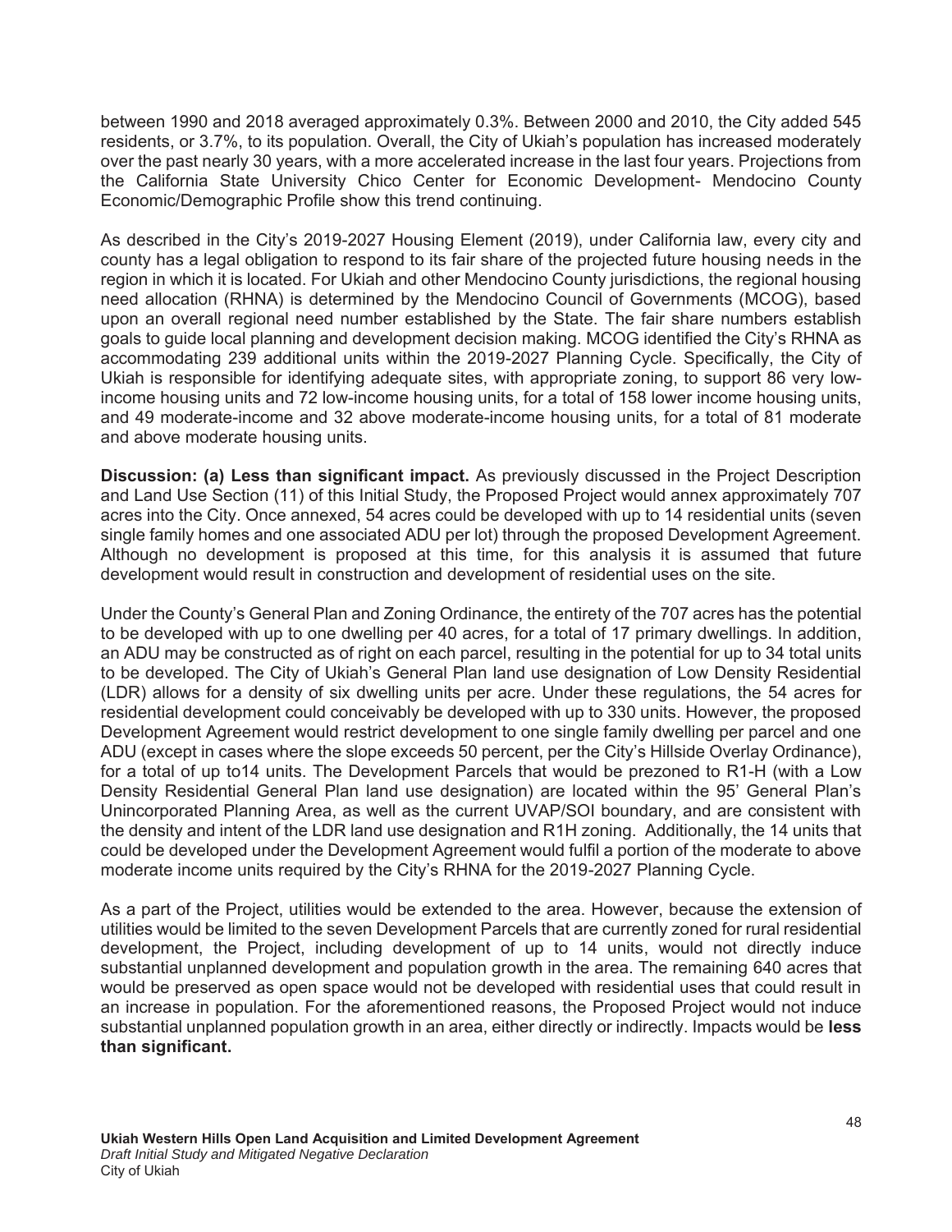between 1990 and 2018 averaged approximately 0.3%. Between 2000 and 2010, the City added 545 residents, or 3.7%, to its population. Overall, the City of Ukiah's population has increased moderately over the past nearly 30 years, with a more accelerated increase in the last four years. Projections from the California State University Chico Center for Economic Development- Mendocino County Economic/Demographic Profile show this trend continuing.

As described in the City's 2019-2027 Housing Element (2019), under California law, every city and county has a legal obligation to respond to its fair share of the projected future housing needs in the region in which it is located. For Ukiah and other Mendocino County jurisdictions, the regional housing need allocation (RHNA) is determined by the Mendocino Council of Governments (MCOG), based upon an overall regional need number established by the State. The fair share numbers establish goals to guide local planning and development decision making. MCOG identified the City's RHNA as accommodating 239 additional units within the 2019-2027 Planning Cycle. Specifically, the City of Ukiah is responsible for identifying adequate sites, with appropriate zoning, to support 86 very low-income housing units and 72 low-income housing units, for a total of 158 lower income housing units, and 49 moderate-income and 32 above moderate-income housing units, for a total of 81 moderate and above moderate housing units.

**Discussion: (a) Less than significant impact.** As previously discussed in the Project Description and Land Use Section (11) of this Initial Study, the Proposed Project would annex approximately 707 acres into the City. Once annexed, 54 acres could be developed with up to 14 residential units (seven single family homes and one associated ADU per lot) through the proposed Development Agreement. Although no development is proposed at this time, for this analysis it is assumed that future development would result in construction and development of residential uses on the site.

Under the County's General Plan and Zoning Ordinance, the entirety of the 707 acres has the potential to be developed with up to one dwelling per 40 acres, for a total of 17 primary dwellings. In addition, an ADU may be constructed as of right on each parcel, resulting in the potential for up to 34 total units to be developed. The City of Ukiah's General Plan land use designation of Low Density Residential (LDR) allows for a density of six dwelling units per acre. Under these regulations, the 54 acres for residential development could conceivably be developed with up to 330 units. However, the proposed Development Agreement would restrict development to one single family dwelling per parcel and one ADU (except in cases where the slope exceeds 50 percent, per the City's Hillside Overlay Ordinance), for a total of up to14 units. The Development Parcels that would be prezoned to R1-H (with a Low Density Residential General Plan land use designation) are located within the 95' General Plan's Unincorporated Planning Area, as well as the current UVAP/SOI boundary, and are consistent with the density and intent of the LDR land use designation and R1H zoning. Additionally, the 14 units that could be developed under the Development Agreement would fulfil a portion of the moderate to above moderate income units required by the City's RHNA for the 2019-2027 Planning Cycle.

As a part of the Project, utilities would be extended to the area. However, because the extension of utilities would be limited to the seven Development Parcels that are currently zoned for rural residential development, the Project, including development of up to 14 units, would not directly induce substantial unplanned development and population growth in the area. The remaining 640 acres that would be preserved as open space would not be developed with residential uses that could result in an increase in population. For the aforementioned reasons, the Proposed Project would not induce substantial unplanned population growth in an area, either directly or indirectly. Impacts would be **less than significant.**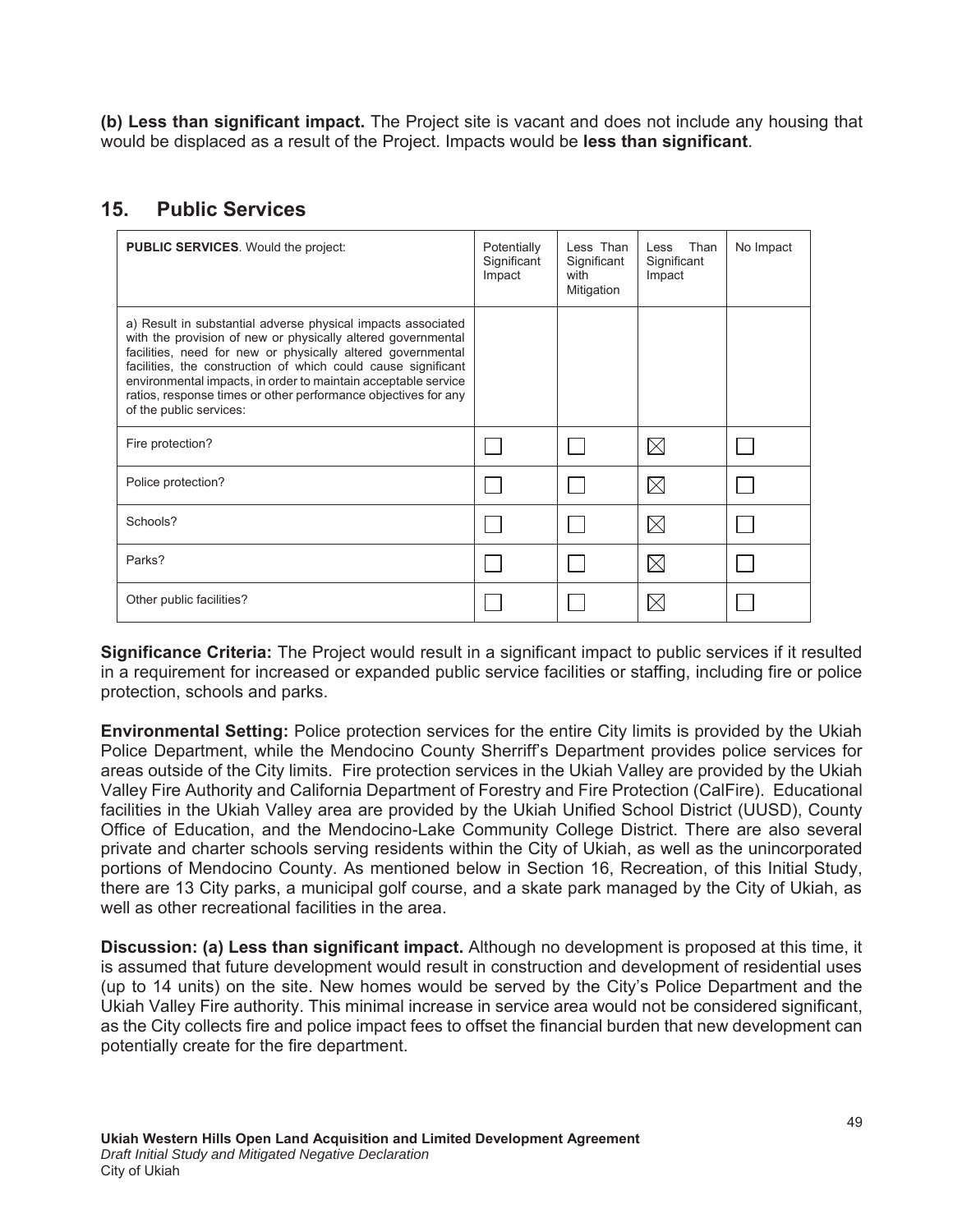**(b) Less than significant impact.** The Project site is vacant and does not include any housing that would be displaced as a result of the Project. Impacts would be **less than significant**.

## 15. Public Services

| **PUBLIC SERVICES**. Would the project: | Potentially Significant Impact | Less Than Significant with Mitigation | Less Than Significant Impact | No Impact |
|---|---|---|---|---|
| a) Result in substantial adverse physical impacts associated with the provision of new or physically altered governmental facilities, need for new or physically altered governmental facilities, the construction of which could cause significant environmental impacts, in order to maintain acceptable service ratios, response times or other performance objectives for any of the public services: | | | | |
| Fire protection? | ☐ | ☐ | ☒ | ☐ |
| Police protection? | ☐ | ☐ | ☒ | ☐ |
| Schools? | ☐ | ☐ | ☒ | ☐ |
| Parks? | ☐ | ☐ | ☒ | ☐ |
| Other public facilities? | ☐ | ☐ | ☒ | ☐ |

**Significance Criteria:** The Project would result in a significant impact to public services if it resulted in a requirement for increased or expanded public service facilities or staffing, including fire or police protection, schools and parks.

**Environmental Setting:** Police protection services for the entire City limits is provided by the Ukiah Police Department, while the Mendocino County Sherriff's Department provides police services for areas outside of the City limits. Fire protection services in the Ukiah Valley are provided by the Ukiah Valley Fire Authority and California Department of Forestry and Fire Protection (CalFire). Educational facilities in the Ukiah Valley area are provided by the Ukiah Unified School District (UUSD), County Office of Education, and the Mendocino-Lake Community College District. There are also several private and charter schools serving residents within the City of Ukiah, as well as the unincorporated portions of Mendocino County. As mentioned below in Section 16, Recreation, of this Initial Study, there are 13 City parks, a municipal golf course, and a skate park managed by the City of Ukiah, as well as other recreational facilities in the area.

**Discussion: (a) Less than significant impact.** Although no development is proposed at this time, it is assumed that future development would result in construction and development of residential uses (up to 14 units) on the site. New homes would be served by the City's Police Department and the Ukiah Valley Fire authority. This minimal increase in service area would not be considered significant, as the City collects fire and police impact fees to offset the financial burden that new development can potentially create for the fire department.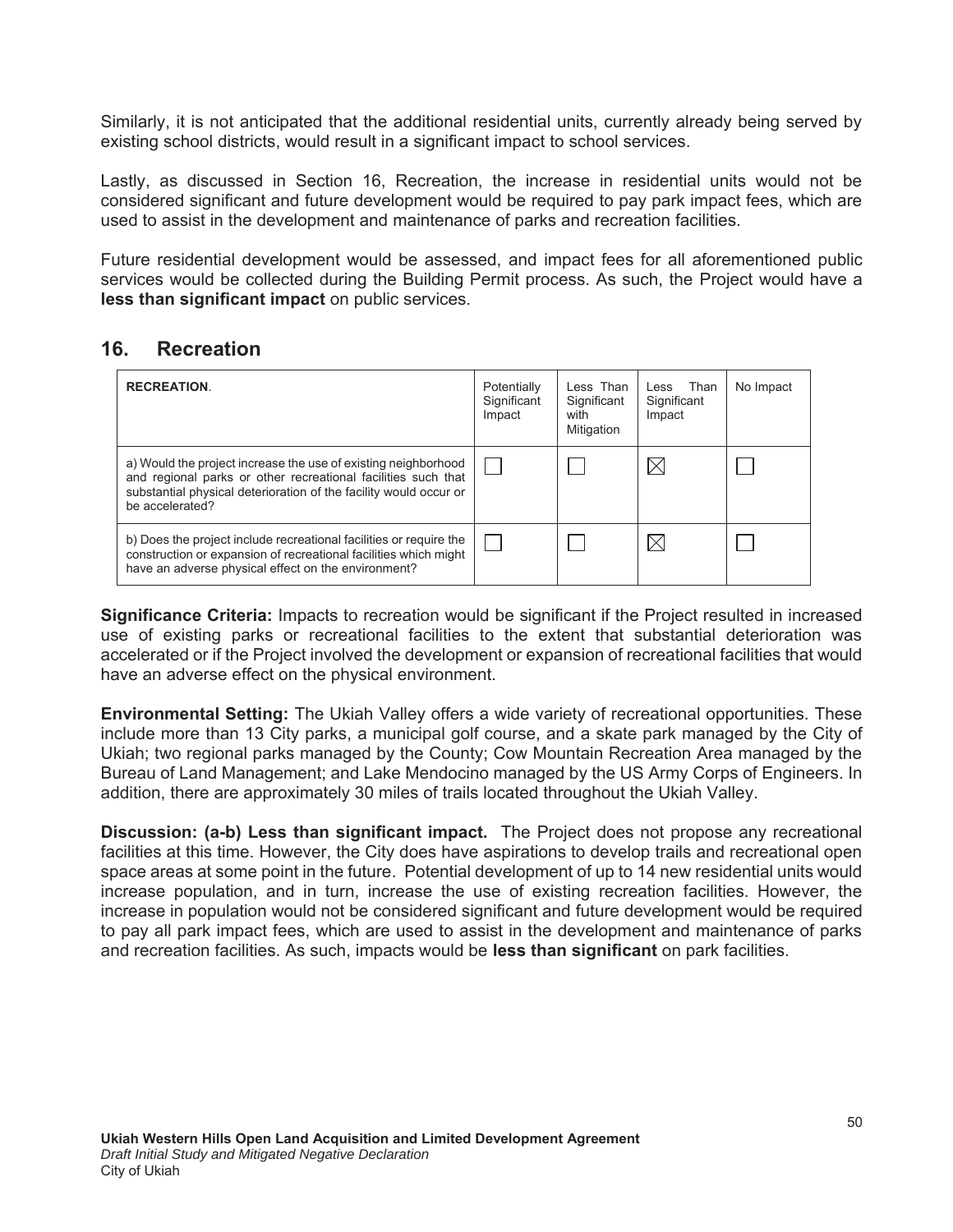Similarly, it is not anticipated that the additional residential units, currently already being served by existing school districts, would result in a significant impact to school services.

Lastly, as discussed in Section 16, Recreation, the increase in residential units would not be considered significant and future development would be required to pay park impact fees, which are used to assist in the development and maintenance of parks and recreation facilities.

Future residential development would be assessed, and impact fees for all aforementioned public services would be collected during the Building Permit process. As such, the Project would have a **less than significant impact** on public services.

## 16. Recreation

| **RECREATION**. | Potentially Significant Impact | Less Than Significant with Mitigation | Less Than Significant Impact | No Impact |
|---|---|---|---|---|
| a) Would the project increase the use of existing neighborhood and regional parks or other recreational facilities such that substantial physical deterioration of the facility would occur or be accelerated? | ☐ | ☐ | ☒ | ☐ |
| b) Does the project include recreational facilities or require the construction or expansion of recreational facilities which might have an adverse physical effect on the environment? | ☐ | ☐ | ☒ | ☐ |

**Significance Criteria:** Impacts to recreation would be significant if the Project resulted in increased use of existing parks or recreational facilities to the extent that substantial deterioration was accelerated or if the Project involved the development or expansion of recreational facilities that would have an adverse effect on the physical environment.

**Environmental Setting:** The Ukiah Valley offers a wide variety of recreational opportunities. These include more than 13 City parks, a municipal golf course, and a skate park managed by the City of Ukiah; two regional parks managed by the County; Cow Mountain Recreation Area managed by the Bureau of Land Management; and Lake Mendocino managed by the US Army Corps of Engineers. In addition, there are approximately 30 miles of trails located throughout the Ukiah Valley.

**Discussion: (a-b) Less than significant impact.** The Project does not propose any recreational facilities at this time. However, the City does have aspirations to develop trails and recreational open space areas at some point in the future. Potential development of up to 14 new residential units would increase population, and in turn, increase the use of existing recreation facilities. However, the increase in population would not be considered significant and future development would be required to pay all park impact fees, which are used to assist in the development and maintenance of parks and recreation facilities. As such, impacts would be **less than significant** on park facilities.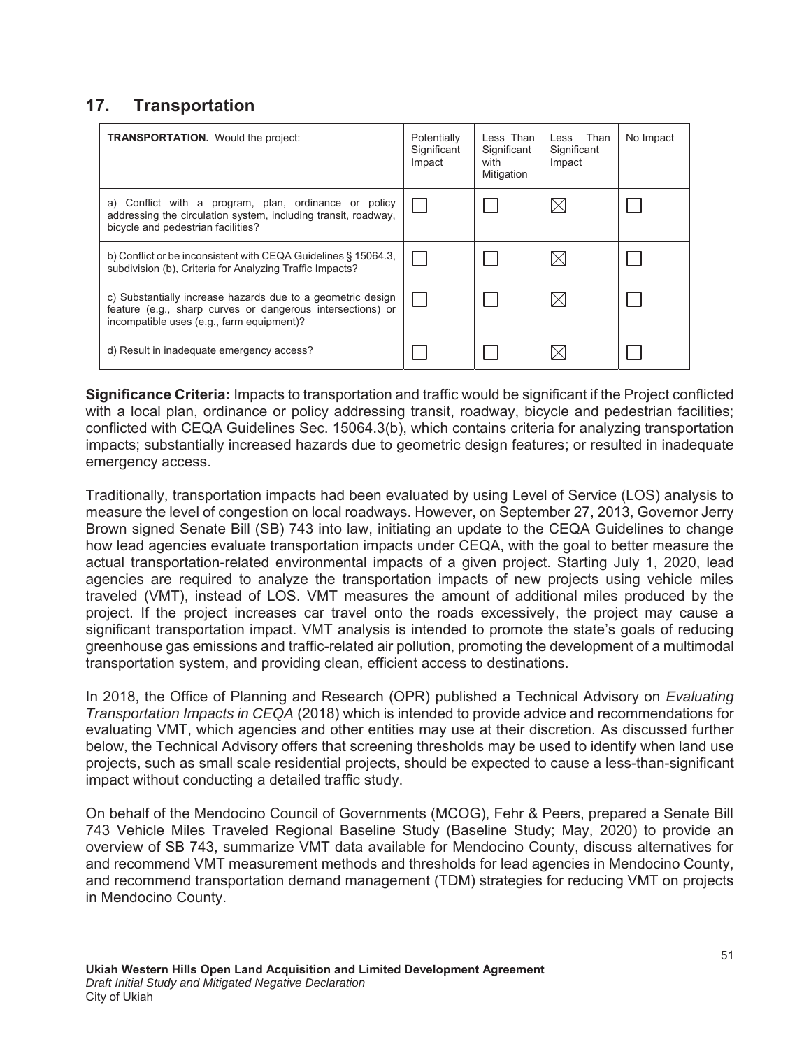## 17. Transportation

| **TRANSPORTATION.** Would the project: | Potentially Significant Impact | Less Than Significant with Mitigation | Less Than Significant Impact | No Impact |
|---|---|---|---|---|
| a) Conflict with a program, plan, ordinance or policy addressing the circulation system, including transit, roadway, bicycle and pedestrian facilities? | ☐ | ☐ | ☒ | ☐ |
| b) Conflict or be inconsistent with CEQA Guidelines § 15064.3, subdivision (b), Criteria for Analyzing Traffic Impacts? | ☐ | ☐ | ☒ | ☐ |
| c) Substantially increase hazards due to a geometric design feature (e.g., sharp curves or dangerous intersections) or incompatible uses (e.g., farm equipment)? | ☐ | ☐ | ☒ | ☐ |
| d) Result in inadequate emergency access? | ☐ | ☐ | ☒ | ☐ |

**Significance Criteria:** Impacts to transportation and traffic would be significant if the Project conflicted with a local plan, ordinance or policy addressing transit, roadway, bicycle and pedestrian facilities; conflicted with CEQA Guidelines Sec. 15064.3(b), which contains criteria for analyzing transportation impacts; substantially increased hazards due to geometric design features; or resulted in inadequate emergency access.

Traditionally, transportation impacts had been evaluated by using Level of Service (LOS) analysis to measure the level of congestion on local roadways. However, on September 27, 2013, Governor Jerry Brown signed Senate Bill (SB) 743 into law, initiating an update to the CEQA Guidelines to change how lead agencies evaluate transportation impacts under CEQA, with the goal to better measure the actual transportation-related environmental impacts of a given project. Starting July 1, 2020, lead agencies are required to analyze the transportation impacts of new projects using vehicle miles traveled (VMT), instead of LOS. VMT measures the amount of additional miles produced by the project. If the project increases car travel onto the roads excessively, the project may cause a significant transportation impact. VMT analysis is intended to promote the state's goals of reducing greenhouse gas emissions and traffic-related air pollution, promoting the development of a multimodal transportation system, and providing clean, efficient access to destinations.

In 2018, the Office of Planning and Research (OPR) published a Technical Advisory on *Evaluating Transportation Impacts in CEQA* (2018) which is intended to provide advice and recommendations for evaluating VMT, which agencies and other entities may use at their discretion. As discussed further below, the Technical Advisory offers that screening thresholds may be used to identify when land use projects, such as small scale residential projects, should be expected to cause a less-than-significant impact without conducting a detailed traffic study.

On behalf of the Mendocino Council of Governments (MCOG), Fehr & Peers, prepared a Senate Bill 743 Vehicle Miles Traveled Regional Baseline Study (Baseline Study; May, 2020) to provide an overview of SB 743, summarize VMT data available for Mendocino County, discuss alternatives for and recommend VMT measurement methods and thresholds for lead agencies in Mendocino County, and recommend transportation demand management (TDM) strategies for reducing VMT on projects in Mendocino County.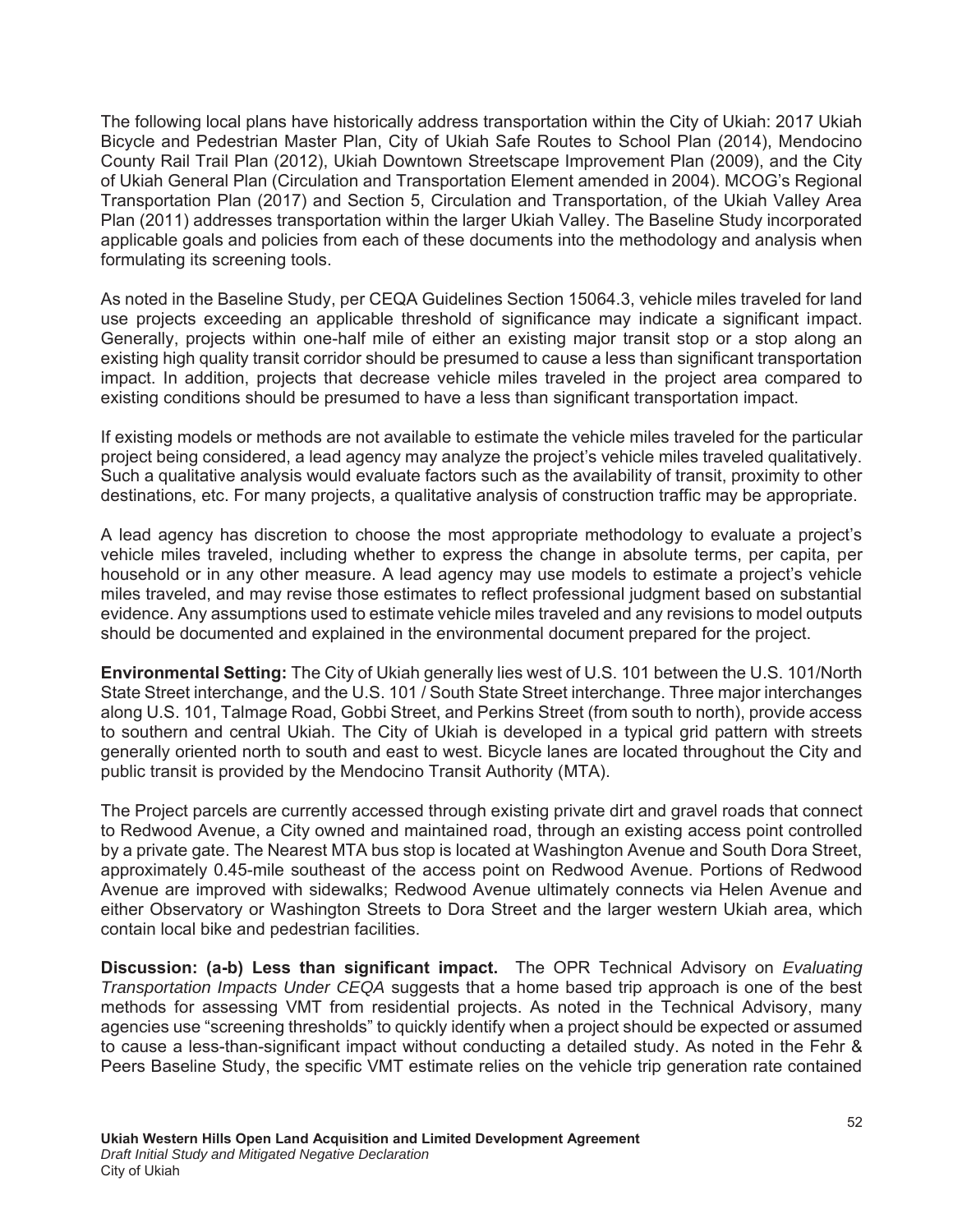The following local plans have historically address transportation within the City of Ukiah: 2017 Ukiah Bicycle and Pedestrian Master Plan, City of Ukiah Safe Routes to School Plan (2014), Mendocino County Rail Trail Plan (2012), Ukiah Downtown Streetscape Improvement Plan (2009), and the City of Ukiah General Plan (Circulation and Transportation Element amended in 2004). MCOG's Regional Transportation Plan (2017) and Section 5, Circulation and Transportation, of the Ukiah Valley Area Plan (2011) addresses transportation within the larger Ukiah Valley. The Baseline Study incorporated applicable goals and policies from each of these documents into the methodology and analysis when formulating its screening tools.

As noted in the Baseline Study, per CEQA Guidelines Section 15064.3, vehicle miles traveled for land use projects exceeding an applicable threshold of significance may indicate a significant impact. Generally, projects within one-half mile of either an existing major transit stop or a stop along an existing high quality transit corridor should be presumed to cause a less than significant transportation impact. In addition, projects that decrease vehicle miles traveled in the project area compared to existing conditions should be presumed to have a less than significant transportation impact.

If existing models or methods are not available to estimate the vehicle miles traveled for the particular project being considered, a lead agency may analyze the project's vehicle miles traveled qualitatively. Such a qualitative analysis would evaluate factors such as the availability of transit, proximity to other destinations, etc. For many projects, a qualitative analysis of construction traffic may be appropriate.

A lead agency has discretion to choose the most appropriate methodology to evaluate a project's vehicle miles traveled, including whether to express the change in absolute terms, per capita, per household or in any other measure. A lead agency may use models to estimate a project's vehicle miles traveled, and may revise those estimates to reflect professional judgment based on substantial evidence. Any assumptions used to estimate vehicle miles traveled and any revisions to model outputs should be documented and explained in the environmental document prepared for the project.

**Environmental Setting:** The City of Ukiah generally lies west of U.S. 101 between the U.S. 101/North State Street interchange, and the U.S. 101 / South State Street interchange. Three major interchanges along U.S. 101, Talmage Road, Gobbi Street, and Perkins Street (from south to north), provide access to southern and central Ukiah. The City of Ukiah is developed in a typical grid pattern with streets generally oriented north to south and east to west. Bicycle lanes are located throughout the City and public transit is provided by the Mendocino Transit Authority (MTA).

The Project parcels are currently accessed through existing private dirt and gravel roads that connect to Redwood Avenue, a City owned and maintained road, through an existing access point controlled by a private gate. The Nearest MTA bus stop is located at Washington Avenue and South Dora Street, approximately 0.45-mile southeast of the access point on Redwood Avenue. Portions of Redwood Avenue are improved with sidewalks; Redwood Avenue ultimately connects via Helen Avenue and either Observatory or Washington Streets to Dora Street and the larger western Ukiah area, which contain local bike and pedestrian facilities.

**Discussion: (a-b) Less than significant impact.** The OPR Technical Advisory on *Evaluating Transportation Impacts Under CEQA* suggests that a home based trip approach is one of the best methods for assessing VMT from residential projects. As noted in the Technical Advisory, many agencies use "screening thresholds" to quickly identify when a project should be expected or assumed to cause a less-than-significant impact without conducting a detailed study. As noted in the Fehr & Peers Baseline Study, the specific VMT estimate relies on the vehicle trip generation rate contained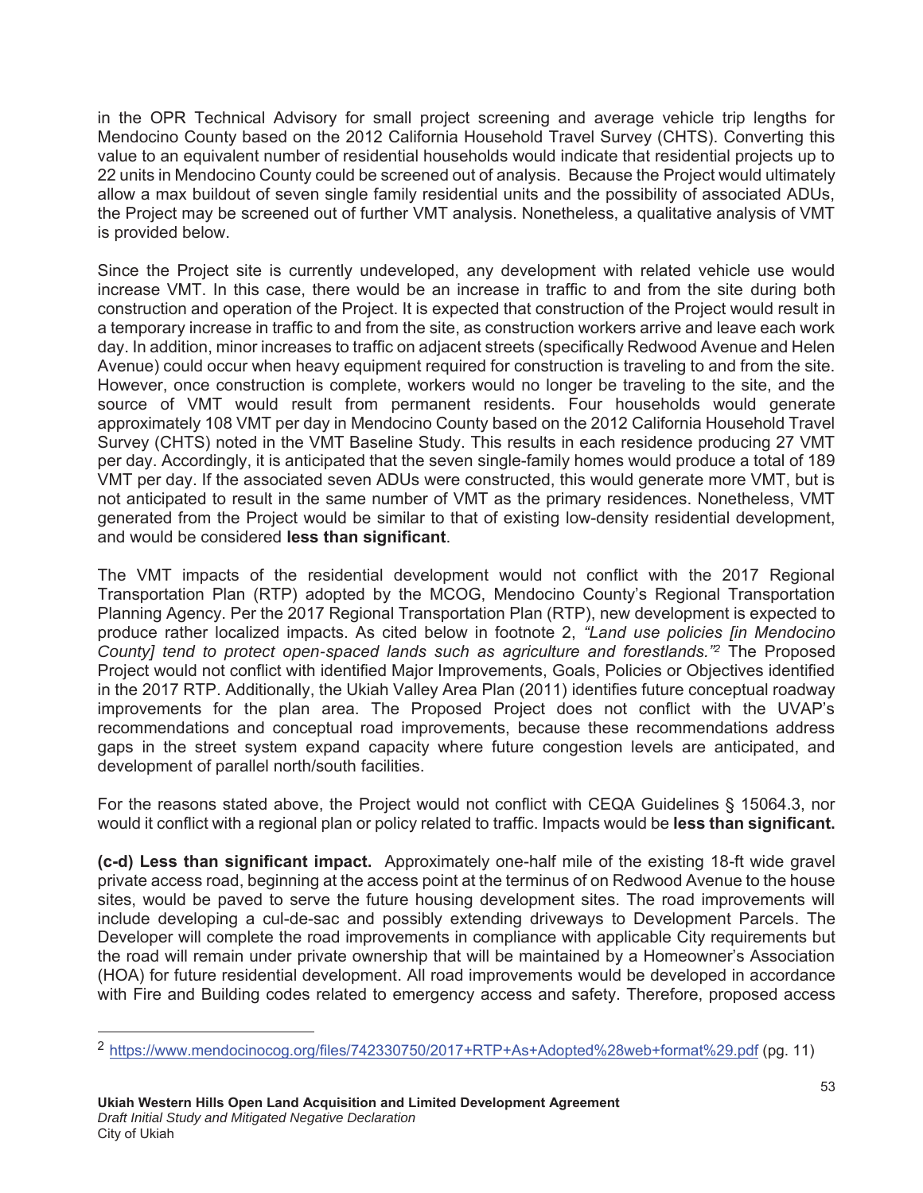in the OPR Technical Advisory for small project screening and average vehicle trip lengths for Mendocino County based on the 2012 California Household Travel Survey (CHTS). Converting this value to an equivalent number of residential households would indicate that residential projects up to 22 units in Mendocino County could be screened out of analysis. Because the Project would ultimately allow a max buildout of seven single family residential units and the possibility of associated ADUs, the Project may be screened out of further VMT analysis. Nonetheless, a qualitative analysis of VMT is provided below.

Since the Project site is currently undeveloped, any development with related vehicle use would increase VMT. In this case, there would be an increase in traffic to and from the site during both construction and operation of the Project. It is expected that construction of the Project would result in a temporary increase in traffic to and from the site, as construction workers arrive and leave each work day. In addition, minor increases to traffic on adjacent streets (specifically Redwood Avenue and Helen Avenue) could occur when heavy equipment required for construction is traveling to and from the site. However, once construction is complete, workers would no longer be traveling to the site, and the source of VMT would result from permanent residents. Four households would generate approximately 108 VMT per day in Mendocino County based on the 2012 California Household Travel Survey (CHTS) noted in the VMT Baseline Study. This results in each residence producing 27 VMT per day. Accordingly, it is anticipated that the seven single-family homes would produce a total of 189 VMT per day. If the associated seven ADUs were constructed, this would generate more VMT, but is not anticipated to result in the same number of VMT as the primary residences. Nonetheless, VMT generated from the Project would be similar to that of existing low-density residential development, and would be considered **less than significant**.

The VMT impacts of the residential development would not conflict with the 2017 Regional Transportation Plan (RTP) adopted by the MCOG, Mendocino County's Regional Transportation Planning Agency. Per the 2017 Regional Transportation Plan (RTP), new development is expected to produce rather localized impacts. As cited below in footnote 2, *"Land use policies [in Mendocino County] tend to protect open-spaced lands such as agriculture and forestlands."*[2] The Proposed Project would not conflict with identified Major Improvements, Goals, Policies or Objectives identified in the 2017 RTP. Additionally, the Ukiah Valley Area Plan (2011) identifies future conceptual roadway improvements for the plan area. The Proposed Project does not conflict with the UVAP's recommendations and conceptual road improvements, because these recommendations address gaps in the street system expand capacity where future congestion levels are anticipated, and development of parallel north/south facilities.

For the reasons stated above, the Project would not conflict with CEQA Guidelines § 15064.3, nor would it conflict with a regional plan or policy related to traffic. Impacts would be **less than significant.**

**(c-d) Less than significant impact.** Approximately one-half mile of the existing 18-ft wide gravel private access road, beginning at the access point at the terminus of on Redwood Avenue to the house sites, would be paved to serve the future housing development sites. The road improvements will include developing a cul-de-sac and possibly extending driveways to Development Parcels. The Developer will complete the road improvements in compliance with applicable City requirements but the road will remain under private ownership that will be maintained by a Homeowner's Association (HOA) for future residential development. All road improvements would be developed in accordance with Fire and Building codes related to emergency access and safety. Therefore, proposed access

---

[2] https://www.mendocinocog.org/files/742330750/2017+RTP+As+Adopted%28web+format%29.pdf (pg. 11)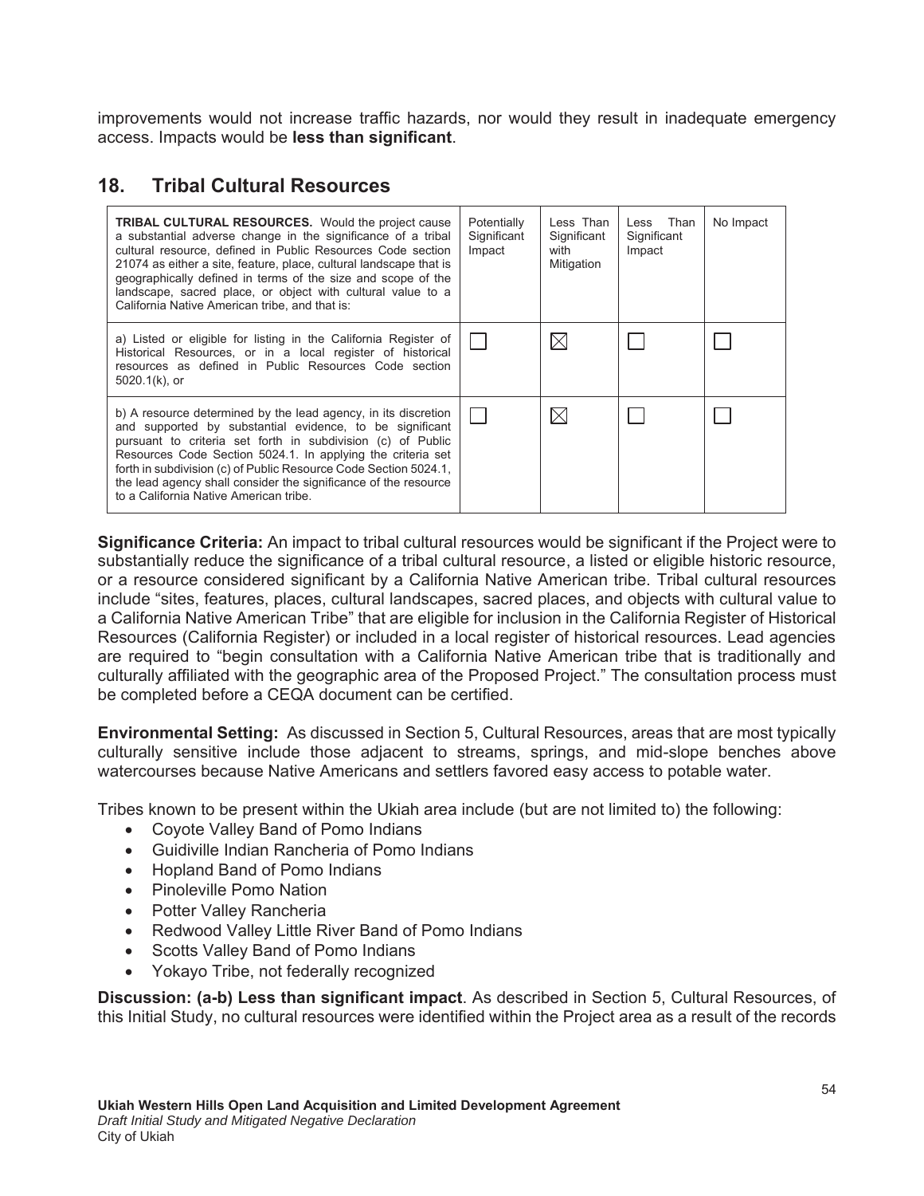improvements would not increase traffic hazards, nor would they result in inadequate emergency access. Impacts would be **less than significant**.

## 18. Tribal Cultural Resources

| **TRIBAL CULTURAL RESOURCES.** Would the project cause a substantial adverse change in the significance of a tribal cultural resource, defined in Public Resources Code section 21074 as either a site, feature, place, cultural landscape that is geographically defined in terms of the size and scope of the landscape, sacred place, or object with cultural value to a California Native American tribe, and that is: | Potentially Significant Impact | Less Than Significant with Mitigation | Less Than Significant Impact | No Impact |
|---|---|---|---|---|
| a) Listed or eligible for listing in the California Register of Historical Resources, or in a local register of historical resources as defined in Public Resources Code section 5020.1(k), or | ☐ | ☒ | ☐ | ☐ |
| b) A resource determined by the lead agency, in its discretion and supported by substantial evidence, to be significant pursuant to criteria set forth in subdivision (c) of Public Resources Code Section 5024.1. In applying the criteria set forth in subdivision (c) of Public Resource Code Section 5024.1, the lead agency shall consider the significance of the resource to a California Native American tribe. | ☐ | ☒ | ☐ | ☐ |

**Significance Criteria:** An impact to tribal cultural resources would be significant if the Project were to substantially reduce the significance of a tribal cultural resource, a listed or eligible historic resource, or a resource considered significant by a California Native American tribe. Tribal cultural resources include "sites, features, places, cultural landscapes, sacred places, and objects with cultural value to a California Native American Tribe" that are eligible for inclusion in the California Register of Historical Resources (California Register) or included in a local register of historical resources. Lead agencies are required to "begin consultation with a California Native American tribe that is traditionally and culturally affiliated with the geographic area of the Proposed Project." The consultation process must be completed before a CEQA document can be certified.

**Environmental Setting:** As discussed in Section 5, Cultural Resources, areas that are most typically culturally sensitive include those adjacent to streams, springs, and mid-slope benches above watercourses because Native Americans and settlers favored easy access to potable water.

Tribes known to be present within the Ukiah area include (but are not limited to) the following:

- Coyote Valley Band of Pomo Indians
- Guidiville Indian Rancheria of Pomo Indians
- Hopland Band of Pomo Indians
- Pinoleville Pomo Nation
- Potter Valley Rancheria
- Redwood Valley Little River Band of Pomo Indians
- Scotts Valley Band of Pomo Indians
- Yokayo Tribe, not federally recognized

**Discussion: (a-b) Less than significant impact**. As described in Section 5, Cultural Resources, of this Initial Study, no cultural resources were identified within the Project area as a result of the records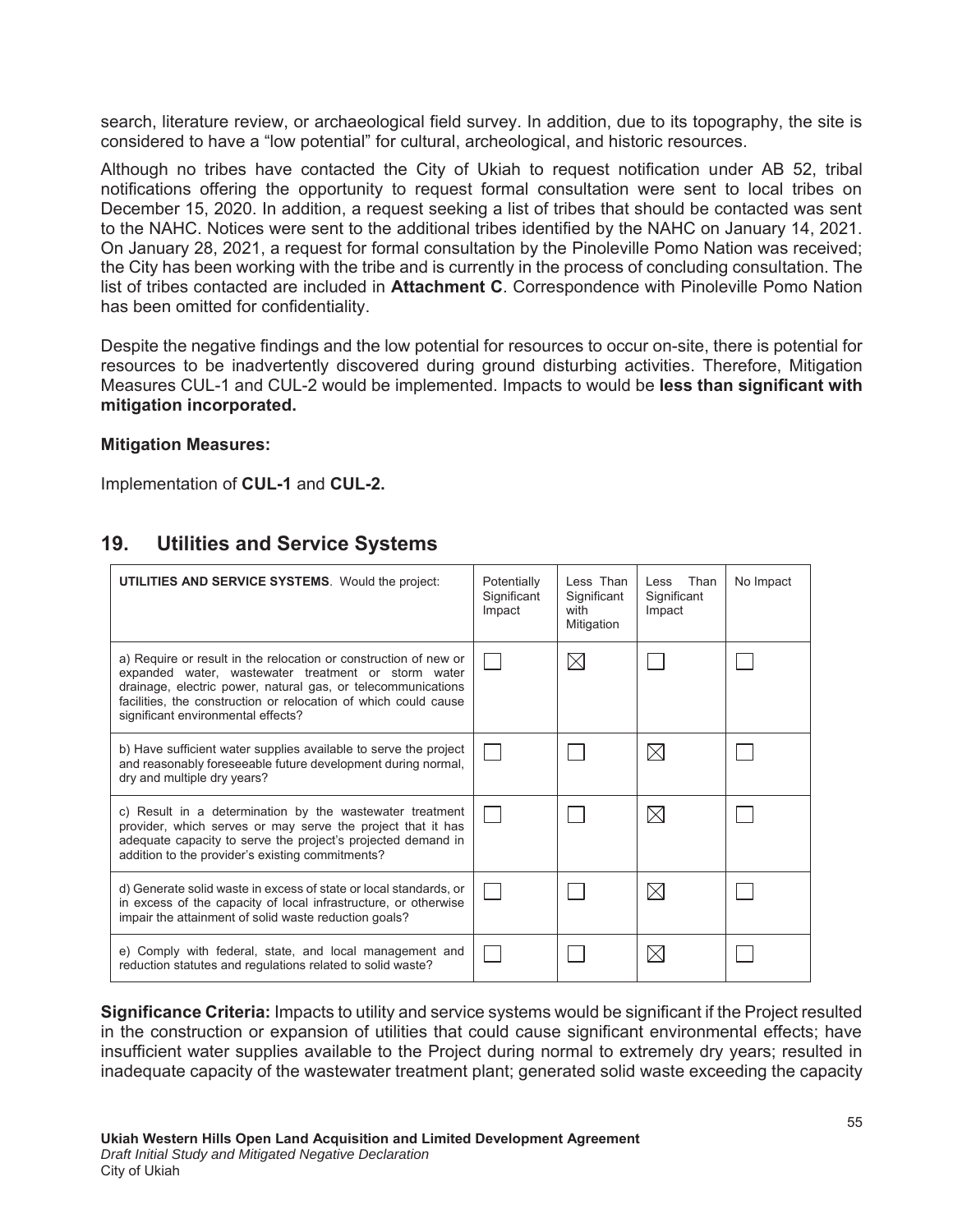search, literature review, or archaeological field survey. In addition, due to its topography, the site is considered to have a "low potential" for cultural, archeological, and historic resources.

Although no tribes have contacted the City of Ukiah to request notification under AB 52, tribal notifications offering the opportunity to request formal consultation were sent to local tribes on December 15, 2020. In addition, a request seeking a list of tribes that should be contacted was sent to the NAHC. Notices were sent to the additional tribes identified by the NAHC on January 14, 2021. On January 28, 2021, a request for formal consultation by the Pinoleville Pomo Nation was received; the City has been working with the tribe and is currently in the process of concluding consultation. The list of tribes contacted are included in **Attachment C**. Correspondence with Pinoleville Pomo Nation has been omitted for confidentiality.

Despite the negative findings and the low potential for resources to occur on-site, there is potential for resources to be inadvertently discovered during ground disturbing activities. Therefore, Mitigation Measures CUL-1 and CUL-2 would be implemented. Impacts to would be **less than significant with mitigation incorporated.**

**Mitigation Measures:**

Implementation of **CUL-1** and **CUL-2.**

## 19. Utilities and Service Systems

| **UTILITIES AND SERVICE SYSTEMS**. Would the project: | Potentially Significant Impact | Less Than Significant with Mitigation | Less Than Significant Impact | No Impact |
|---|---|---|---|---|
| a) Require or result in the relocation or construction of new or expanded water, wastewater treatment or storm water drainage, electric power, natural gas, or telecommunications facilities, the construction or relocation of which could cause significant environmental effects? | ☐ | ☒ | ☐ | ☐ |
| b) Have sufficient water supplies available to serve the project and reasonably foreseeable future development during normal, dry and multiple dry years? | ☐ | ☐ | ☒ | ☐ |
| c) Result in a determination by the wastewater treatment provider, which serves or may serve the project that it has adequate capacity to serve the project's projected demand in addition to the provider's existing commitments? | ☐ | ☐ | ☒ | ☐ |
| d) Generate solid waste in excess of state or local standards, or in excess of the capacity of local infrastructure, or otherwise impair the attainment of solid waste reduction goals? | ☐ | ☐ | ☒ | ☐ |
| e) Comply with federal, state, and local management and reduction statutes and regulations related to solid waste? | ☐ | ☐ | ☒ | ☐ |

**Significance Criteria:** Impacts to utility and service systems would be significant if the Project resulted in the construction or expansion of utilities that could cause significant environmental effects; have insufficient water supplies available to the Project during normal to extremely dry years; resulted in inadequate capacity of the wastewater treatment plant; generated solid waste exceeding the capacity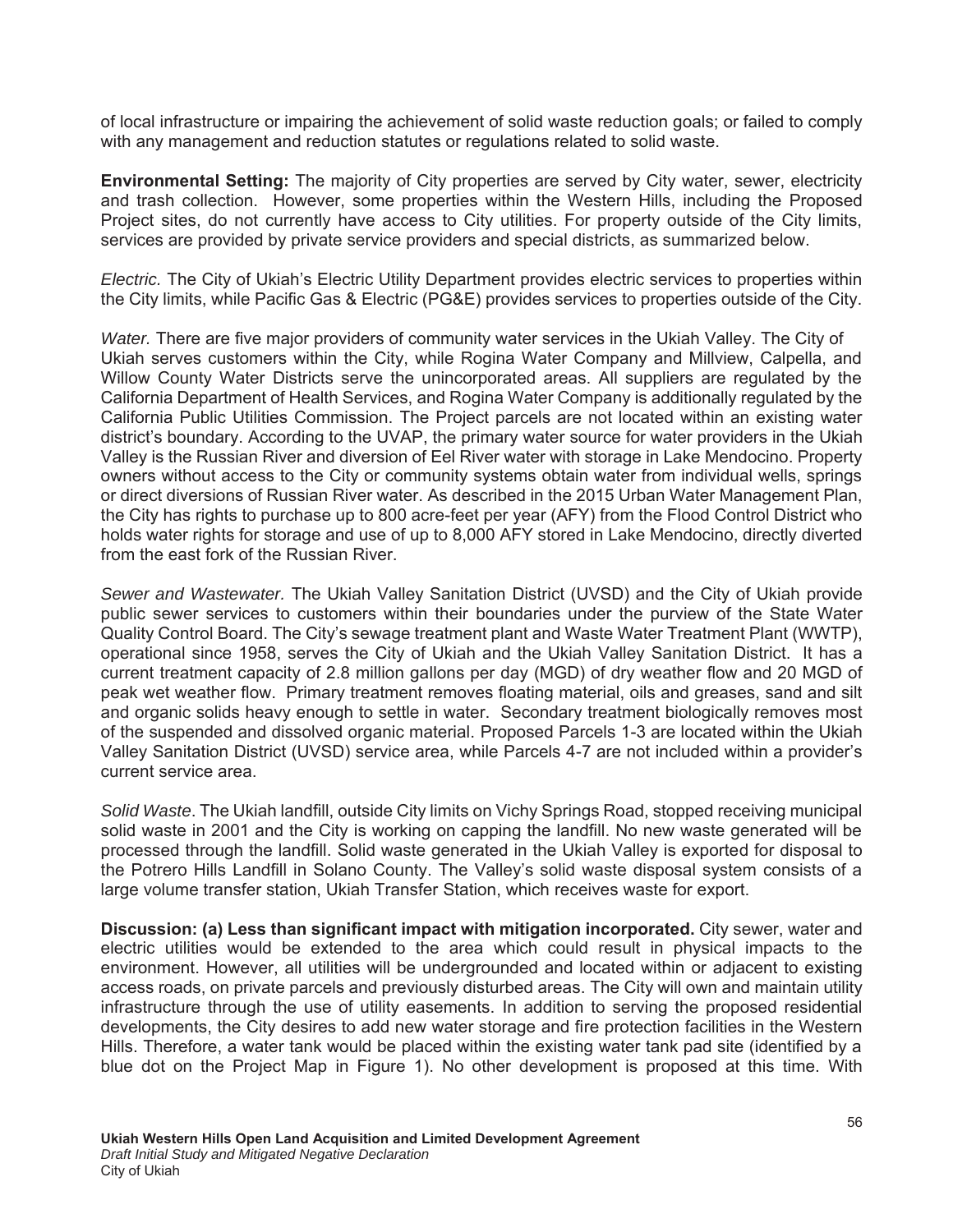of local infrastructure or impairing the achievement of solid waste reduction goals; or failed to comply with any management and reduction statutes or regulations related to solid waste.

**Environmental Setting:** The majority of City properties are served by City water, sewer, electricity and trash collection. However, some properties within the Western Hills, including the Proposed Project sites, do not currently have access to City utilities. For property outside of the City limits, services are provided by private service providers and special districts, as summarized below.

*Electric.* The City of Ukiah's Electric Utility Department provides electric services to properties within the City limits, while Pacific Gas & Electric (PG&E) provides services to properties outside of the City.

*Water.* There are five major providers of community water services in the Ukiah Valley. The City of Ukiah serves customers within the City, while Rogina Water Company and Millview, Calpella, and Willow County Water Districts serve the unincorporated areas. All suppliers are regulated by the California Department of Health Services, and Rogina Water Company is additionally regulated by the California Public Utilities Commission. The Project parcels are not located within an existing water district's boundary. According to the UVAP, the primary water source for water providers in the Ukiah Valley is the Russian River and diversion of Eel River water with storage in Lake Mendocino. Property owners without access to the City or community systems obtain water from individual wells, springs or direct diversions of Russian River water. As described in the 2015 Urban Water Management Plan, the City has rights to purchase up to 800 acre-feet per year (AFY) from the Flood Control District who holds water rights for storage and use of up to 8,000 AFY stored in Lake Mendocino, directly diverted from the east fork of the Russian River.

*Sewer and Wastewater.* The Ukiah Valley Sanitation District (UVSD) and the City of Ukiah provide public sewer services to customers within their boundaries under the purview of the State Water Quality Control Board. The City's sewage treatment plant and Waste Water Treatment Plant (WWTP), operational since 1958, serves the City of Ukiah and the Ukiah Valley Sanitation District. It has a current treatment capacity of 2.8 million gallons per day (MGD) of dry weather flow and 20 MGD of peak wet weather flow. Primary treatment removes floating material, oils and greases, sand and silt and organic solids heavy enough to settle in water. Secondary treatment biologically removes most of the suspended and dissolved organic material. Proposed Parcels 1-3 are located within the Ukiah Valley Sanitation District (UVSD) service area, while Parcels 4-7 are not included within a provider's current service area.

*Solid Waste*. The Ukiah landfill, outside City limits on Vichy Springs Road, stopped receiving municipal solid waste in 2001 and the City is working on capping the landfill. No new waste generated will be processed through the landfill. Solid waste generated in the Ukiah Valley is exported for disposal to the Potrero Hills Landfill in Solano County. The Valley's solid waste disposal system consists of a large volume transfer station, Ukiah Transfer Station, which receives waste for export.

**Discussion: (a) Less than significant impact with mitigation incorporated.** City sewer, water and electric utilities would be extended to the area which could result in physical impacts to the environment. However, all utilities will be undergrounded and located within or adjacent to existing access roads, on private parcels and previously disturbed areas. The City will own and maintain utility infrastructure through the use of utility easements. In addition to serving the proposed residential developments, the City desires to add new water storage and fire protection facilities in the Western Hills. Therefore, a water tank would be placed within the existing water tank pad site (identified by a blue dot on the Project Map in Figure 1). No other development is proposed at this time. With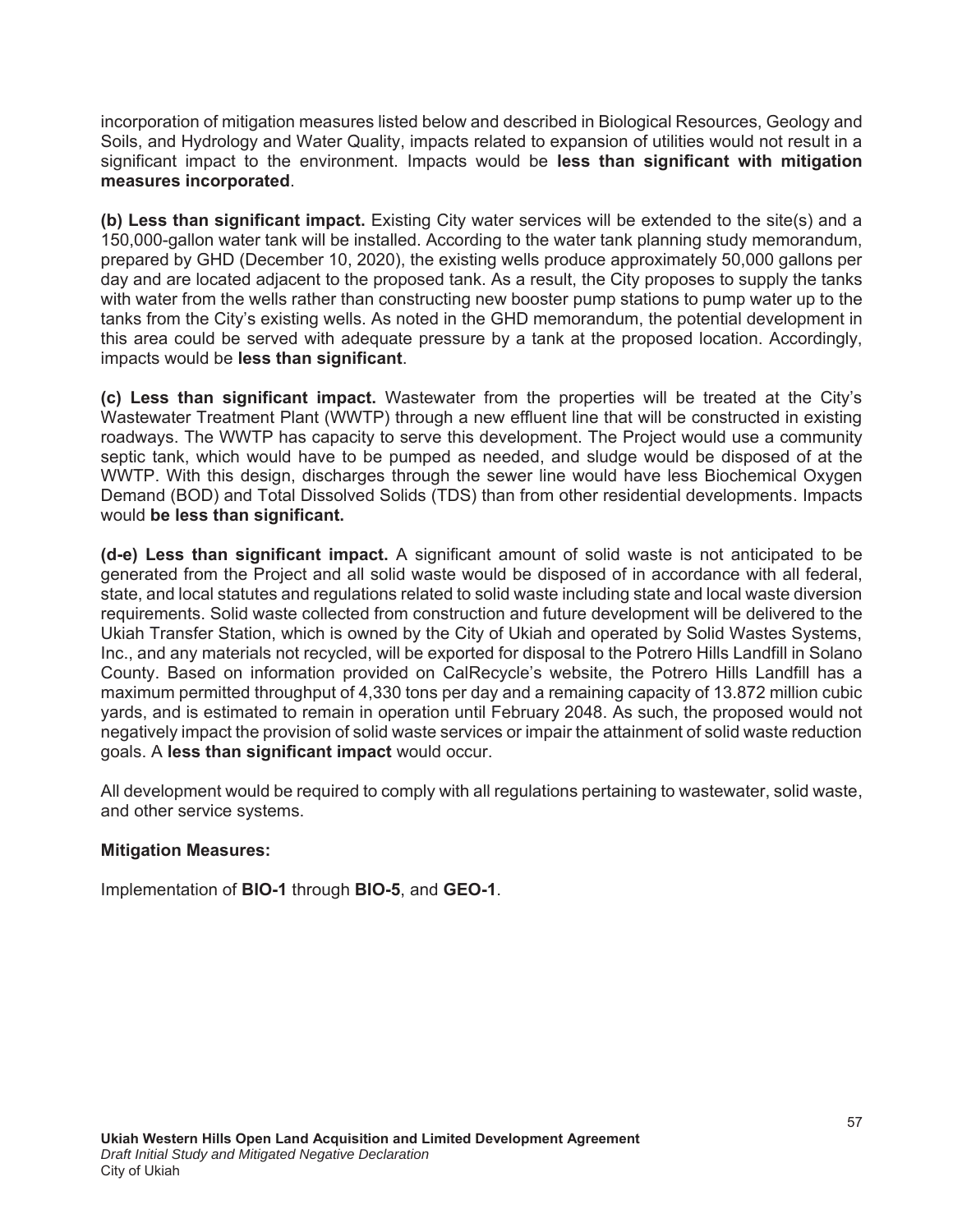incorporation of mitigation measures listed below and described in Biological Resources, Geology and Soils, and Hydrology and Water Quality, impacts related to expansion of utilities would not result in a significant impact to the environment. Impacts would be **less than significant with mitigation measures incorporated**.

**(b) Less than significant impact.** Existing City water services will be extended to the site(s) and a 150,000-gallon water tank will be installed. According to the water tank planning study memorandum, prepared by GHD (December 10, 2020), the existing wells produce approximately 50,000 gallons per day and are located adjacent to the proposed tank. As a result, the City proposes to supply the tanks with water from the wells rather than constructing new booster pump stations to pump water up to the tanks from the City's existing wells. As noted in the GHD memorandum, the potential development in this area could be served with adequate pressure by a tank at the proposed location. Accordingly, impacts would be **less than significant**.

**(c) Less than significant impact.** Wastewater from the properties will be treated at the City's Wastewater Treatment Plant (WWTP) through a new effluent line that will be constructed in existing roadways. The WWTP has capacity to serve this development. The Project would use a community septic tank, which would have to be pumped as needed, and sludge would be disposed of at the WWTP. With this design, discharges through the sewer line would have less Biochemical Oxygen Demand (BOD) and Total Dissolved Solids (TDS) than from other residential developments. Impacts would **be less than significant.**

**(d-e) Less than significant impact.** A significant amount of solid waste is not anticipated to be generated from the Project and all solid waste would be disposed of in accordance with all federal, state, and local statutes and regulations related to solid waste including state and local waste diversion requirements. Solid waste collected from construction and future development will be delivered to the Ukiah Transfer Station, which is owned by the City of Ukiah and operated by Solid Wastes Systems, Inc., and any materials not recycled, will be exported for disposal to the Potrero Hills Landfill in Solano County. Based on information provided on CalRecycle's website, the Potrero Hills Landfill has a maximum permitted throughput of 4,330 tons per day and a remaining capacity of 13.872 million cubic yards, and is estimated to remain in operation until February 2048. As such, the proposed would not negatively impact the provision of solid waste services or impair the attainment of solid waste reduction goals. A **less than significant impact** would occur.

All development would be required to comply with all regulations pertaining to wastewater, solid waste, and other service systems.

**Mitigation Measures:**

Implementation of **BIO-1** through **BIO-5**, and **GEO-1**.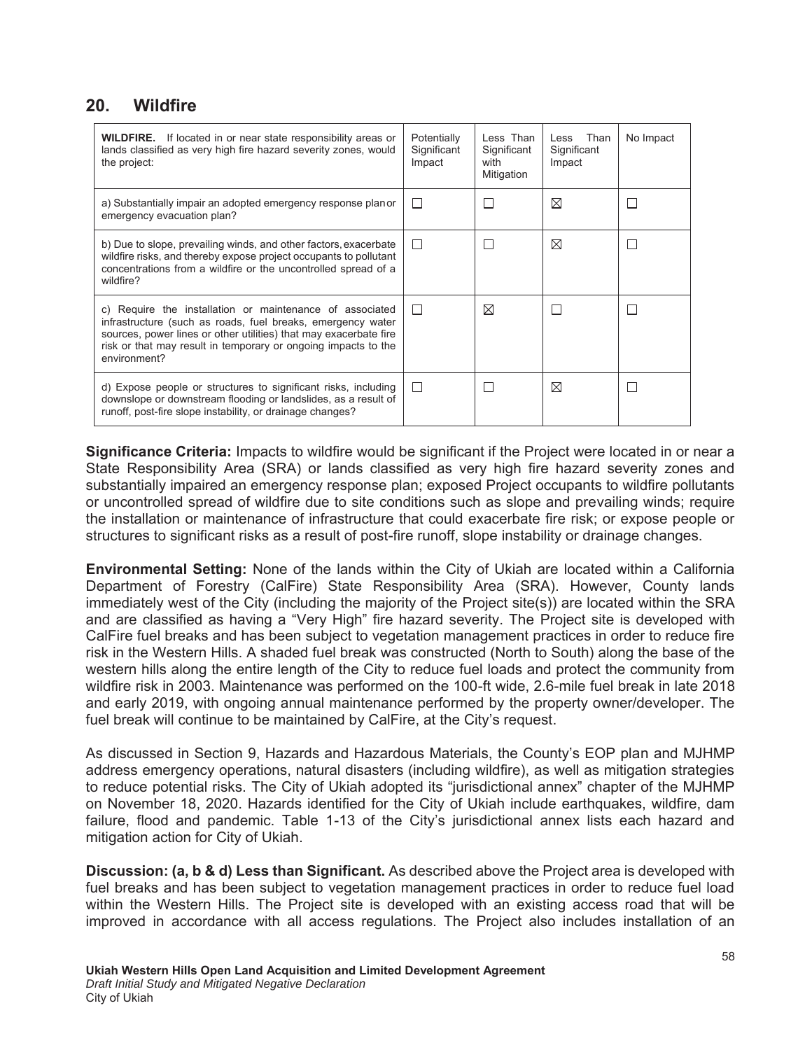## 20. Wildfire

| **WILDFIRE.** If located in or near state responsibility areas or lands classified as very high fire hazard severity zones, would the project: | Potentially Significant Impact | Less Than Significant with Mitigation | Less Than Significant Impact | No Impact |
|---|---|---|---|---|
| a) Substantially impair an adopted emergency response plan or emergency evacuation plan? | ☐ | ☐ | ☒ | ☐ |
| b) Due to slope, prevailing winds, and other factors, exacerbate wildfire risks, and thereby expose project occupants to pollutant concentrations from a wildfire or the uncontrolled spread of a wildfire? | ☐ | ☐ | ☒ | ☐ |
| c) Require the installation or maintenance of associated infrastructure (such as roads, fuel breaks, emergency water sources, power lines or other utilities) that may exacerbate fire risk or that may result in temporary or ongoing impacts to the environment? | ☐ | ☒ | ☐ | ☐ |
| d) Expose people or structures to significant risks, including downslope or downstream flooding or landslides, as a result of runoff, post-fire slope instability, or drainage changes? | ☐ | ☐ | ☒ | ☐ |

**Significance Criteria:** Impacts to wildfire would be significant if the Project were located in or near a State Responsibility Area (SRA) or lands classified as very high fire hazard severity zones and substantially impaired an emergency response plan; exposed Project occupants to wildfire pollutants or uncontrolled spread of wildfire due to site conditions such as slope and prevailing winds; require the installation or maintenance of infrastructure that could exacerbate fire risk; or expose people or structures to significant risks as a result of post-fire runoff, slope instability or drainage changes.

**Environmental Setting:** None of the lands within the City of Ukiah are located within a California Department of Forestry (CalFire) State Responsibility Area (SRA). However, County lands immediately west of the City (including the majority of the Project site(s)) are located within the SRA and are classified as having a "Very High" fire hazard severity. The Project site is developed with CalFire fuel breaks and has been subject to vegetation management practices in order to reduce fire risk in the Western Hills. A shaded fuel break was constructed (North to South) along the base of the western hills along the entire length of the City to reduce fuel loads and protect the community from wildfire risk in 2003. Maintenance was performed on the 100-ft wide, 2.6-mile fuel break in late 2018 and early 2019, with ongoing annual maintenance performed by the property owner/developer. The fuel break will continue to be maintained by CalFire, at the City's request.

As discussed in Section 9, Hazards and Hazardous Materials, the County's EOP plan and MJHMP address emergency operations, natural disasters (including wildfire), as well as mitigation strategies to reduce potential risks. The City of Ukiah adopted its "jurisdictional annex" chapter of the MJHMP on November 18, 2020. Hazards identified for the City of Ukiah include earthquakes, wildfire, dam failure, flood and pandemic. Table 1-13 of the City's jurisdictional annex lists each hazard and mitigation action for City of Ukiah.

**Discussion: (a, b & d) Less than Significant.** As described above the Project area is developed with fuel breaks and has been subject to vegetation management practices in order to reduce fuel load within the Western Hills. The Project site is developed with an existing access road that will be improved in accordance with all access regulations. The Project also includes installation of an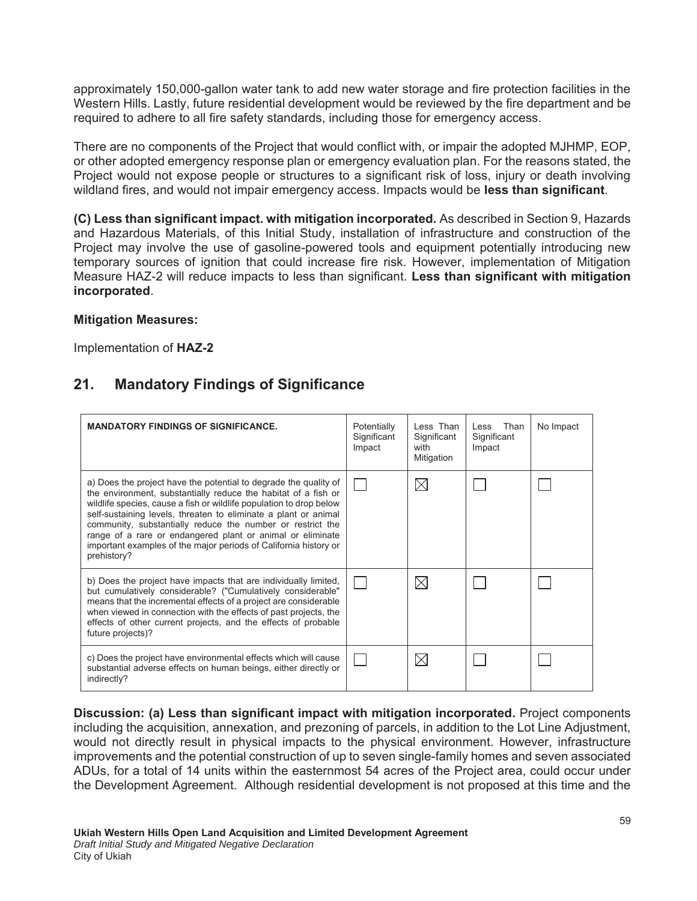approximately 150,000-gallon water tank to add new water storage and fire protection facilities in the Western Hills. Lastly, future residential development would be reviewed by the fire department and be required to adhere to all fire safety standards, including those for emergency access.

There are no components of the Project that would conflict with, or impair the adopted MJHMP, EOP, or other adopted emergency response plan or emergency evaluation plan. For the reasons stated, the Project would not expose people or structures to a significant risk of loss, injury or death involving wildland fires, and would not impair emergency access. Impacts would be **less than significant**.

**(C) Less than significant impact. with mitigation incorporated.** As described in Section 9, Hazards and Hazardous Materials, of this Initial Study, installation of infrastructure and construction of the Project may involve the use of gasoline-powered tools and equipment potentially introducing new temporary sources of ignition that could increase fire risk. However, implementation of Mitigation Measure HAZ-2 will reduce impacts to less than significant. **Less than significant with mitigation incorporated**.

**Mitigation Measures:**

Implementation of **HAZ-2**

## 21. Mandatory Findings of Significance

| **MANDATORY FINDINGS OF SIGNIFICANCE.** | Potentially Significant Impact | Less Than Significant with Mitigation | Less Than Significant Impact | No Impact |
|---|---|---|---|---|
| a) Does the project have the potential to degrade the quality of the environment, substantially reduce the habitat of a fish or wildlife species, cause a fish or wildlife population to drop below self-sustaining levels, threaten to eliminate a plant or animal community, substantially reduce the number or restrict the range of a rare or endangered plant or animal or eliminate important examples of the major periods of California history or prehistory? | ☐ | ☒ | ☐ | ☐ |
| b) Does the project have impacts that are individually limited, but cumulatively considerable? ("Cumulatively considerable" means that the incremental effects of a project are considerable when viewed in connection with the effects of past projects, the effects of other current projects, and the effects of probable future projects)? | ☐ | ☒ | ☐ | ☐ |
| c) Does the project have environmental effects which will cause substantial adverse effects on human beings, either directly or indirectly? | ☐ | ☒ | ☐ | ☐ |

**Discussion: (a) Less than significant impact with mitigation incorporated.** Project components including the acquisition, annexation, and prezoning of parcels, in addition to the Lot Line Adjustment, would not directly result in physical impacts to the physical environment. However, infrastructure improvements and the potential construction of up to seven single-family homes and seven associated ADUs, for a total of 14 units within the easternmost 54 acres of the Project area, could occur under the Development Agreement. Although residential development is not proposed at this time and the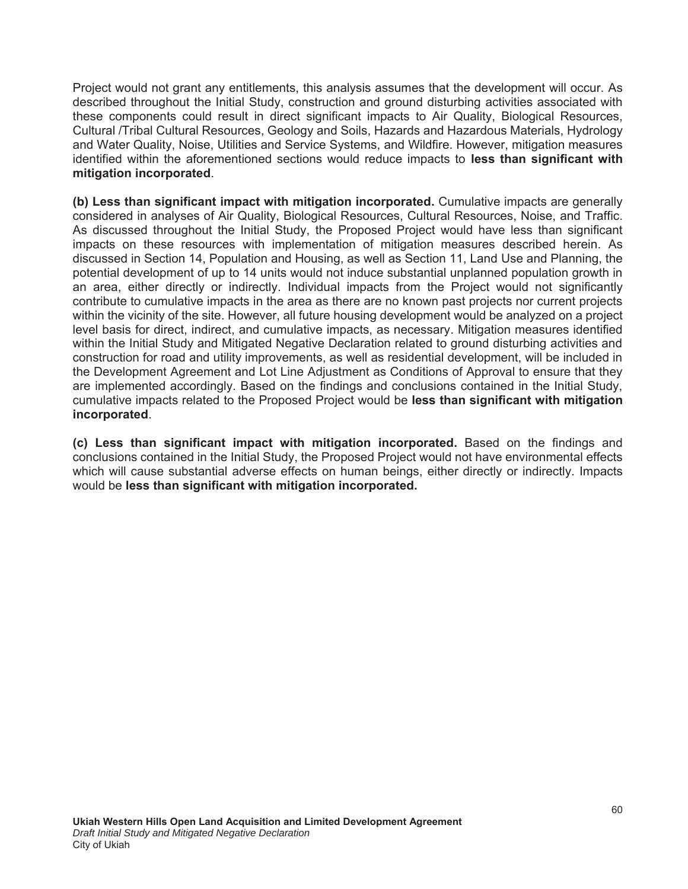Project would not grant any entitlements, this analysis assumes that the development will occur. As described throughout the Initial Study, construction and ground disturbing activities associated with these components could result in direct significant impacts to Air Quality, Biological Resources, Cultural /Tribal Cultural Resources, Geology and Soils, Hazards and Hazardous Materials, Hydrology and Water Quality, Noise, Utilities and Service Systems, and Wildfire. However, mitigation measures identified within the aforementioned sections would reduce impacts to **less than significant with mitigation incorporated**.

**(b) Less than significant impact with mitigation incorporated.** Cumulative impacts are generally considered in analyses of Air Quality, Biological Resources, Cultural Resources, Noise, and Traffic. As discussed throughout the Initial Study, the Proposed Project would have less than significant impacts on these resources with implementation of mitigation measures described herein. As discussed in Section 14, Population and Housing, as well as Section 11, Land Use and Planning, the potential development of up to 14 units would not induce substantial unplanned population growth in an area, either directly or indirectly. Individual impacts from the Project would not significantly contribute to cumulative impacts in the area as there are no known past projects nor current projects within the vicinity of the site. However, all future housing development would be analyzed on a project level basis for direct, indirect, and cumulative impacts, as necessary. Mitigation measures identified within the Initial Study and Mitigated Negative Declaration related to ground disturbing activities and construction for road and utility improvements, as well as residential development, will be included in the Development Agreement and Lot Line Adjustment as Conditions of Approval to ensure that they are implemented accordingly. Based on the findings and conclusions contained in the Initial Study, cumulative impacts related to the Proposed Project would be **less than significant with mitigation incorporated**.

**(c) Less than significant impact with mitigation incorporated.** Based on the findings and conclusions contained in the Initial Study, the Proposed Project would not have environmental effects which will cause substantial adverse effects on human beings, either directly or indirectly. Impacts would be **less than significant with mitigation incorporated.**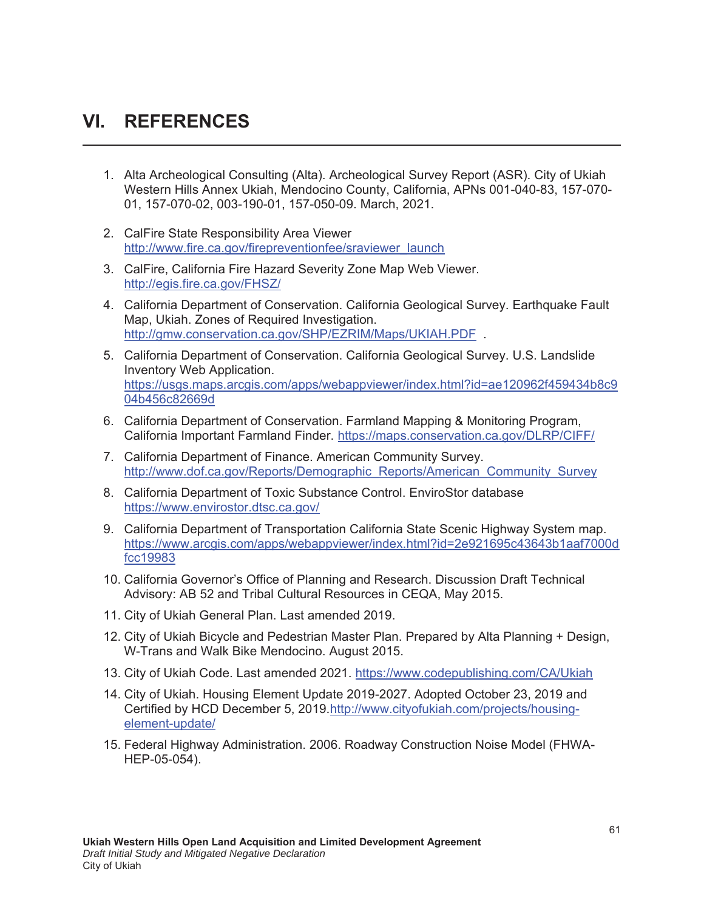# VI. REFERENCES

1. Alta Archeological Consulting (Alta). Archeological Survey Report (ASR). City of Ukiah Western Hills Annex Ukiah, Mendocino County, California, APNs 001-040-83, 157-070-01, 157-070-02, 003-190-01, 157-050-09. March, 2021.

2. CalFire State Responsibility Area Viewer http://www.fire.ca.gov/firepreventionfee/sraviewer_launch

3. CalFire, California Fire Hazard Severity Zone Map Web Viewer. http://egis.fire.ca.gov/FHSZ/

4. California Department of Conservation. California Geological Survey. Earthquake Fault Map, Ukiah. Zones of Required Investigation. http://gmw.conservation.ca.gov/SHP/EZRIM/Maps/UKIAH.PDF .

5. California Department of Conservation. California Geological Survey. U.S. Landslide Inventory Web Application. https://usgs.maps.arcgis.com/apps/webappviewer/index.html?id=ae120962f459434b8c904b456c82669d

6. California Department of Conservation. Farmland Mapping & Monitoring Program, California Important Farmland Finder. https://maps.conservation.ca.gov/DLRP/CIFF/

7. California Department of Finance. American Community Survey. http://www.dof.ca.gov/Reports/Demographic_Reports/American_Community_Survey

8. California Department of Toxic Substance Control. EnviroStor database https://www.envirostor.dtsc.ca.gov/

9. California Department of Transportation California State Scenic Highway System map. https://www.arcgis.com/apps/webappviewer/index.html?id=2e921695c43643b1aaf7000dfcc19983

10. California Governor's Office of Planning and Research. Discussion Draft Technical Advisory: AB 52 and Tribal Cultural Resources in CEQA, May 2015.

11. City of Ukiah General Plan. Last amended 2019.

12. City of Ukiah Bicycle and Pedestrian Master Plan. Prepared by Alta Planning + Design, W-Trans and Walk Bike Mendocino. August 2015.

13. City of Ukiah Code. Last amended 2021. https://www.codepublishing.com/CA/Ukiah

14. City of Ukiah. Housing Element Update 2019-2027. Adopted October 23, 2019 and Certified by HCD December 5, 2019.http://www.cityofukiah.com/projects/housing-element-update/

15. Federal Highway Administration. 2006. Roadway Construction Noise Model (FHWA-HEP-05-054).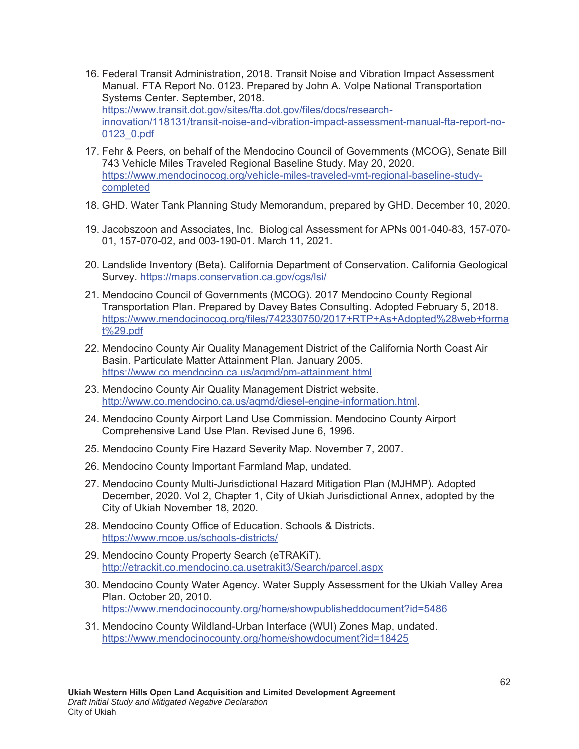16. Federal Transit Administration, 2018. Transit Noise and Vibration Impact Assessment Manual. FTA Report No. 0123. Prepared by John A. Volpe National Transportation Systems Center. September, 2018. https://www.transit.dot.gov/sites/fta.dot.gov/files/docs/research-innovation/118131/transit-noise-and-vibration-impact-assessment-manual-fta-report-no-0123_0.pdf

17. Fehr & Peers, on behalf of the Mendocino Council of Governments (MCOG), Senate Bill 743 Vehicle Miles Traveled Regional Baseline Study. May 20, 2020. https://www.mendocinocog.org/vehicle-miles-traveled-vmt-regional-baseline-study-completed

18. GHD. Water Tank Planning Study Memorandum, prepared by GHD. December 10, 2020.

19. Jacobszoon and Associates, Inc. Biological Assessment for APNs 001-040-83, 157-070-01, 157-070-02, and 003-190-01. March 11, 2021.

20. Landslide Inventory (Beta). California Department of Conservation. California Geological Survey. https://maps.conservation.ca.gov/cgs/lsi/

21. Mendocino Council of Governments (MCOG). 2017 Mendocino County Regional Transportation Plan. Prepared by Davey Bates Consulting. Adopted February 5, 2018. https://www.mendocinocog.org/files/742330750/2017+RTP+As+Adopted%28web+format%29.pdf

22. Mendocino County Air Quality Management District of the California North Coast Air Basin. Particulate Matter Attainment Plan. January 2005. https://www.co.mendocino.ca.us/aqmd/pm-attainment.html

23. Mendocino County Air Quality Management District website. http://www.co.mendocino.ca.us/aqmd/diesel-engine-information.html.

24. Mendocino County Airport Land Use Commission. Mendocino County Airport Comprehensive Land Use Plan. Revised June 6, 1996.

25. Mendocino County Fire Hazard Severity Map. November 7, 2007.

26. Mendocino County Important Farmland Map, undated.

27. Mendocino County Multi-Jurisdictional Hazard Mitigation Plan (MJHMP). Adopted December, 2020. Vol 2, Chapter 1, City of Ukiah Jurisdictional Annex, adopted by the City of Ukiah November 18, 2020.

28. Mendocino County Office of Education. Schools & Districts. https://www.mcoe.us/schools-districts/

29. Mendocino County Property Search (eTRAKiT). http://etrackit.co.mendocino.ca.usetrakit3/Search/parcel.aspx

30. Mendocino County Water Agency. Water Supply Assessment for the Ukiah Valley Area Plan. October 20, 2010. https://www.mendocinocounty.org/home/showpublisheddocument?id=5486

31. Mendocino County Wildland-Urban Interface (WUI) Zones Map, undated. https://www.mendocinocounty.org/home/showdocument?id=18425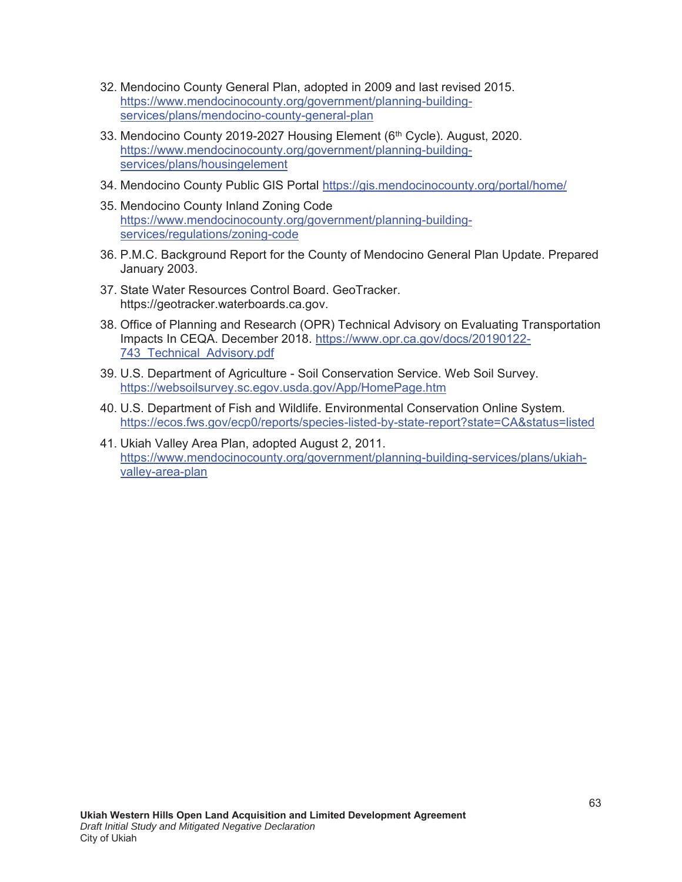32. Mendocino County General Plan, adopted in 2009 and last revised 2015. https://www.mendocinocounty.org/government/planning-building-services/plans/mendocino-county-general-plan

33. Mendocino County 2019-2027 Housing Element (6th Cycle). August, 2020. https://www.mendocinocounty.org/government/planning-building-services/plans/housingelement

34. Mendocino County Public GIS Portal https://gis.mendocinocounty.org/portal/home/

35. Mendocino County Inland Zoning Code https://www.mendocinocounty.org/government/planning-building-services/regulations/zoning-code

36. P.M.C. Background Report for the County of Mendocino General Plan Update. Prepared January 2003.

37. State Water Resources Control Board. GeoTracker. https://geotracker.waterboards.ca.gov.

38. Office of Planning and Research (OPR) Technical Advisory on Evaluating Transportation Impacts In CEQA. December 2018. https://www.opr.ca.gov/docs/20190122-743_Technical_Advisory.pdf

39. U.S. Department of Agriculture - Soil Conservation Service. Web Soil Survey. https://websoilsurvey.sc.egov.usda.gov/App/HomePage.htm

40. U.S. Department of Fish and Wildlife. Environmental Conservation Online System. https://ecos.fws.gov/ecp0/reports/species-listed-by-state-report?state=CA&status=listed

41. Ukiah Valley Area Plan, adopted August 2, 2011. https://www.mendocinocounty.org/government/planning-building-services/plans/ukiah-valley-area-plan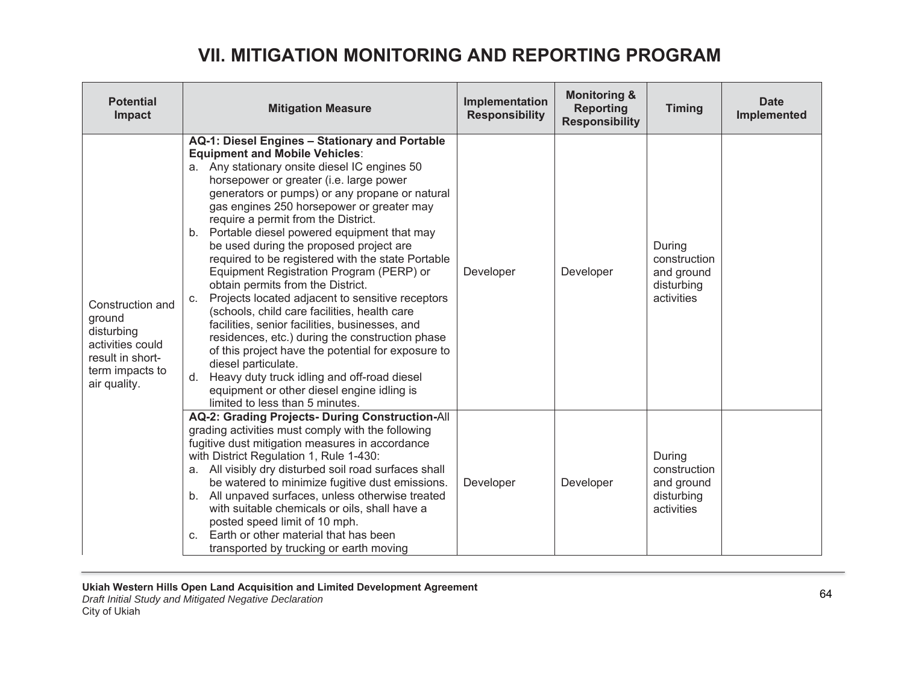# VII. MITIGATION MONITORING AND REPORTING PROGRAM

| Potential Impact | Mitigation Measure | Implementation Responsibility | Monitoring & Reporting Responsibility | Timing | Date Implemented |
|---|---|---|---|---|---|
| Construction and ground disturbing activities could result in short-term impacts to air quality. | **AQ-1: Diesel Engines – Stationary and Portable Equipment and Mobile Vehicles**:<br>a. Any stationary onsite diesel IC engines 50 horsepower or greater (i.e. large power generators or pumps) or any propane or natural gas engines 250 horsepower or greater may require a permit from the District.<br>b. Portable diesel powered equipment that may be used during the proposed project are required to be registered with the state Portable Equipment Registration Program (PERP) or obtain permits from the District.<br>c. Projects located adjacent to sensitive receptors (schools, child care facilities, health care facilities, senior facilities, businesses, and residences, etc.) during the construction phase of this project have the potential for exposure to diesel particulate.<br>d. Heavy duty truck idling and off-road diesel equipment or other diesel engine idling is limited to less than 5 minutes. | Developer | Developer | During construction and ground disturbing activities | |
| | **AQ-2: Grading Projects- During Construction-**All grading activities must comply with the following fugitive dust mitigation measures in accordance with District Regulation 1, Rule 1-430:<br>a. All visibly dry disturbed soil road surfaces shall be watered to minimize fugitive dust emissions.<br>b. All unpaved surfaces, unless otherwise treated with suitable chemicals or oils, shall have a posted speed limit of 10 mph.<br>c. Earth or other material that has been transported by trucking or earth moving | Developer | Developer | During construction and ground disturbing activities | |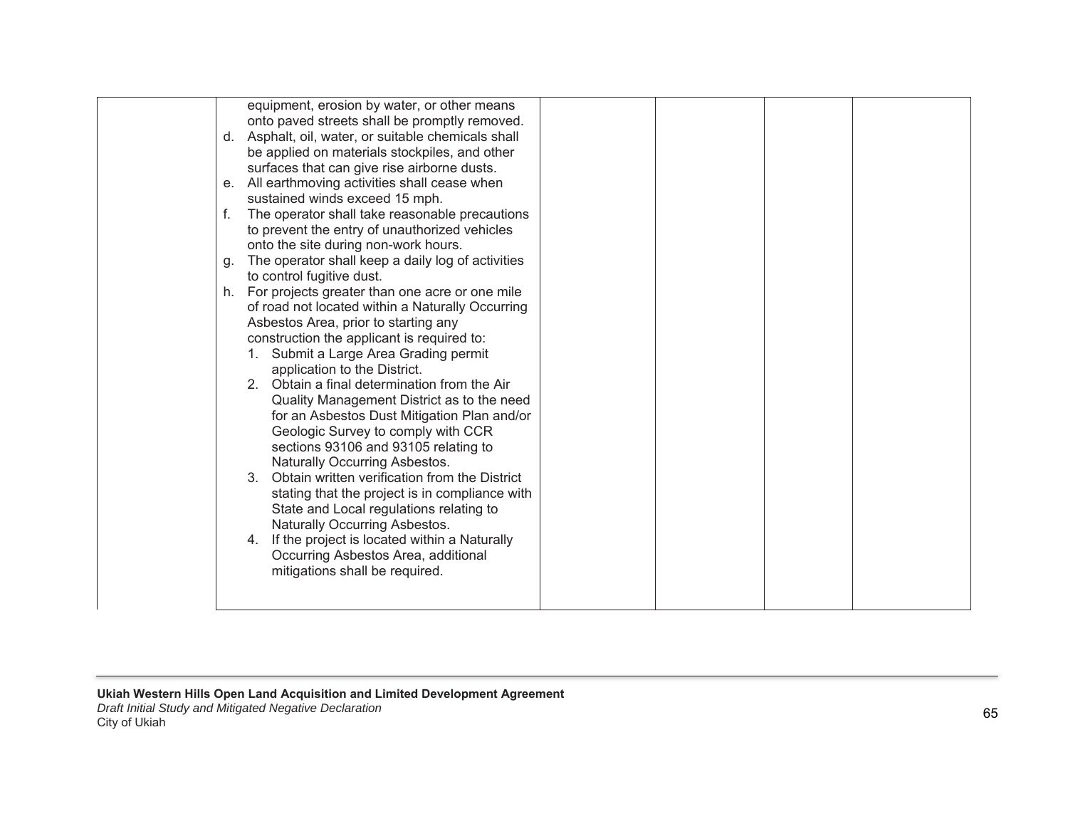| | | | | | |
|---|---|---|---|---|---|
| | equipment, erosion by water, or other means onto paved streets shall be promptly removed.<br>d. Asphalt, oil, water, or suitable chemicals shall be applied on materials stockpiles, and other surfaces that can give rise airborne dusts.<br>e. All earthmoving activities shall cease when sustained winds exceed 15 mph.<br>f. The operator shall take reasonable precautions to prevent the entry of unauthorized vehicles onto the site during non-work hours.<br>g. The operator shall keep a daily log of activities to control fugitive dust.<br>h. For projects greater than one acre or one mile of road not located within a Naturally Occurring Asbestos Area, prior to starting any construction the applicant is required to:<br>1. Submit a Large Area Grading permit application to the District.<br>2. Obtain a final determination from the Air Quality Management District as to the need for an Asbestos Dust Mitigation Plan and/or Geologic Survey to comply with CCR sections 93106 and 93105 relating to Naturally Occurring Asbestos.<br>3. Obtain written verification from the District stating that the project is in compliance with State and Local regulations relating to Naturally Occurring Asbestos.<br>4. If the project is located within a Naturally Occurring Asbestos Area, additional mitigations shall be required. | | | | |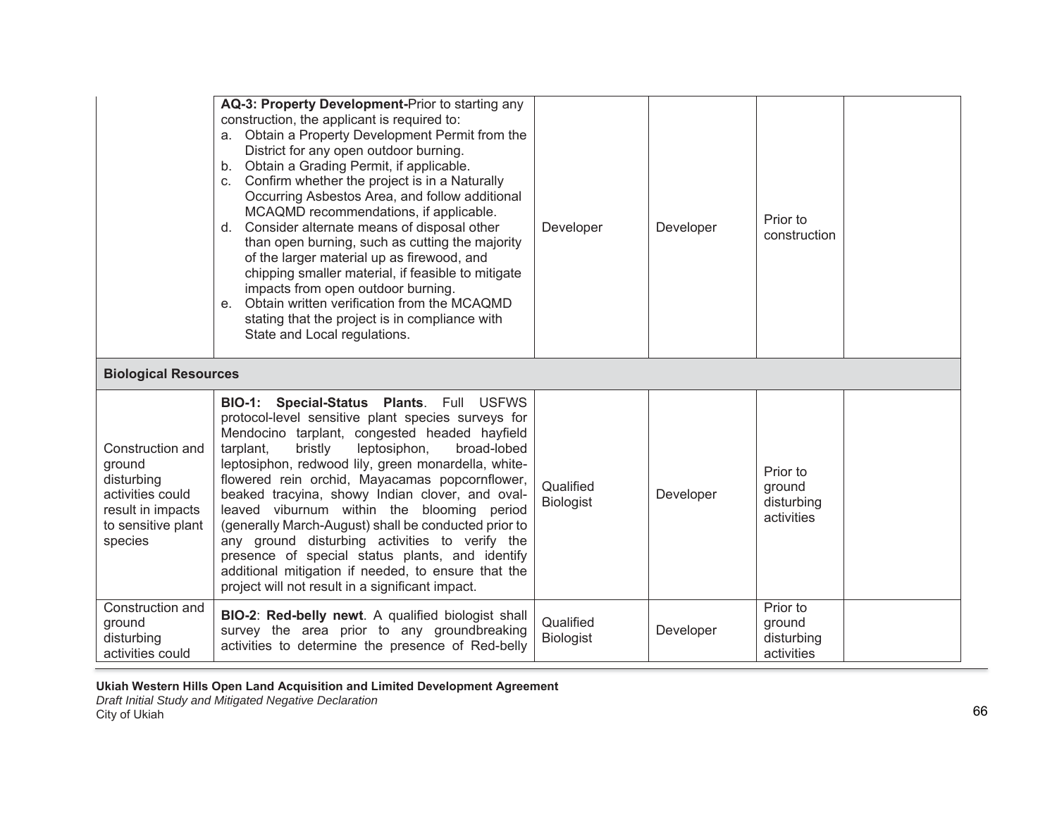| | | | | | |
|---|---|---|---|---|---|
| | **AQ-3: Property Development-**Prior to starting any construction, the applicant is required to:<br>a. Obtain a Property Development Permit from the District for any open outdoor burning.<br>b. Obtain a Grading Permit, if applicable.<br>c. Confirm whether the project is in a Naturally Occurring Asbestos Area, and follow additional MCAQMD recommendations, if applicable.<br>d. Consider alternate means of disposal other than open burning, such as cutting the majority of the larger material up as firewood, and chipping smaller material, if feasible to mitigate impacts from open outdoor burning.<br>e. Obtain written verification from the MCAQMD stating that the project is in compliance with State and Local regulations. | Developer | Developer | Prior to construction | |
| **Biological Resources** | | | | | |
| Construction and ground disturbing activities could result in impacts to sensitive plant species | **BIO-1: Special-Status Plants**. Full USFWS protocol-level sensitive plant species surveys for Mendocino tarplant, congested headed hayfield tarplant, bristly leptosiphon, broad-lobed leptosiphon, redwood lily, green monardella, white-flowered rein orchid, Mayacamas popcornflower, beaked tracyina, showy Indian clover, and oval-leaved viburnum within the blooming period (generally March-August) shall be conducted prior to any ground disturbing activities to verify the presence of special status plants, and identify additional mitigation if needed, to ensure that the project will not result in a significant impact. | Qualified Biologist | Developer | Prior to ground disturbing activities | |
| Construction and ground disturbing activities could | **BIO-2**: **Red-belly newt**. A qualified biologist shall survey the area prior to any groundbreaking activities to determine the presence of Red-belly | Qualified Biologist | Developer | Prior to ground disturbing activities | |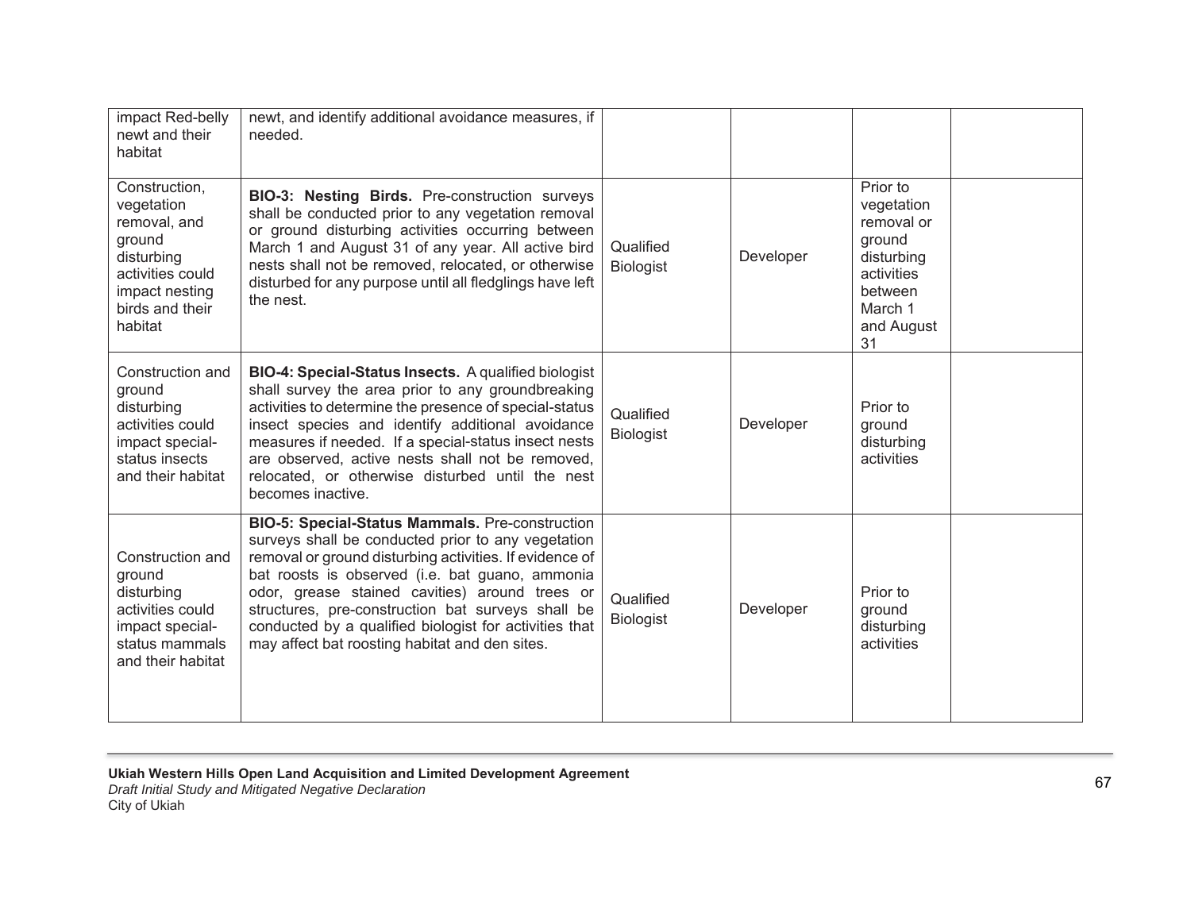| | | | | | |
|---|---|---|---|---|---|
| impact Red-belly newt and their habitat | newt, and identify additional avoidance measures, if needed. | | | | |
| Construction, vegetation removal, and ground disturbing activities could impact nesting birds and their habitat | **BIO-3: Nesting Birds.** Pre-construction surveys shall be conducted prior to any vegetation removal or ground disturbing activities occurring between March 1 and August 31 of any year. All active bird nests shall not be removed, relocated, or otherwise disturbed for any purpose until all fledglings have left the nest. | Qualified Biologist | Developer | Prior to vegetation removal or ground disturbing activities between March 1 and August 31 | |
| Construction and ground disturbing activities could impact special-status insects and their habitat | **BIO-4: Special-Status Insects.** A qualified biologist shall survey the area prior to any groundbreaking activities to determine the presence of special-status insect species and identify additional avoidance measures if needed. If a special-status insect nests are observed, active nests shall not be removed, relocated, or otherwise disturbed until the nest becomes inactive. | Qualified Biologist | Developer | Prior to ground disturbing activities | |
| Construction and ground disturbing activities could impact special-status mammals and their habitat | **BIO-5: Special-Status Mammals.** Pre-construction surveys shall be conducted prior to any vegetation removal or ground disturbing activities. If evidence of bat roosts is observed (i.e. bat guano, ammonia odor, grease stained cavities) around trees or structures, pre-construction bat surveys shall be conducted by a qualified biologist for activities that may affect bat roosting habitat and den sites. | Qualified Biologist | Developer | Prior to ground disturbing activities | |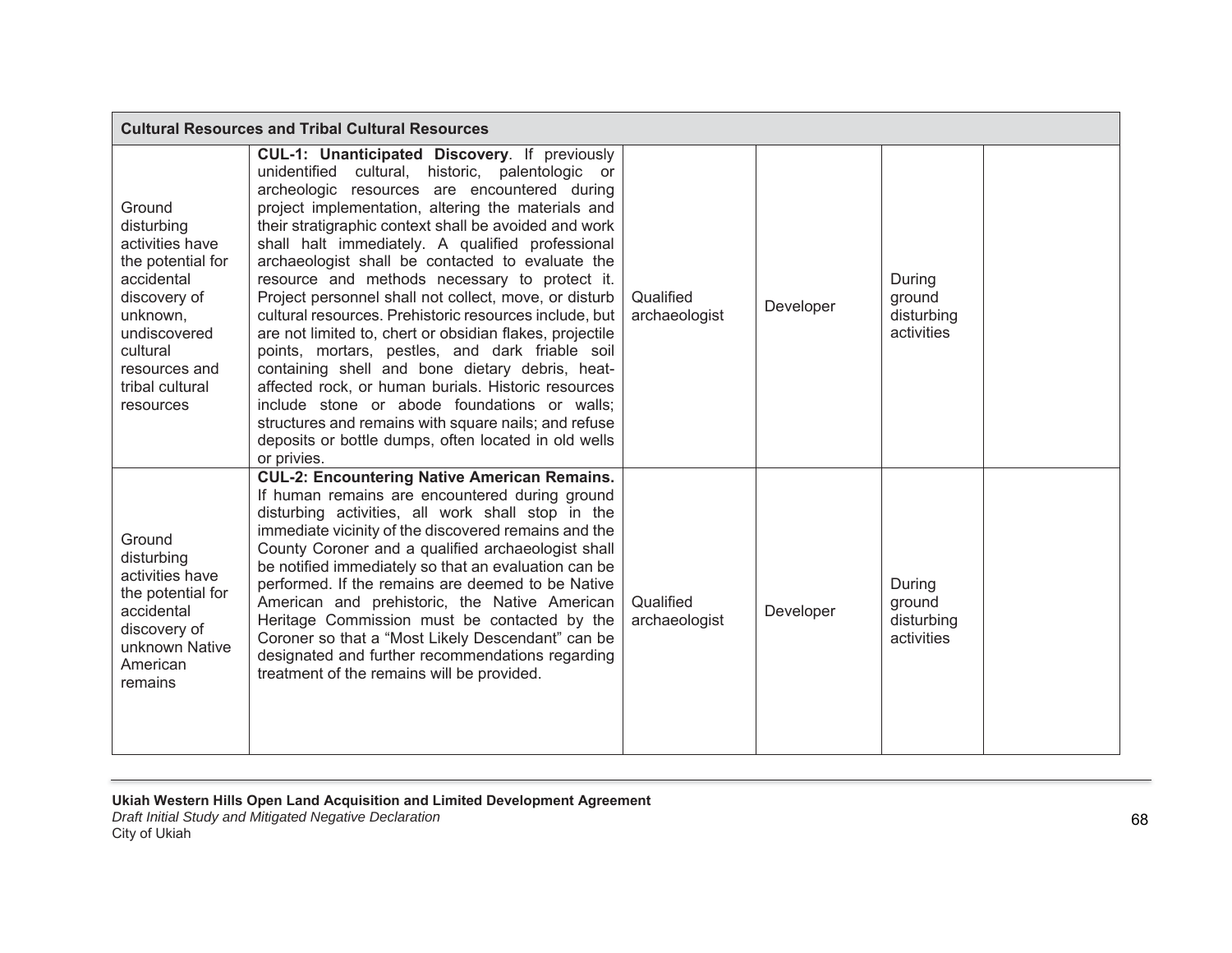| Cultural Resources and Tribal Cultural Resources | | | | | |
|---|---|---|---|---|---|
| Ground disturbing activities have the potential for accidental discovery of unknown, undiscovered cultural resources and tribal cultural resources | **CUL-1: Unanticipated Discovery**. If previously unidentified cultural, historic, palentologic or archeologic resources are encountered during project implementation, altering the materials and their stratigraphic context shall be avoided and work shall halt immediately. A qualified professional archaeologist shall be contacted to evaluate the resource and methods necessary to protect it. Project personnel shall not collect, move, or disturb cultural resources. Prehistoric resources include, but are not limited to, chert or obsidian flakes, projectile points, mortars, pestles, and dark friable soil containing shell and bone dietary debris, heat-affected rock, or human burials. Historic resources include stone or abode foundations or walls; structures and remains with square nails; and refuse deposits or bottle dumps, often located in old wells or privies. | Qualified archaeologist | Developer | During ground disturbing activities | |
| Ground disturbing activities have the potential for accidental discovery of unknown Native American remains | **CUL-2: Encountering Native American Remains.** If human remains are encountered during ground disturbing activities, all work shall stop in the immediate vicinity of the discovered remains and the County Coroner and a qualified archaeologist shall be notified immediately so that an evaluation can be performed. If the remains are deemed to be Native American and prehistoric, the Native American Heritage Commission must be contacted by the Coroner so that a "Most Likely Descendant" can be designated and further recommendations regarding treatment of the remains will be provided. | Qualified archaeologist | Developer | During ground disturbing activities | |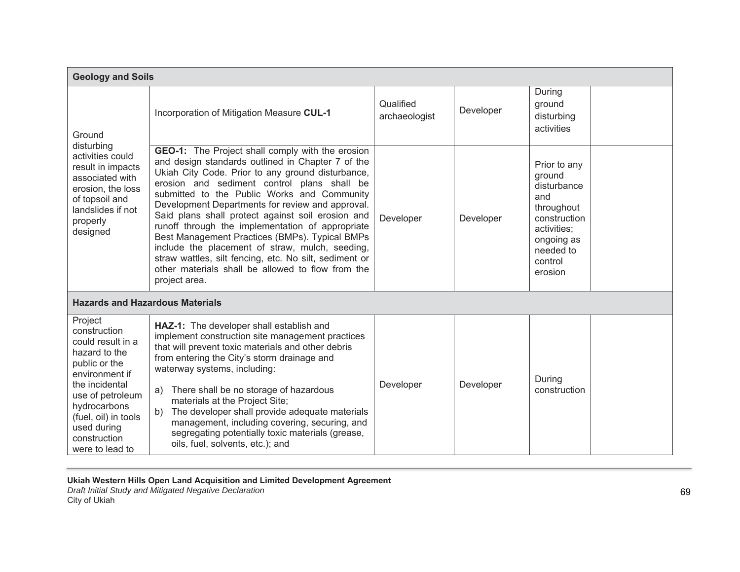| | | | | | |
|---|---|---|---|---|---|
| **Geology and Soils** | | | | | |
| Ground disturbing activities could result in impacts associated with erosion, the loss of topsoil and landslides if not properly designed | Incorporation of Mitigation Measure **CUL-1** | Qualified archaeologist | Developer | During ground disturbing activities | |
| | **GEO-1:** The Project shall comply with the erosion and design standards outlined in Chapter 7 of the Ukiah City Code. Prior to any ground disturbance, erosion and sediment control plans shall be submitted to the Public Works and Community Development Departments for review and approval. Said plans shall protect against soil erosion and runoff through the implementation of appropriate Best Management Practices (BMPs). Typical BMPs include the placement of straw, mulch, seeding, straw wattles, silt fencing, etc. No silt, sediment or other materials shall be allowed to flow from the project area. | Developer | Developer | Prior to any ground disturbance and throughout construction activities; ongoing as needed to control erosion | |
| **Hazards and Hazardous Materials** | | | | | |
| Project construction could result in a hazard to the public or the environment if the incidental use of petroleum hydrocarbons (fuel, oil) in tools used during construction were to lead to | **HAZ-1:** The developer shall establish and implement construction site management practices that will prevent toxic materials and other debris from entering the City's storm drainage and waterway systems, including:<br><br>a) There shall be no storage of hazardous materials at the Project Site;<br>b) The developer shall provide adequate materials management, including covering, securing, and segregating potentially toxic materials (grease, oils, fuel, solvents, etc.); and | Developer | Developer | During construction | |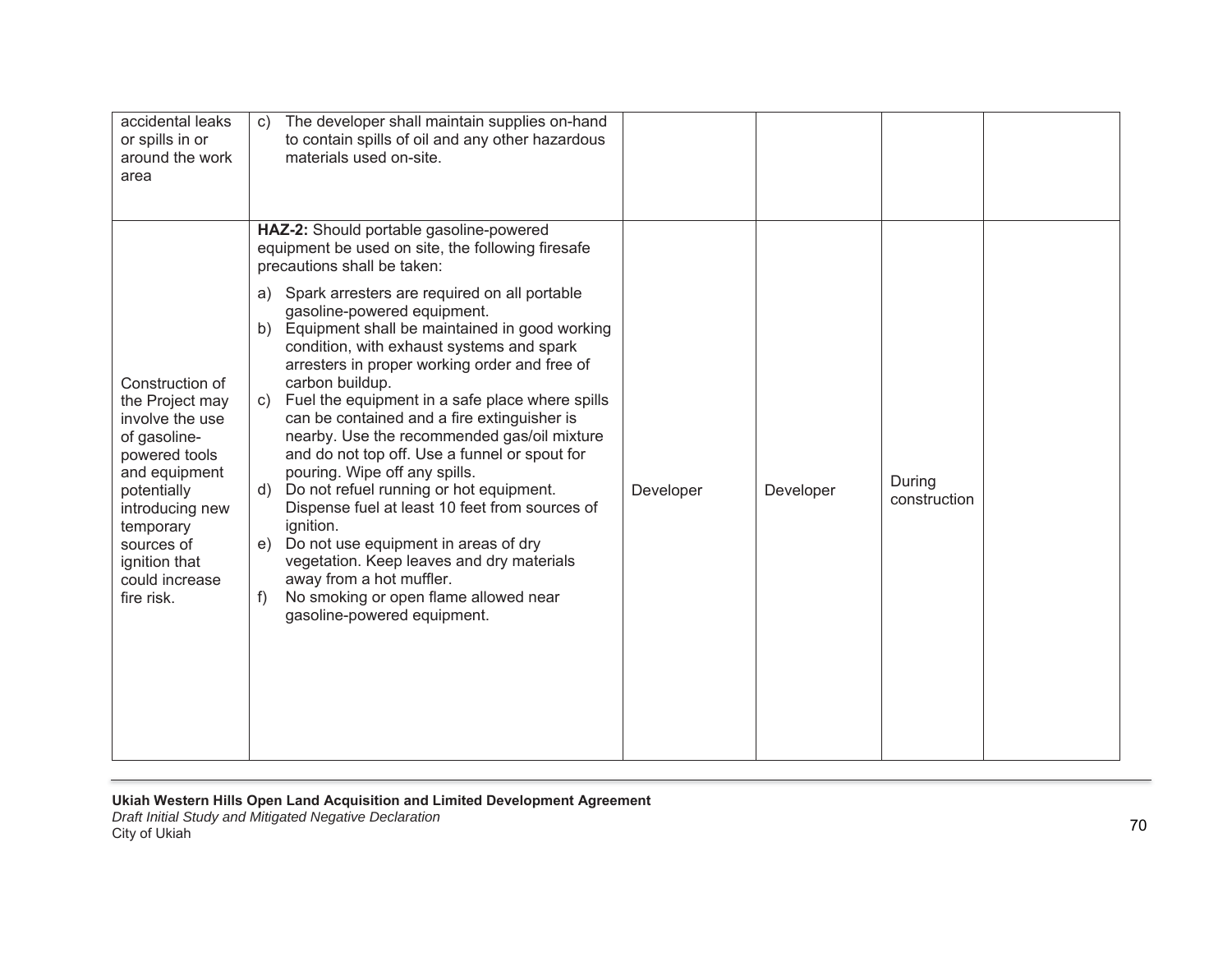| | | | | | |
|---|---|---|---|---|---|
| accidental leaks or spills in or around the work area | c) The developer shall maintain supplies on-hand to contain spills of oil and any other hazardous materials used on-site. | | | | |
| Construction of the Project may involve the use of gasoline-powered tools and equipment potentially introducing new temporary sources of ignition that could increase fire risk. | **HAZ-2:** Should portable gasoline-powered equipment be used on site, the following firesafe precautions shall be taken:<br><br>a) Spark arresters are required on all portable gasoline-powered equipment.<br>b) Equipment shall be maintained in good working condition, with exhaust systems and spark arresters in proper working order and free of carbon buildup.<br>c) Fuel the equipment in a safe place where spills can be contained and a fire extinguisher is nearby. Use the recommended gas/oil mixture and do not top off. Use a funnel or spout for pouring. Wipe off any spills.<br>d) Do not refuel running or hot equipment. Dispense fuel at least 10 feet from sources of ignition.<br>e) Do not use equipment in areas of dry vegetation. Keep leaves and dry materials away from a hot muffler.<br>f) No smoking or open flame allowed near gasoline-powered equipment. | Developer | Developer | During construction | |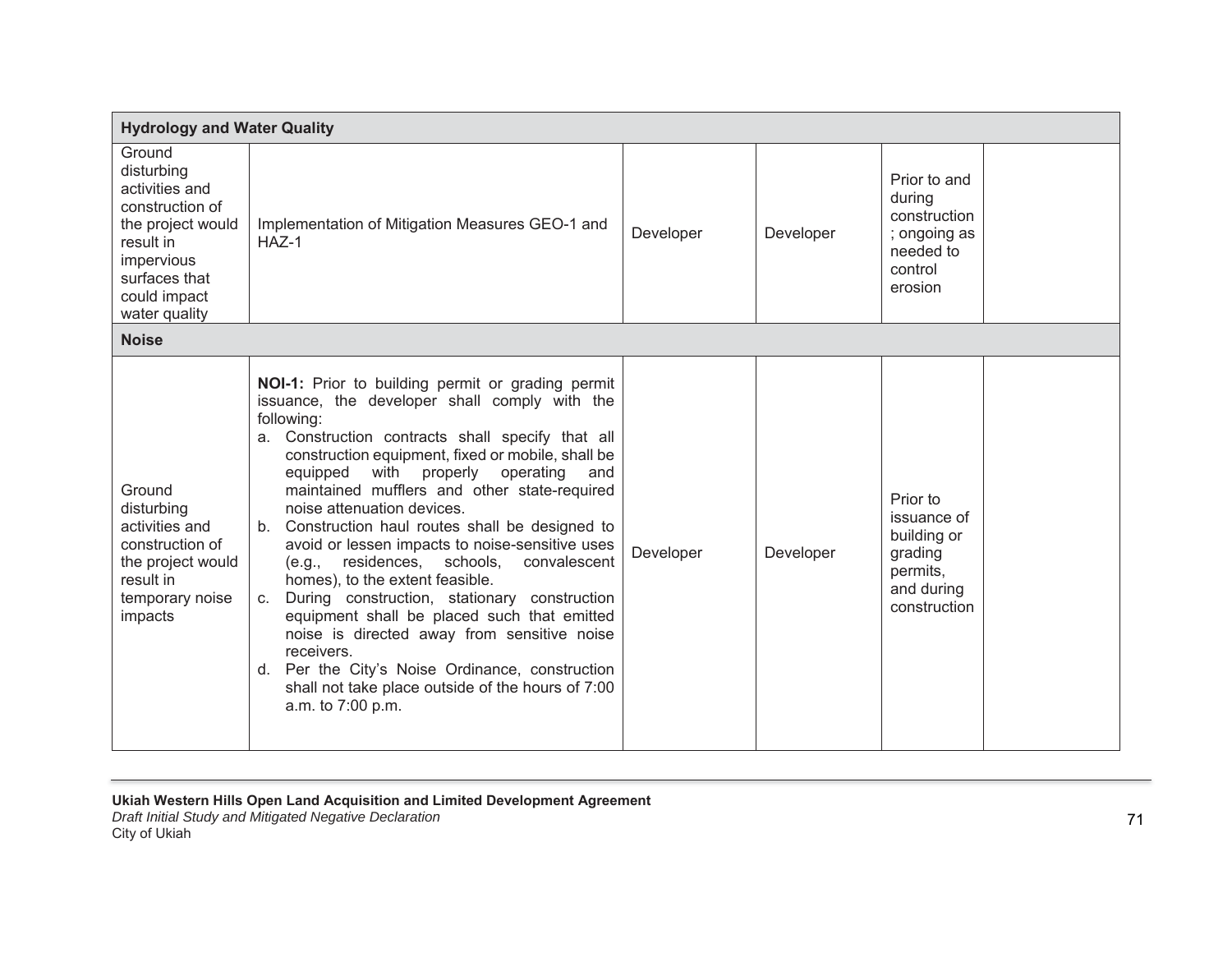| | | | | | |
|---|---|---|---|---|---|
| **Hydrology and Water Quality** | | | | | |
| Ground disturbing activities and construction of the project would result in impervious surfaces that could impact water quality | Implementation of Mitigation Measures GEO-1 and HAZ-1 | Developer | Developer | Prior to and during construction; ongoing as needed to control erosion | |
| **Noise** | | | | | |
| Ground disturbing activities and construction of the project would result in temporary noise impacts | **NOI-1:** Prior to building permit or grading permit issuance, the developer shall comply with the following:<br>a. Construction contracts shall specify that all construction equipment, fixed or mobile, shall be equipped with properly operating and maintained mufflers and other state-required noise attenuation devices.<br>b. Construction haul routes shall be designed to avoid or lessen impacts to noise-sensitive uses (e.g., residences, schools, convalescent homes), to the extent feasible.<br>c. During construction, stationary construction equipment shall be placed such that emitted noise is directed away from sensitive noise receivers.<br>d. Per the City's Noise Ordinance, construction shall not take place outside of the hours of 7:00 a.m. to 7:00 p.m. | Developer | Developer | Prior to issuance of building or grading permits, and during construction | |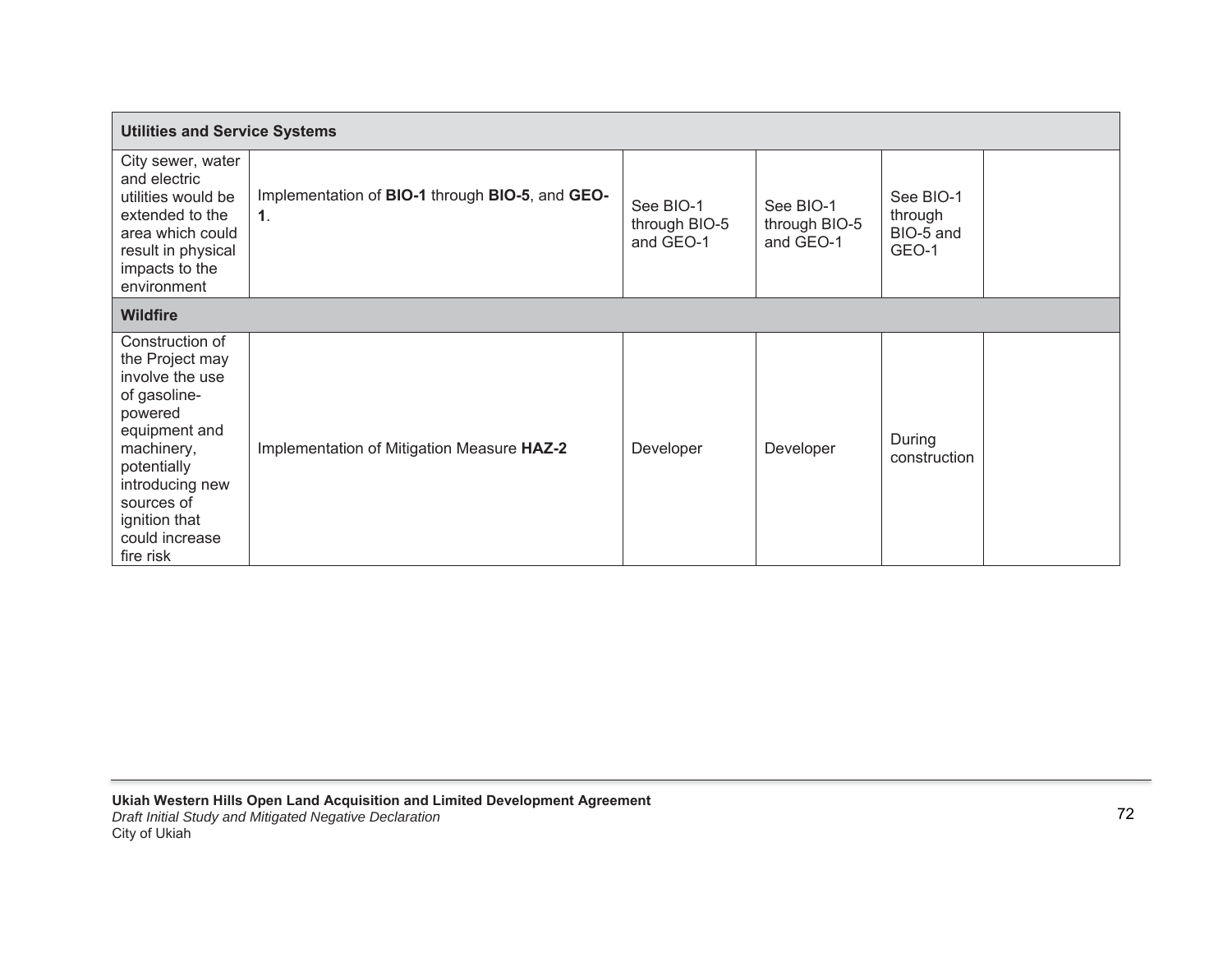| | | | | | |
|---|---|---|---|---|---|
| **Utilities and Service Systems** | | | | | |
| City sewer, water and electric utilities would be extended to the area which could result in physical impacts to the environment | Implementation of **BIO-1** through **BIO-5**, and **GEO-1**. | See BIO-1 through BIO-5 and GEO-1 | See BIO-1 through BIO-5 and GEO-1 | See BIO-1 through BIO-5 and GEO-1 | |
| **Wildfire** | | | | | |
| Construction of the Project may involve the use of gasoline-powered equipment and machinery, potentially introducing new sources of ignition that could increase fire risk | Implementation of Mitigation Measure **HAZ-2** | Developer | Developer | During construction | |